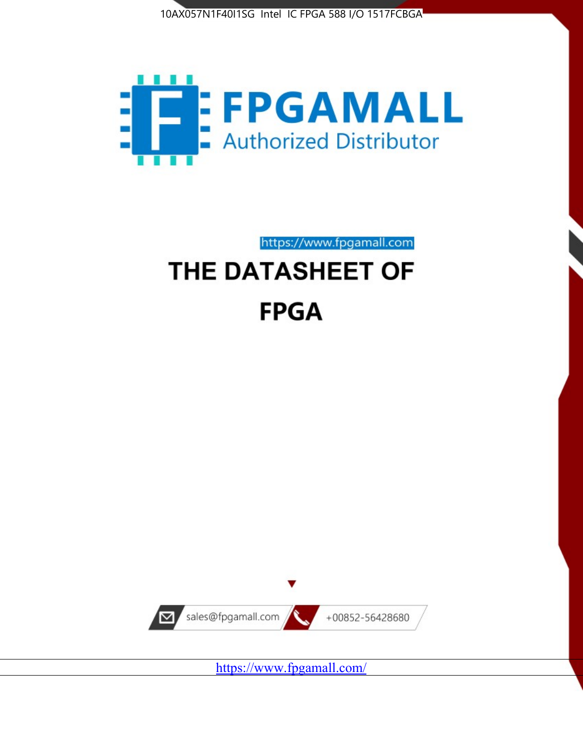10AX057N1F40I1SG Intel IC FPGA 588 I/O 1517FCBGA

FPGAMALL

Authorized Distributor

https://www.fpgamall.com

# THE DATASHEET OF

# FPGA

sales@fpgamall.com

+00852-56428680

https://www.fpgamall.com/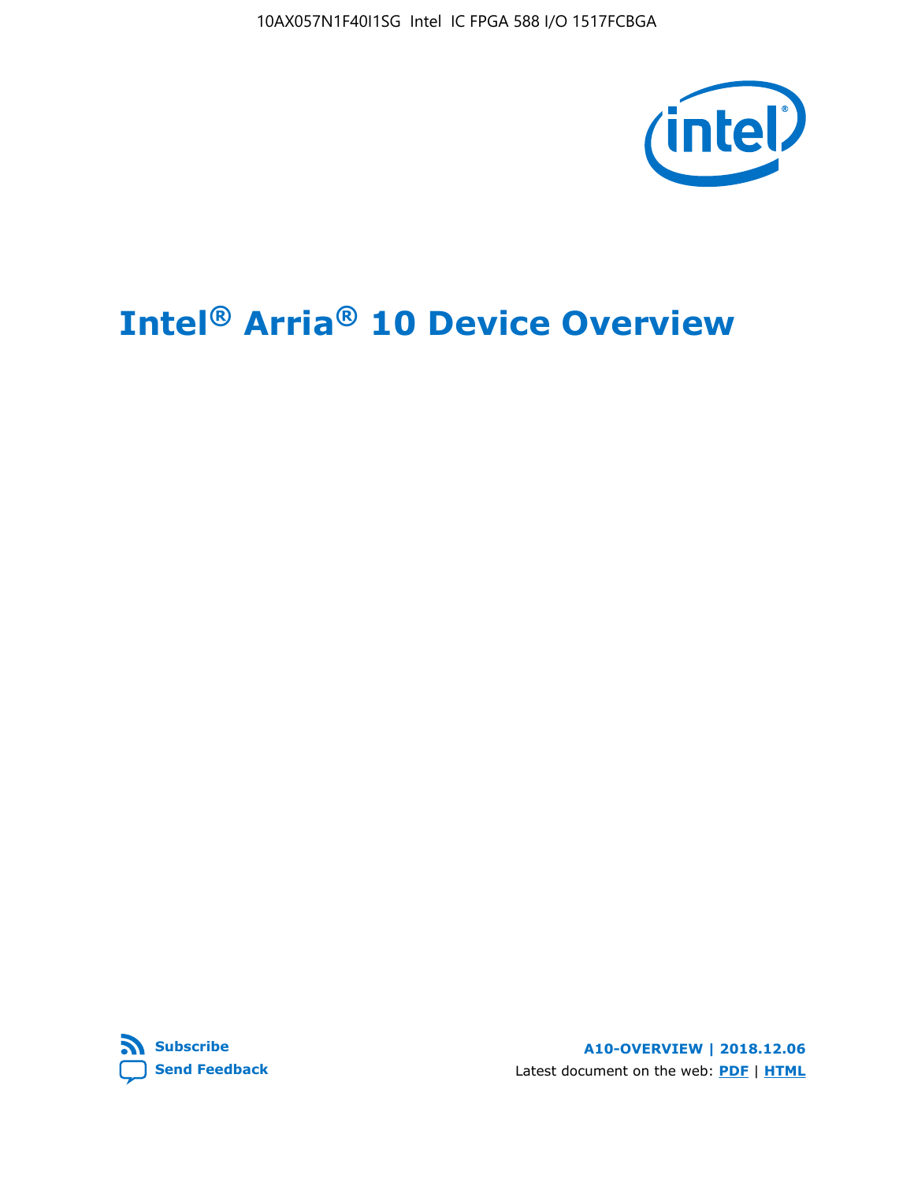# Intel® Arria® 10 Device Overview

Subscribe

Send Feedback

A10-OVERVIEW | 2018.12.06

Latest document on the web: PDF | HTML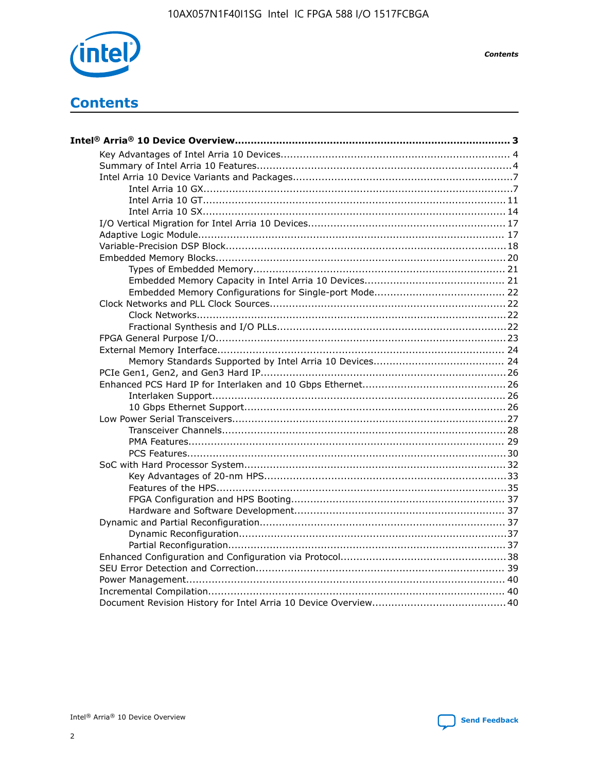# Contents

**Intel® Arria® 10 Device Overview....................................................................................... 3**

- Key Advantages of Intel Arria 10 Devices........................................................................ 4
- Summary of Intel Arria 10 Features................................................................................4
- Intel Arria 10 Device Variants and Packages.....................................................................7
  - Intel Arria 10 GX................................................................................................7
  - Intel Arria 10 GT.............................................................................................. 11
  - Intel Arria 10 SX.............................................................................................. 14
- I/O Vertical Migration for Intel Arria 10 Devices.............................................................. 17
- Adaptive Logic Module................................................................................................ 17
- Variable-Precision DSP Block.......................................................................................18
- Embedded Memory Blocks........................................................................................... 20
  - Types of Embedded Memory.............................................................................. 21
  - Embedded Memory Capacity in Intel Arria 10 Devices............................................ 21
  - Embedded Memory Configurations for Single-port Mode......................................... 22
- Clock Networks and PLL Clock Sources.......................................................................... 22
  - Clock Networks.................................................................................................22
  - Fractional Synthesis and I/O PLLs........................................................................22
- FPGA General Purpose I/O.......................................................................................... 23
- External Memory Interface.......................................................................................... 24
  - Memory Standards Supported by Intel Arria 10 Devices......................................... 24
- PCIe Gen1, Gen2, and Gen3 Hard IP............................................................................ 26
- Enhanced PCS Hard IP for Interlaken and 10 Gbps Ethernet............................................. 26
  - Interlaken Support............................................................................................ 26
  - 10 Gbps Ethernet Support.................................................................................. 26
- Low Power Serial Transceivers..................................................................................... 27
  - Transceiver Channels......................................................................................... 28
  - PMA Features................................................................................................... 29
  - PCS Features.................................................................................................... 30
- SoC with Hard Processor System.................................................................................. 32
  - Key Advantages of 20-nm HPS............................................................................ 33
  - Features of the HPS...........................................................................................35
  - FPGA Configuration and HPS Booting................................................................... 37
  - Hardware and Software Development.................................................................. 37
- Dynamic and Partial Reconfiguration............................................................................. 37
  - Dynamic Reconfiguration.................................................................................... 37
  - Partial Reconfiguration....................................................................................... 37
- Enhanced Configuration and Configuration via Protocol.................................................... 38
- SEU Error Detection and Correction.............................................................................. 39
- Power Management.................................................................................................... 40
- Incremental Compilation............................................................................................. 40
- Document Revision History for Intel Arria 10 Device Overview.......................................... 40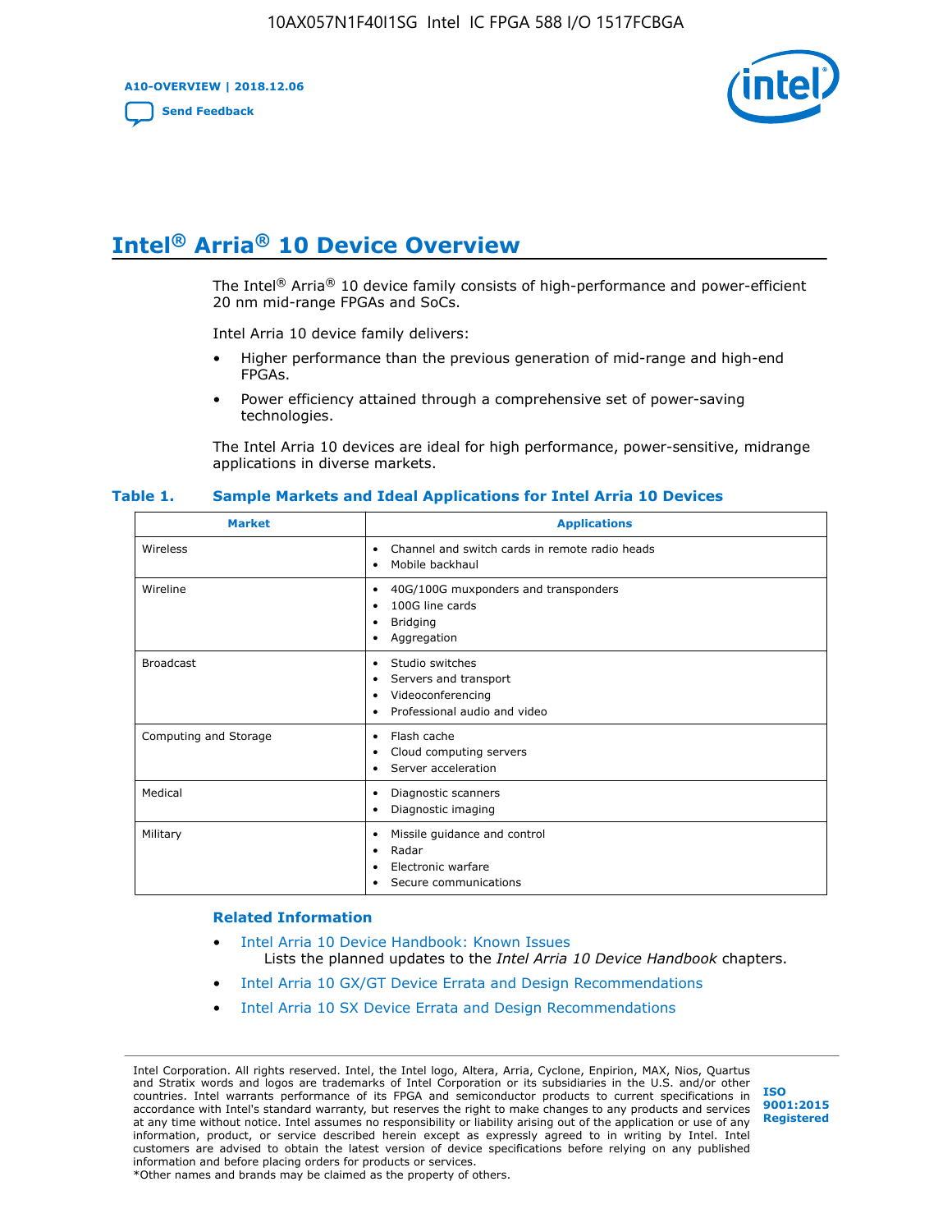# Intel® Arria® 10 Device Overview

The Intel® Arria® 10 device family consists of high-performance and power-efficient 20 nm mid-range FPGAs and SoCs.

Intel Arria 10 device family delivers:

- Higher performance than the previous generation of mid-range and high-end FPGAs.
- Power efficiency attained through a comprehensive set of power-saving technologies.

The Intel Arria 10 devices are ideal for high performance, power-sensitive, midrange applications in diverse markets.

**Table 1. Sample Markets and Ideal Applications for Intel Arria 10 Devices**

| Market | Applications |
| --- | --- |
| Wireless | • Channel and switch cards in remote radio heads<br>• Mobile backhaul |
| Wireline | • 40G/100G muxponders and transponders<br>• 100G line cards<br>• Bridging<br>• Aggregation |
| Broadcast | • Studio switches<br>• Servers and transport<br>• Videoconferencing<br>• Professional audio and video |
| Computing and Storage | • Flash cache<br>• Cloud computing servers<br>• Server acceleration |
| Medical | • Diagnostic scanners<br>• Diagnostic imaging |
| Military | • Missile guidance and control<br>• Radar<br>• Electronic warfare<br>• Secure communications |

### Related Information

- Intel Arria 10 Device Handbook: Known Issues
  Lists the planned updates to the *Intel Arria 10 Device Handbook* chapters.
- Intel Arria 10 GX/GT Device Errata and Design Recommendations
- Intel Arria 10 SX Device Errata and Design Recommendations

Intel Corporation. All rights reserved. Intel, the Intel logo, Altera, Arria, Cyclone, Enpirion, MAX, Nios, Quartus and Stratix words and logos are trademarks of Intel Corporation or its subsidiaries in the U.S. and/or other countries. Intel warrants performance of its FPGA and semiconductor products to current specifications in accordance with Intel's standard warranty, but reserves the right to make changes to any products and services at any time without notice. Intel assumes no responsibility or liability arising out of the application or use of any information, product, or service described herein except as expressly agreed to in writing by Intel. Intel customers are advised to obtain the latest version of device specifications before relying on any published information and before placing orders for products or services.
*Other names and brands may be claimed as the property of others.

ISO 9001:2015 Registered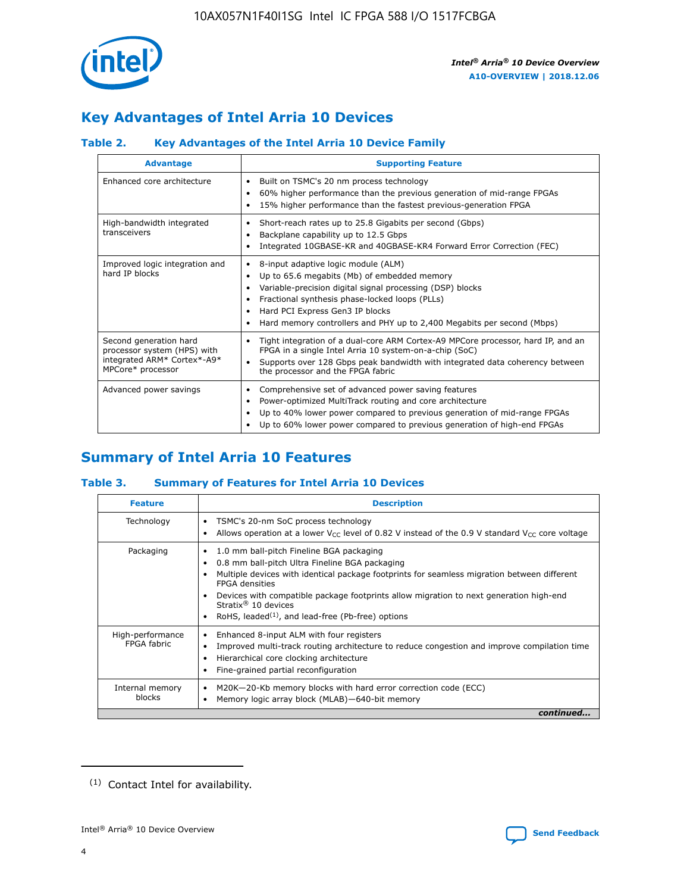## Key Advantages of Intel Arria 10 Devices

### Table 2. Key Advantages of the Intel Arria 10 Device Family

| Advantage | Supporting Feature |
|---|---|
| Enhanced core architecture | • Built on TSMC's 20 nm process technology<br>• 60% higher performance than the previous generation of mid-range FPGAs<br>• 15% higher performance than the fastest previous-generation FPGA |
| High-bandwidth integrated transceivers | • Short-reach rates up to 25.8 Gigabits per second (Gbps)<br>• Backplane capability up to 12.5 Gbps<br>• Integrated 10GBASE-KR and 40GBASE-KR4 Forward Error Correction (FEC) |
| Improved logic integration and hard IP blocks | • 8-input adaptive logic module (ALM)<br>• Up to 65.6 megabits (Mb) of embedded memory<br>• Variable-precision digital signal processing (DSP) blocks<br>• Fractional synthesis phase-locked loops (PLLs)<br>• Hard PCI Express Gen3 IP blocks<br>• Hard memory controllers and PHY up to 2,400 Megabits per second (Mbps) |
| Second generation hard processor system (HPS) with integrated ARM* Cortex*-A9* MPCore* processor | • Tight integration of a dual-core ARM Cortex-A9 MPCore processor, hard IP, and an FPGA in a single Intel Arria 10 system-on-a-chip (SoC)<br>• Supports over 128 Gbps peak bandwidth with integrated data coherency between the processor and the FPGA fabric |
| Advanced power savings | • Comprehensive set of advanced power saving features<br>• Power-optimized MultiTrack routing and core architecture<br>• Up to 40% lower power compared to previous generation of mid-range FPGAs<br>• Up to 60% lower power compared to previous generation of high-end FPGAs |

## Summary of Intel Arria 10 Features

### Table 3. Summary of Features for Intel Arria 10 Devices

| Feature | Description |
|---|---|
| Technology | • TSMC's 20-nm SoC process technology<br>• Allows operation at a lower $V_{CC}$ level of 0.82 V instead of the 0.9 V standard $V_{CC}$ core voltage |
| Packaging | • 1.0 mm ball-pitch Fineline BGA packaging<br>• 0.8 mm ball-pitch Ultra Fineline BGA packaging<br>• Multiple devices with identical package footprints for seamless migration between different FPGA densities<br>• Devices with compatible package footprints allow migration to next generation high-end Stratix® 10 devices<br>• RoHS, leaded[(1)], and lead-free (Pb-free) options |
| High-performance FPGA fabric | • Enhanced 8-input ALM with four registers<br>• Improved multi-track routing architecture to reduce congestion and improve compilation time<br>• Hierarchical core clocking architecture<br>• Fine-grained partial reconfiguration |
| Internal memory blocks | • M20K—20-Kb memory blocks with hard error correction code (ECC)<br>• Memory logic array block (MLAB)—640-bit memory |

*continued...*

(1) Contact Intel for availability.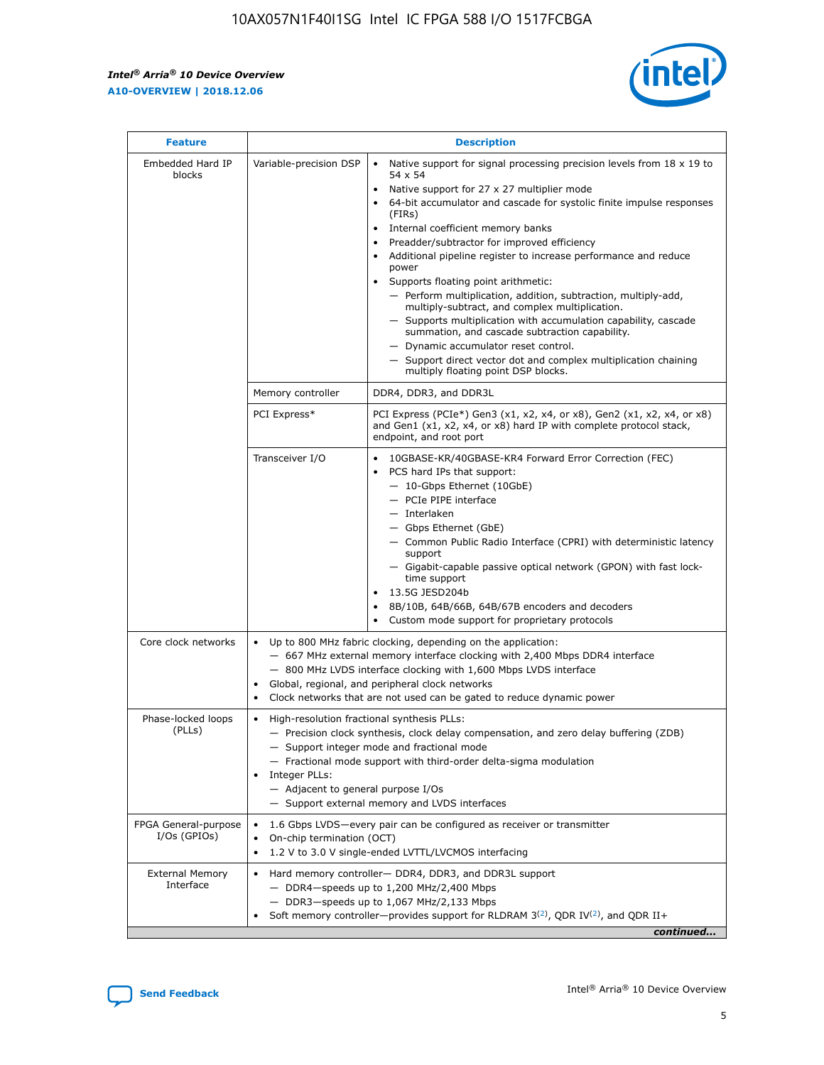| Feature | Description | |
|---|---|---|
| Embedded Hard IP blocks | Variable-precision DSP | • Native support for signal processing precision levels from 18 x 19 to 54 x 54<br>• Native support for 27 x 27 multiplier mode<br>• 64-bit accumulator and cascade for systolic finite impulse responses (FIRs)<br>• Internal coefficient memory banks<br>• Preadder/subtractor for improved efficiency<br>• Additional pipeline register to increase performance and reduce power<br>• Supports floating point arithmetic:<br>— Perform multiplication, addition, subtraction, multiply-add, multiply-subtract, and complex multiplication.<br>— Supports multiplication with accumulation capability, cascade summation, and cascade subtraction capability.<br>— Dynamic accumulator reset control.<br>— Support direct vector dot and complex multiplication chaining multiply floating point DSP blocks. |
| | Memory controller | DDR4, DDR3, and DDR3L |
| | PCI Express* | PCI Express (PCIe*) Gen3 (x1, x2, x4, or x8), Gen2 (x1, x2, x4, or x8) and Gen1 (x1, x2, x4, or x8) hard IP with complete protocol stack, endpoint, and root port |
| | Transceiver I/O | • 10GBASE-KR/40GBASE-KR4 Forward Error Correction (FEC)<br>• PCS hard IPs that support:<br>— 10-Gbps Ethernet (10GbE)<br>— PCIe PIPE interface<br>— Interlaken<br>— Gbps Ethernet (GbE)<br>— Common Public Radio Interface (CPRI) with deterministic latency support<br>— Gigabit-capable passive optical network (GPON) with fast lock-time support<br>• 13.5G JESD204b<br>• 8B/10B, 64B/66B, 64B/67B encoders and decoders<br>• Custom mode support for proprietary protocols |
| Core clock networks | • Up to 800 MHz fabric clocking, depending on the application:<br>— 667 MHz external memory interface clocking with 2,400 Mbps DDR4 interface<br>— 800 MHz LVDS interface clocking with 1,600 Mbps LVDS interface<br>• Global, regional, and peripheral clock networks<br>• Clock networks that are not used can be gated to reduce dynamic power | |
| Phase-locked loops (PLLs) | • High-resolution fractional synthesis PLLs:<br>— Precision clock synthesis, clock delay compensation, and zero delay buffering (ZDB)<br>— Support integer mode and fractional mode<br>— Fractional mode support with third-order delta-sigma modulation<br>• Integer PLLs:<br>— Adjacent to general purpose I/Os<br>— Support external memory and LVDS interfaces | |
| FPGA General-purpose I/Os (GPIOs) | • 1.6 Gbps LVDS—every pair can be configured as receiver or transmitter<br>• On-chip termination (OCT)<br>• 1.2 V to 3.0 V single-ended LVTTL/LVCMOS interfacing | |
| External Memory Interface | • Hard memory controller— DDR4, DDR3, and DDR3L support<br>— DDR4—speeds up to 1,200 MHz/2,400 Mbps<br>— DDR3—speeds up to 1,067 MHz/2,133 Mbps<br>• Soft memory controller—provides support for RLDRAM 3[(2)], QDR IV[(2)], and QDR II+ | |

*continued...*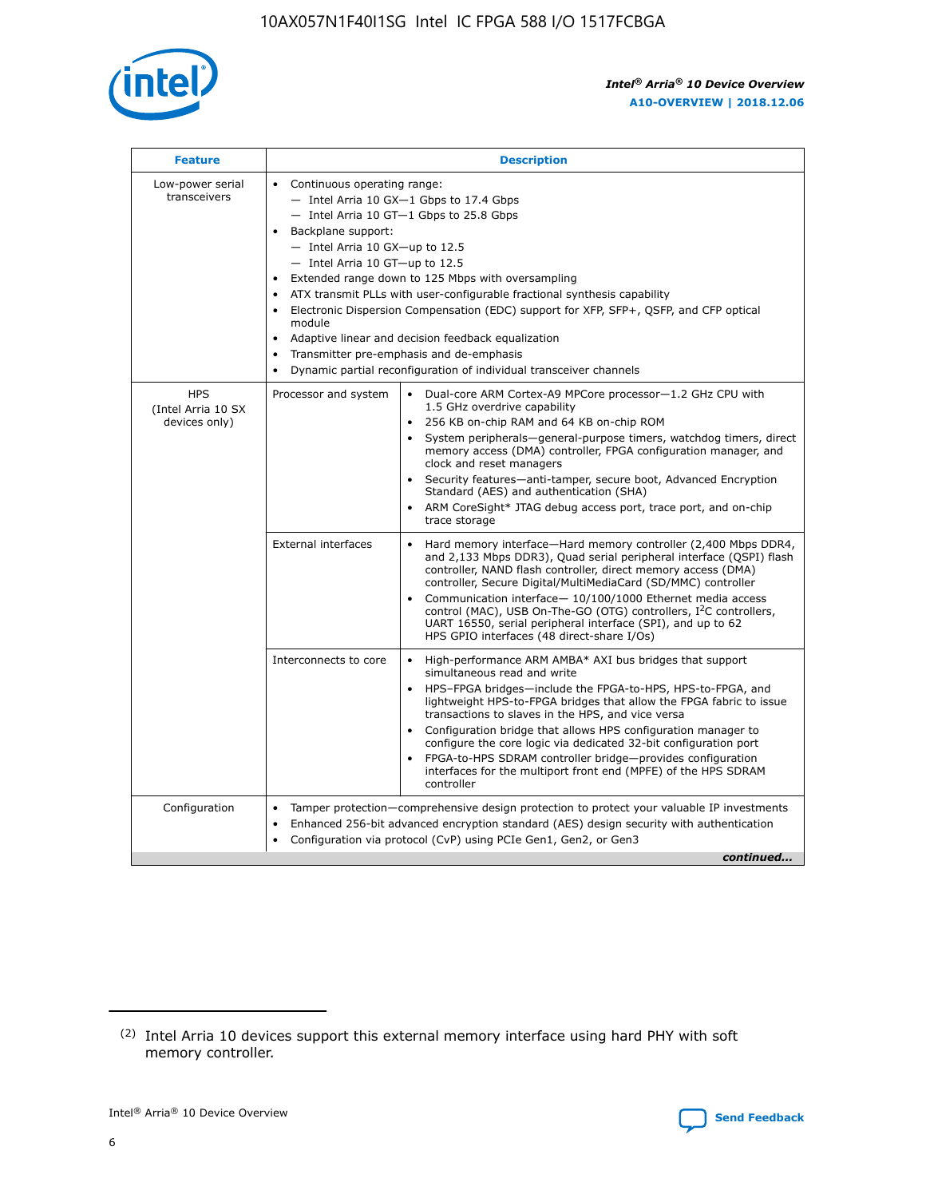| Feature | Description | |
|---|---|---|
| Low-power serial transceivers | • Continuous operating range:<br>— Intel Arria 10 GX—1 Gbps to 17.4 Gbps<br>— Intel Arria 10 GT—1 Gbps to 25.8 Gbps<br>• Backplane support:<br>— Intel Arria 10 GX—up to 12.5<br>— Intel Arria 10 GT—up to 12.5<br>• Extended range down to 125 Mbps with oversampling<br>• ATX transmit PLLs with user-configurable fractional synthesis capability<br>• Electronic Dispersion Compensation (EDC) support for XFP, SFP+, QSFP, and CFP optical module<br>• Adaptive linear and decision feedback equalization<br>• Transmitter pre-emphasis and de-emphasis<br>• Dynamic partial reconfiguration of individual transceiver channels | |
| HPS (Intel Arria 10 SX devices only) | Processor and system | • Dual-core ARM Cortex-A9 MPCore processor—1.2 GHz CPU with 1.5 GHz overdrive capability<br>• 256 KB on-chip RAM and 64 KB on-chip ROM<br>• System peripherals—general-purpose timers, watchdog timers, direct memory access (DMA) controller, FPGA configuration manager, and clock and reset managers<br>• Security features—anti-tamper, secure boot, Advanced Encryption Standard (AES) and authentication (SHA)<br>• ARM CoreSight* JTAG debug access port, trace port, and on-chip trace storage |
| | External interfaces | • Hard memory interface—Hard memory controller (2,400 Mbps DDR4, and 2,133 Mbps DDR3), Quad serial peripheral interface (QSPI) flash controller, NAND flash controller, direct memory access (DMA) controller, Secure Digital/MultiMediaCard (SD/MMC) controller<br>• Communication interface— 10/100/1000 Ethernet media access control (MAC), USB On-The-GO (OTG) controllers, I²C controllers, UART 16550, serial peripheral interface (SPI), and up to 62 HPS GPIO interfaces (48 direct-share I/Os) |
| | Interconnects to core | • High-performance ARM AMBA* AXI bus bridges that support simultaneous read and write<br>• HPS–FPGA bridges—include the FPGA-to-HPS, HPS-to-FPGA, and lightweight HPS-to-FPGA bridges that allow the FPGA fabric to issue transactions to slaves in the HPS, and vice versa<br>• Configuration bridge that allows HPS configuration manager to configure the core logic via dedicated 32-bit configuration port<br>• FPGA-to-HPS SDRAM controller bridge—provides configuration interfaces for the multiport front end (MPFE) of the HPS SDRAM controller |
| Configuration | • Tamper protection—comprehensive design protection to protect your valuable IP investments<br>• Enhanced 256-bit advanced encryption standard (AES) design security with authentication<br>• Configuration via protocol (CvP) using PCIe Gen1, Gen2, or Gen3 | |

*continued...*

(2) Intel Arria 10 devices support this external memory interface using hard PHY with soft memory controller.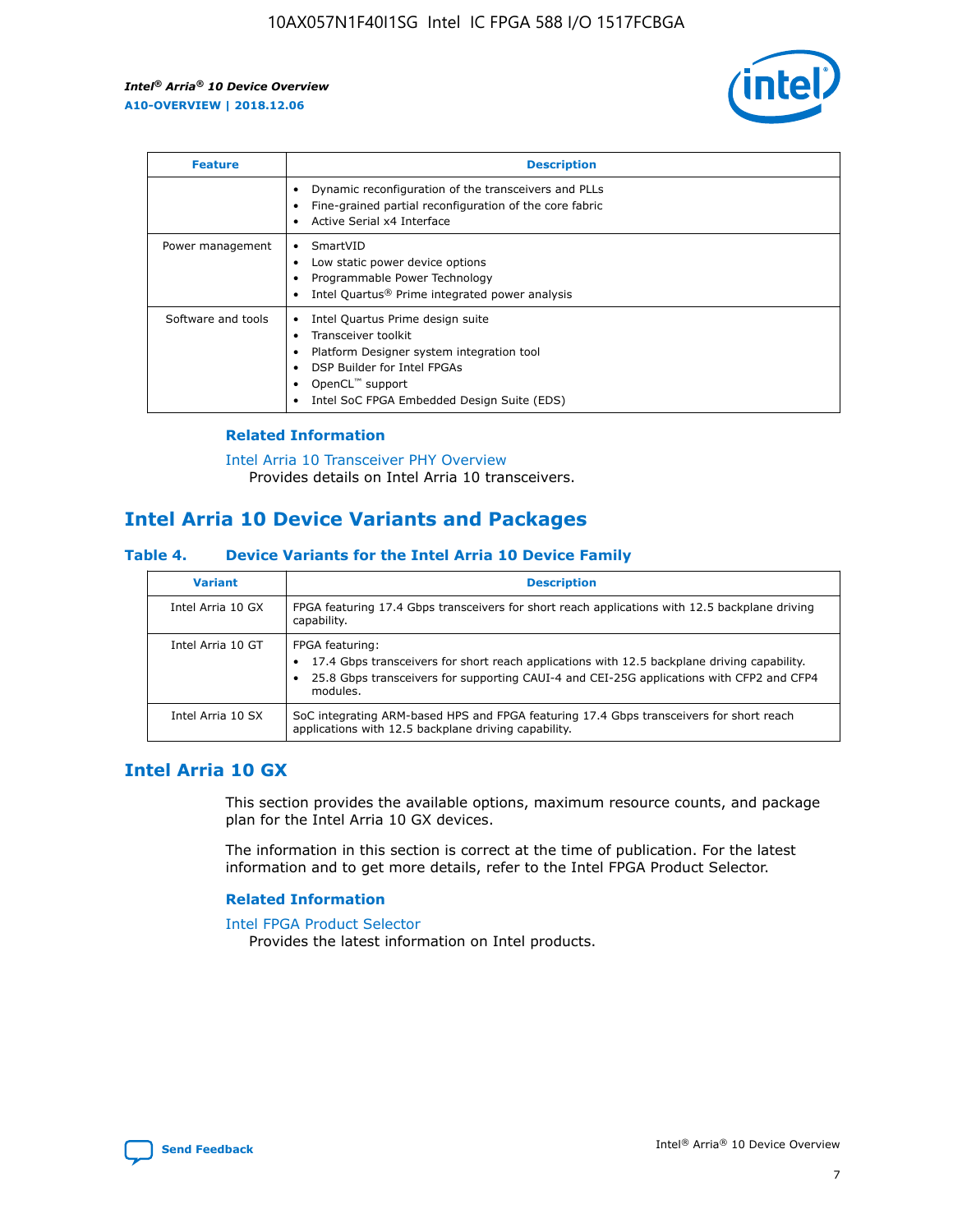| Feature | Description |
| --- | --- |
|  | • Dynamic reconfiguration of the transceivers and PLLs<br>• Fine-grained partial reconfiguration of the core fabric<br>• Active Serial x4 Interface |
| Power management | • SmartVID<br>• Low static power device options<br>• Programmable Power Technology<br>• Intel Quartus® Prime integrated power analysis |
| Software and tools | • Intel Quartus Prime design suite<br>• Transceiver toolkit<br>• Platform Designer system integration tool<br>• DSP Builder for Intel FPGAs<br>• OpenCL™ support<br>• Intel SoC FPGA Embedded Design Suite (EDS) |

### Related Information

Intel Arria 10 Transceiver PHY Overview
Provides details on Intel Arria 10 transceivers.

## Intel Arria 10 Device Variants and Packages

### Table 4. Device Variants for the Intel Arria 10 Device Family

| Variant | Description |
| --- | --- |
| Intel Arria 10 GX | FPGA featuring 17.4 Gbps transceivers for short reach applications with 12.5 backplane driving capability. |
| Intel Arria 10 GT | FPGA featuring:<br>• 17.4 Gbps transceivers for short reach applications with 12.5 backplane driving capability.<br>• 25.8 Gbps transceivers for supporting CAUI-4 and CEI-25G applications with CFP2 and CFP4 modules. |
| Intel Arria 10 SX | SoC integrating ARM-based HPS and FPGA featuring 17.4 Gbps transceivers for short reach applications with 12.5 backplane driving capability. |

## Intel Arria 10 GX

This section provides the available options, maximum resource counts, and package plan for the Intel Arria 10 GX devices.

The information in this section is correct at the time of publication. For the latest information and to get more details, refer to the Intel FPGA Product Selector.

### Related Information

Intel FPGA Product Selector
Provides the latest information on Intel products.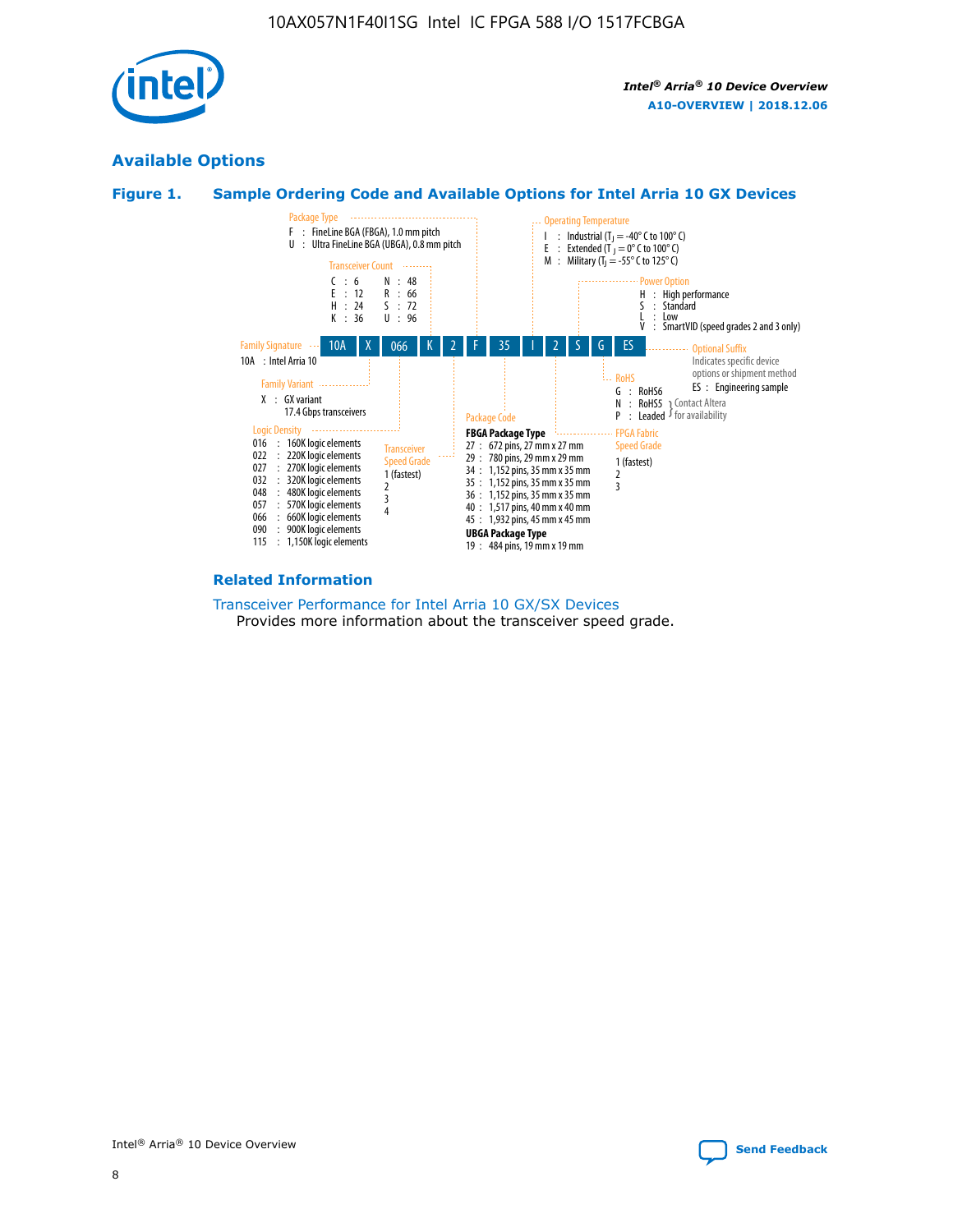## Available Options

### Figure 1. Sample Ordering Code and Available Options for Intel Arria 10 GX Devices

Sample ordering code: 10A X 066 K 2 F 35 I 2 S G ES

**Family Signature**
- 10A : Intel Arria 10

**Family Variant**
- X : GX variant 17.4 Gbps transceivers

**Logic Density**
- 016 : 160K logic elements
- 022 : 220K logic elements
- 027 : 270K logic elements
- 032 : 320K logic elements
- 048 : 480K logic elements
- 057 : 570K logic elements
- 066 : 660K logic elements
- 090 : 900K logic elements
- 115 : 1,150K logic elements

**Transceiver Count**
- C : 6
- E : 12
- H : 24
- K : 36
- N : 48
- R : 66
- S : 72
- U : 96

**Transceiver Speed Grade**
- 1 (fastest)
- 2
- 3
- 4

**Package Type**
- F : FineLine BGA (FBGA), 1.0 mm pitch
- U : Ultra FineLine BGA (UBGA), 0.8 mm pitch

**Package Code**

FBGA Package Type
- 27 : 672 pins, 27 mm x 27 mm
- 29 : 780 pins, 29 mm x 29 mm
- 34 : 1,152 pins, 35 mm x 35 mm
- 35 : 1,152 pins, 35 mm x 35 mm
- 36 : 1,152 pins, 35 mm x 35 mm
- 40 : 1,517 pins, 40 mm x 40 mm
- 45 : 1,932 pins, 45 mm x 45 mm

UBGA Package Type
- 19 : 484 pins, 19 mm x 19 mm

**Operating Temperature**
- I : Industrial ($T_J$ = -40° C to 100° C)
- E : Extended ($T_J$ = 0° C to 100° C)
- M : Military ($T_J$ = -55° C to 125° C)

**FPGA Fabric Speed Grade**
- 1 (fastest)
- 2
- 3

**Power Option**
- H : High performance
- S : Standard
- L : Low
- V : SmartVID (speed grades 2 and 3 only)

**RoHS**
- G : RoHS6
- N : RoHS5 (Contact Altera for availability)
- P : Leaded (Contact Altera for availability)

**Optional Suffix**

Indicates specific device options or shipment method
- ES : Engineering sample

### Related Information

Transceiver Performance for Intel Arria 10 GX/SX Devices

Provides more information about the transceiver speed grade.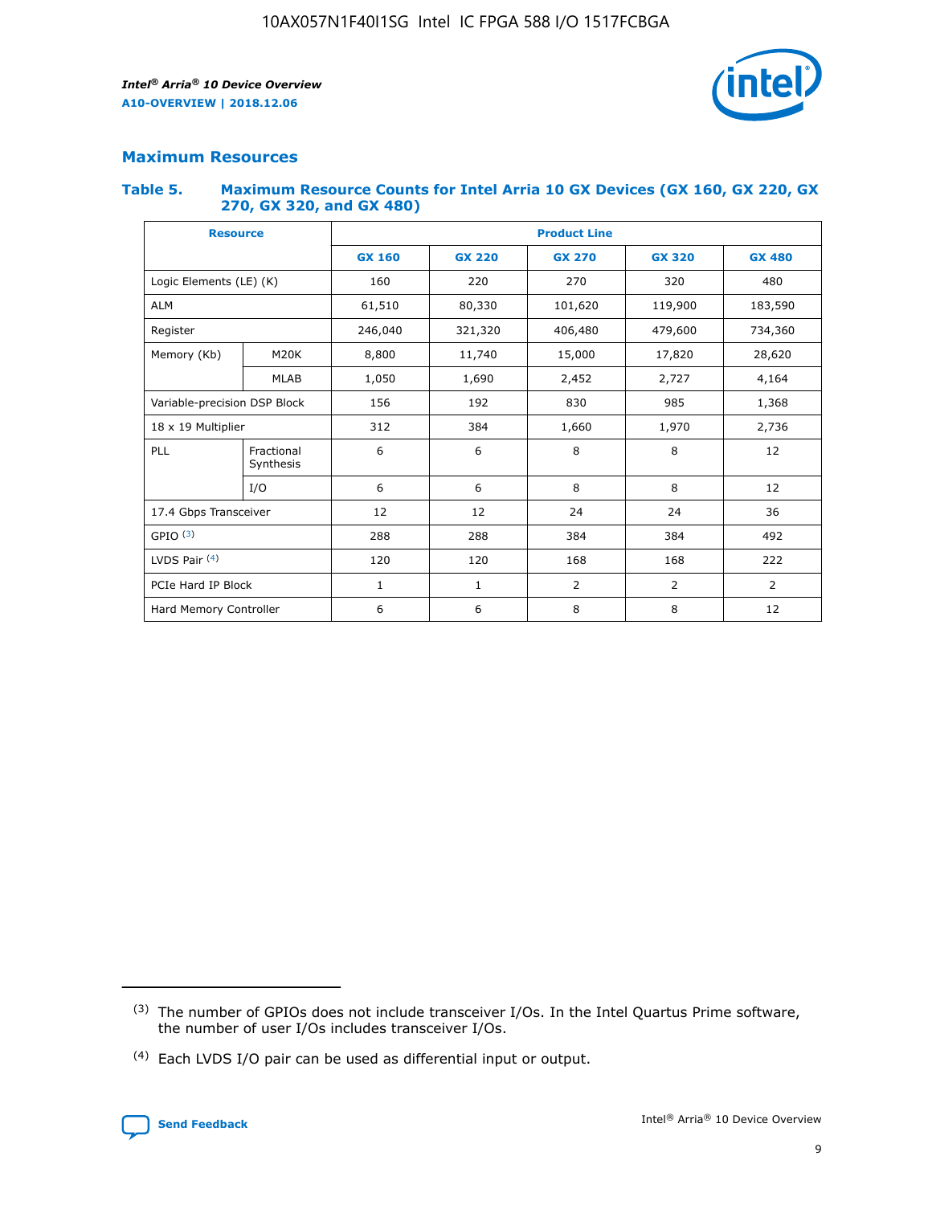## Maximum Resources

### Table 5. Maximum Resource Counts for Intel Arria 10 GX Devices (GX 160, GX 220, GX 270, GX 320, and GX 480)

| Resource | | Product Line | | | | |
|---|---|---|---|---|---|---|
| | | GX 160 | GX 220 | GX 270 | GX 320 | GX 480 |
| Logic Elements (LE) (K) | | 160 | 220 | 270 | 320 | 480 |
| ALM | | 61,510 | 80,330 | 101,620 | 119,900 | 183,590 |
| Register | | 246,040 | 321,320 | 406,480 | 479,600 | 734,360 |
| Memory (Kb) | M20K | 8,800 | 11,740 | 15,000 | 17,820 | 28,620 |
| | MLAB | 1,050 | 1,690 | 2,452 | 2,727 | 4,164 |
| Variable-precision DSP Block | | 156 | 192 | 830 | 985 | 1,368 |
| 18 x 19 Multiplier | | 312 | 384 | 1,660 | 1,970 | 2,736 |
| PLL | Fractional Synthesis | 6 | 6 | 8 | 8 | 12 |
| | I/O | 6 | 6 | 8 | 8 | 12 |
| 17.4 Gbps Transceiver | | 12 | 12 | 24 | 24 | 36 |
| GPIO (3) | | 288 | 288 | 384 | 384 | 492 |
| LVDS Pair (4) | | 120 | 120 | 168 | 168 | 222 |
| PCIe Hard IP Block | | 1 | 1 | 2 | 2 | 2 |
| Hard Memory Controller | | 6 | 6 | 8 | 8 | 12 |

(3) The number of GPIOs does not include transceiver I/Os. In the Intel Quartus Prime software, the number of user I/Os includes transceiver I/Os.

(4) Each LVDS I/O pair can be used as differential input or output.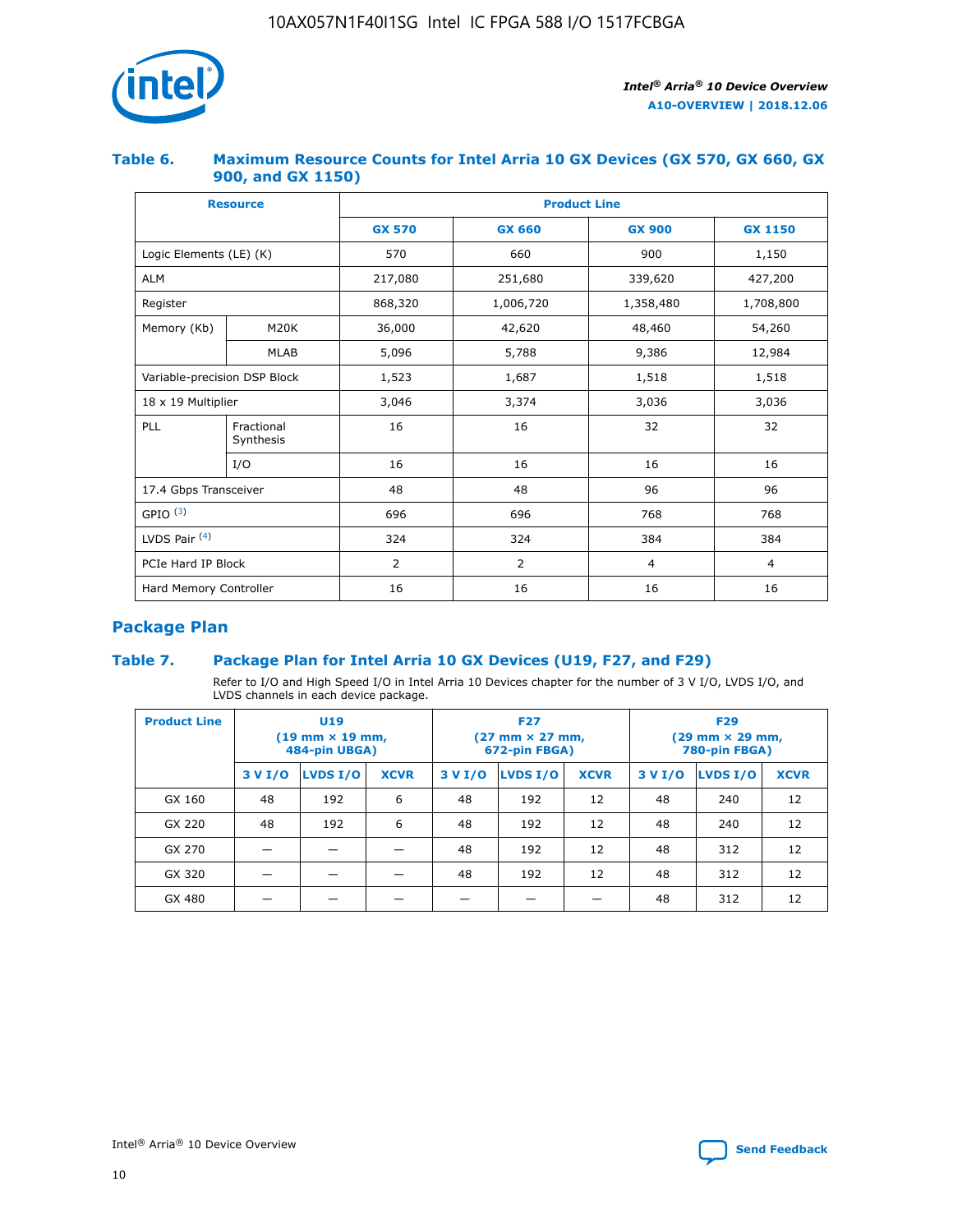### Table 6. Maximum Resource Counts for Intel Arria 10 GX Devices (GX 570, GX 660, GX 900, and GX 1150)

| Resource | | Product Line | | | |
|---|---|---|---|---|---|
| | | GX 570 | GX 660 | GX 900 | GX 1150 |
| Logic Elements (LE) (K) | | 570 | 660 | 900 | 1,150 |
| ALM | | 217,080 | 251,680 | 339,620 | 427,200 |
| Register | | 868,320 | 1,006,720 | 1,358,480 | 1,708,800 |
| Memory (Kb) | M20K | 36,000 | 42,620 | 48,460 | 54,260 |
| | MLAB | 5,096 | 5,788 | 9,386 | 12,984 |
| Variable-precision DSP Block | | 1,523 | 1,687 | 1,518 | 1,518 |
| 18 x 19 Multiplier | | 3,046 | 3,374 | 3,036 | 3,036 |
| PLL | Fractional Synthesis | 16 | 16 | 32 | 32 |
| | I/O | 16 | 16 | 16 | 16 |
| 17.4 Gbps Transceiver | | 48 | 48 | 96 | 96 |
| GPIO [(3)] | | 696 | 696 | 768 | 768 |
| LVDS Pair [(4)] | | 324 | 324 | 384 | 384 |
| PCIe Hard IP Block | | 2 | 2 | 4 | 4 |
| Hard Memory Controller | | 16 | 16 | 16 | 16 |

## Package Plan

### Table 7. Package Plan for Intel Arria 10 GX Devices (U19, F27, and F29)

Refer to I/O and High Speed I/O in Intel Arria 10 Devices chapter for the number of 3 V I/O, LVDS I/O, and LVDS channels in each device package.

| Product Line | U19 (19 mm × 19 mm, 484-pin UBGA) | | | F27 (27 mm × 27 mm, 672-pin FBGA) | | | F29 (29 mm × 29 mm, 780-pin FBGA) | | |
|---|---|---|---|---|---|---|---|---|---|
| | 3 V I/O | LVDS I/O | XCVR | 3 V I/O | LVDS I/O | XCVR | 3 V I/O | LVDS I/O | XCVR |
| GX 160 | 48 | 192 | 6 | 48 | 192 | 12 | 48 | 240 | 12 |
| GX 220 | 48 | 192 | 6 | 48 | 192 | 12 | 48 | 240 | 12 |
| GX 270 | — | — | — | 48 | 192 | 12 | 48 | 312 | 12 |
| GX 320 | — | — | — | 48 | 192 | 12 | 48 | 312 | 12 |
| GX 480 | — | — | — | — | — | — | 48 | 312 | 12 |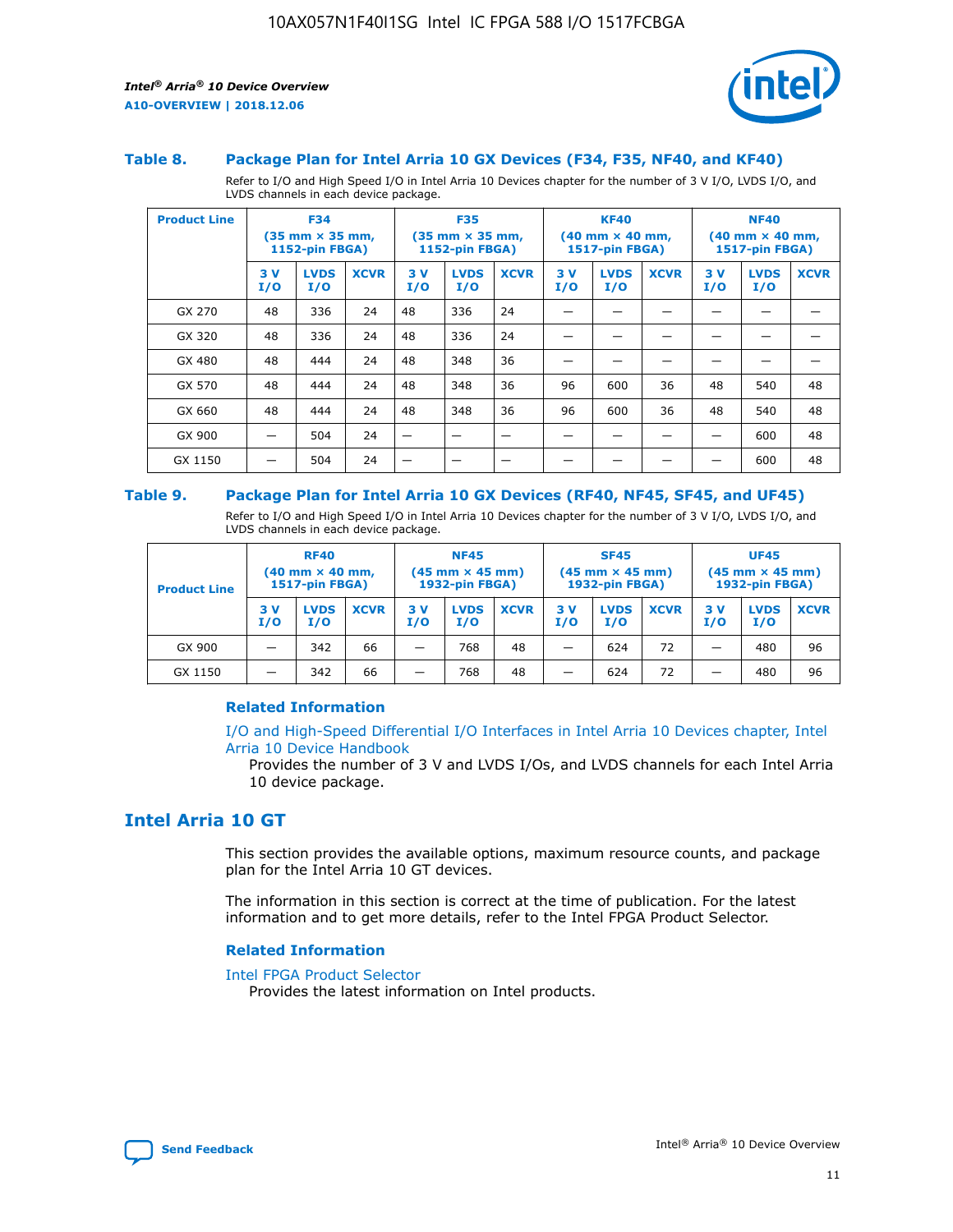### Table 8. Package Plan for Intel Arria 10 GX Devices (F34, F35, NF40, and KF40)

Refer to I/O and High Speed I/O in Intel Arria 10 Devices chapter for the number of 3 V I/O, LVDS I/O, and LVDS channels in each device package.

| Product Line | F34 (35 mm × 35 mm, 1152-pin FBGA) | | | F35 (35 mm × 35 mm, 1152-pin FBGA) | | | KF40 (40 mm × 40 mm, 1517-pin FBGA) | | | NF40 (40 mm × 40 mm, 1517-pin FBGA) | | |
|---|---|---|---|---|---|---|---|---|---|---|---|---|
| | 3 V I/O | LVDS I/O | XCVR | 3 V I/O | LVDS I/O | XCVR | 3 V I/O | LVDS I/O | XCVR | 3 V I/O | LVDS I/O | XCVR |
| GX 270 | 48 | 336 | 24 | 48 | 336 | 24 | — | — | — | — | — | — |
| GX 320 | 48 | 336 | 24 | 48 | 336 | 24 | — | — | — | — | — | — |
| GX 480 | 48 | 444 | 24 | 48 | 348 | 36 | — | — | — | — | — | — |
| GX 570 | 48 | 444 | 24 | 48 | 348 | 36 | 96 | 600 | 36 | 48 | 540 | 48 |
| GX 660 | 48 | 444 | 24 | 48 | 348 | 36 | 96 | 600 | 36 | 48 | 540 | 48 |
| GX 900 | — | 504 | 24 | — | — | — | — | — | — | — | 600 | 48 |
| GX 1150 | — | 504 | 24 | — | — | — | — | — | — | — | 600 | 48 |

### Table 9. Package Plan for Intel Arria 10 GX Devices (RF40, NF45, SF45, and UF45)

Refer to I/O and High Speed I/O in Intel Arria 10 Devices chapter for the number of 3 V I/O, LVDS I/O, and LVDS channels in each device package.

| Product Line | RF40 (40 mm × 40 mm, 1517-pin FBGA) | | | NF45 (45 mm × 45 mm) 1932-pin FBGA) | | | SF45 (45 mm × 45 mm) 1932-pin FBGA) | | | UF45 (45 mm × 45 mm) 1932-pin FBGA) | | |
|---|---|---|---|---|---|---|---|---|---|---|---|---|
| | 3 V I/O | LVDS I/O | XCVR | 3 V I/O | LVDS I/O | XCVR | 3 V I/O | LVDS I/O | XCVR | 3 V I/O | LVDS I/O | XCVR |
| GX 900 | — | 342 | 66 | — | 768 | 48 | — | 624 | 72 | — | 480 | 96 |
| GX 1150 | — | 342 | 66 | — | 768 | 48 | — | 624 | 72 | — | 480 | 96 |

#### Related Information

I/O and High-Speed Differential I/O Interfaces in Intel Arria 10 Devices chapter, Intel Arria 10 Device Handbook

Provides the number of 3 V and LVDS I/Os, and LVDS channels for each Intel Arria 10 device package.

## Intel Arria 10 GT

This section provides the available options, maximum resource counts, and package plan for the Intel Arria 10 GT devices.

The information in this section is correct at the time of publication. For the latest information and to get more details, refer to the Intel FPGA Product Selector.

#### Related Information

Intel FPGA Product Selector

Provides the latest information on Intel products.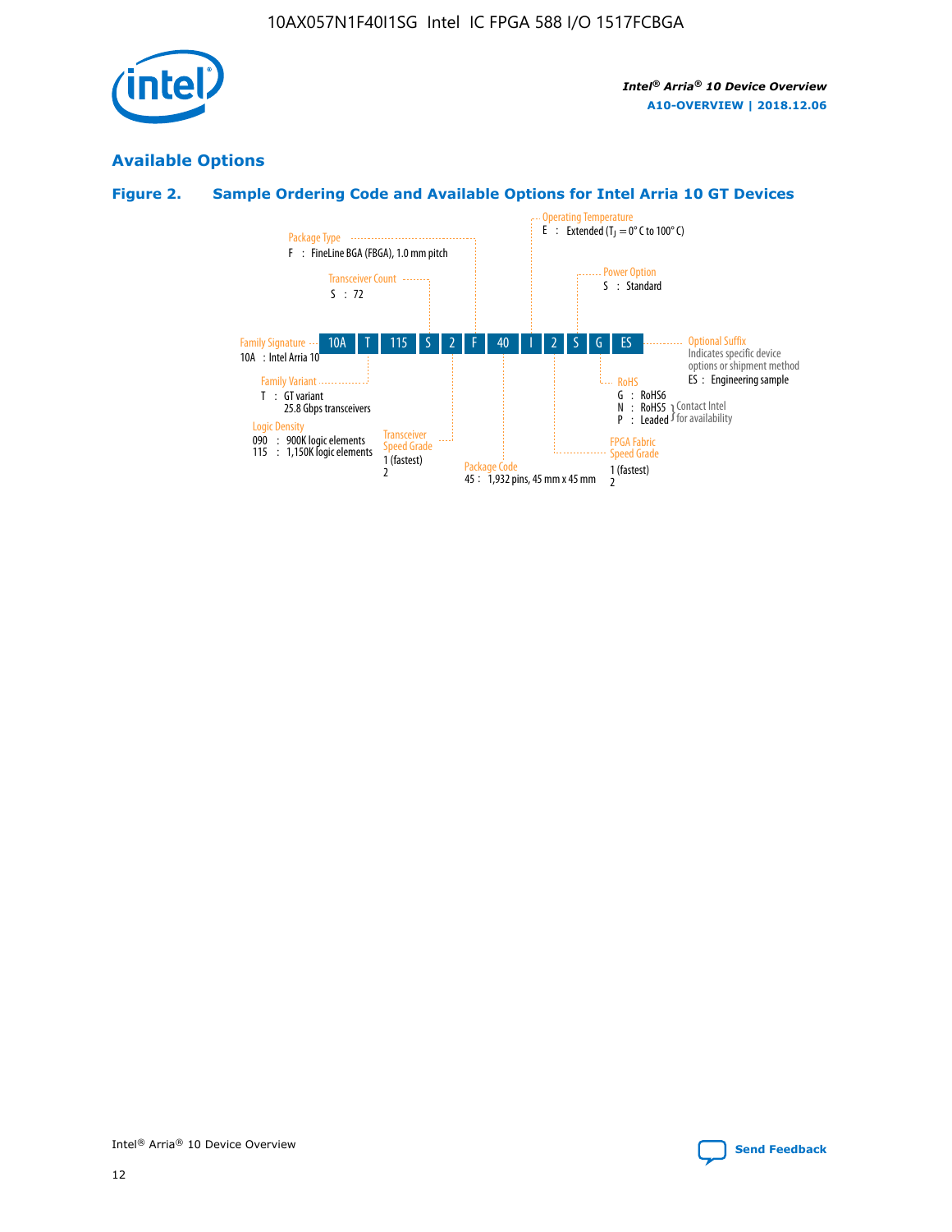## Available Options

### Figure 2. Sample Ordering Code and Available Options for Intel Arria 10 GT Devices

Sample ordering code: 10A T 115 S 2 F 40 I 2 S G ES

- **Family Signature**
  - 10A : Intel Arria 10
- **Family Variant**
  - T : GT variant, 25.8 Gbps transceivers
- **Logic Density**
  - 090 : 900K logic elements
  - 115 : 1,150K logic elements
- **Transceiver Count**
  - S : 72
- **Transceiver Speed Grade**
  - 1 (fastest)
  - 2
- **Package Type**
  - F : FineLine BGA (FBGA), 1.0 mm pitch
- **Package Code**
  - 45 : 1,932 pins, 45 mm x 45 mm
- **Operating Temperature**
  - E : Extended ($T_J$ = 0° C to 100° C)
- **FPGA Fabric Speed Grade**
  - 1 (fastest)
  - 2
- **Power Option**
  - S : Standard
- **RoHS**
  - G : RoHS6
  - N : RoHS5 (Contact Intel for availability)
  - P : Leaded (Contact Intel for availability)
- **Optional Suffix**
  - Indicates specific device options or shipment method
  - ES : Engineering sample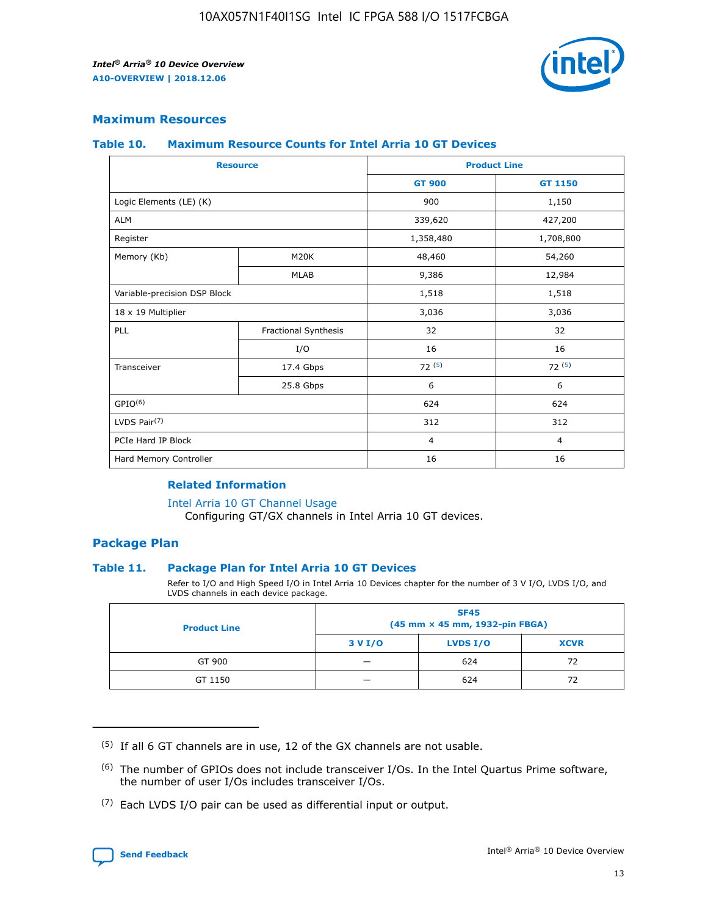## Maximum Resources

### Table 10. Maximum Resource Counts for Intel Arria 10 GT Devices

| Resource | | Product Line | |
|---|---|---|---|
| | | GT 900 | GT 1150 |
| Logic Elements (LE) (K) | | 900 | 1,150 |
| ALM | | 339,620 | 427,200 |
| Register | | 1,358,480 | 1,708,800 |
| Memory (Kb) | M20K | 48,460 | 54,260 |
| | MLAB | 9,386 | 12,984 |
| Variable-precision DSP Block | | 1,518 | 1,518 |
| 18 x 19 Multiplier | | 3,036 | 3,036 |
| PLL | Fractional Synthesis | 32 | 32 |
| | I/O | 16 | 16 |
| Transceiver | 17.4 Gbps | 72 (5) | 72 (5) |
| | 25.8 Gbps | 6 | 6 |
| GPIO(6) | | 624 | 624 |
| LVDS Pair(7) | | 312 | 312 |
| PCIe Hard IP Block | | 4 | 4 |
| Hard Memory Controller | | 16 | 16 |

#### Related Information

Intel Arria 10 GT Channel Usage
Configuring GT/GX channels in Intel Arria 10 GT devices.

## Package Plan

### Table 11. Package Plan for Intel Arria 10 GT Devices

Refer to I/O and High Speed I/O in Intel Arria 10 Devices chapter for the number of 3 V I/O, LVDS I/O, and LVDS channels in each device package.

| Product Line | SF45 (45 mm × 45 mm, 1932-pin FBGA) | | |
|---|---|---|---|
| | 3 V I/O | LVDS I/O | XCVR |
| GT 900 | — | 624 | 72 |
| GT 1150 | — | 624 | 72 |

(5) If all 6 GT channels are in use, 12 of the GX channels are not usable.

(6) The number of GPIOs does not include transceiver I/Os. In the Intel Quartus Prime software, the number of user I/Os includes transceiver I/Os.

(7) Each LVDS I/O pair can be used as differential input or output.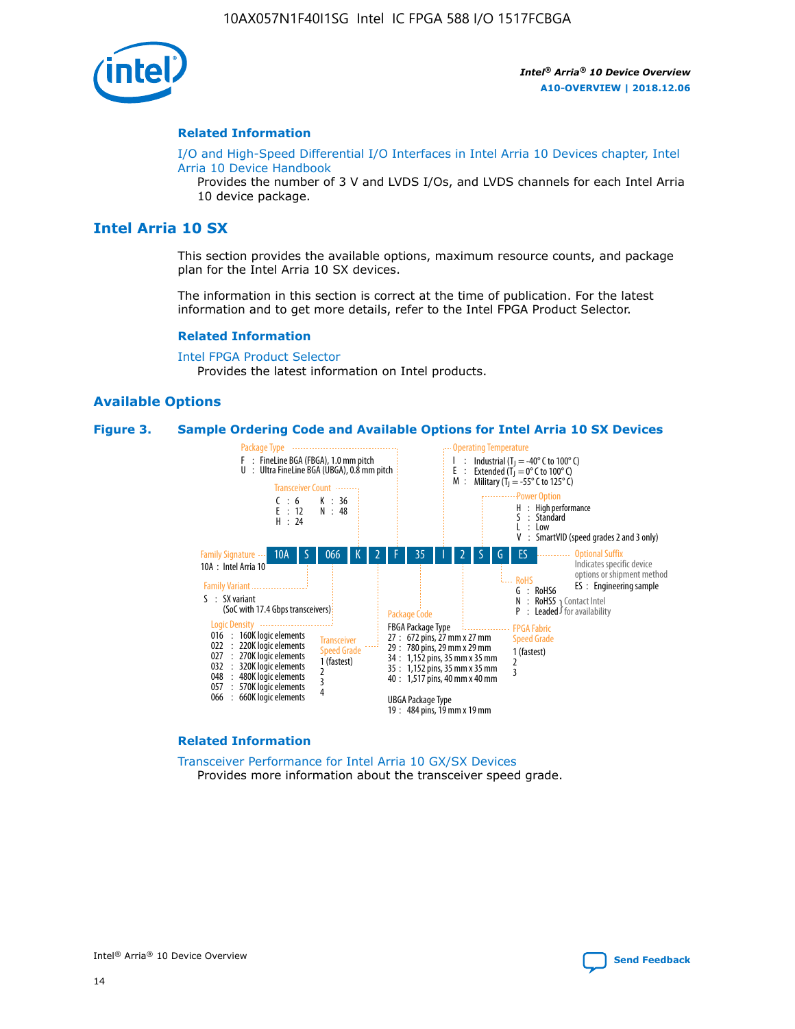## Related Information

I/O and High-Speed Differential I/O Interfaces in Intel Arria 10 Devices chapter, Intel Arria 10 Device Handbook

Provides the number of 3 V and LVDS I/Os, and LVDS channels for each Intel Arria 10 device package.

# Intel Arria 10 SX

This section provides the available options, maximum resource counts, and package plan for the Intel Arria 10 SX devices.

The information in this section is correct at the time of publication. For the latest information and to get more details, refer to the Intel FPGA Product Selector.

## Related Information

Intel FPGA Product Selector

Provides the latest information on Intel products.

## Available Options

**Figure 3. Sample Ordering Code and Available Options for Intel Arria 10 SX Devices**

Sample ordering code: 10A S 066 K 2 F 35 I 2 S G ES

- **Family Signature**
  - 10A : Intel Arria 10
- **Family Variant**
  - S : SX variant (SoC with 17.4 Gbps transceivers)
- **Logic Density**
  - 016 : 160K logic elements
  - 022 : 220K logic elements
  - 027 : 270K logic elements
  - 032 : 320K logic elements
  - 048 : 480K logic elements
  - 057 : 570K logic elements
  - 066 : 660K logic elements
- **Transceiver Count**
  - C : 6
  - E : 12
  - H : 24
  - K : 36
  - N : 48
- **Transceiver Speed Grade**
  - 1 (fastest)
  - 2
  - 3
  - 4
- **Package Type**
  - F : FineLine BGA (FBGA), 1.0 mm pitch
  - U : Ultra FineLine BGA (UBGA), 0.8 mm pitch
- **Package Code**
  - FBGA Package Type
    - 27 : 672 pins, 27 mm x 27 mm
    - 29 : 780 pins, 29 mm x 29 mm
    - 34 : 1,152 pins, 35 mm x 35 mm
    - 35 : 1,152 pins, 35 mm x 35 mm
    - 40 : 1,517 pins, 40 mm x 40 mm
  - UBGA Package Type
    - 19 : 484 pins, 19 mm x 19 mm
- **Operating Temperature**
  - I : Industrial ($T_J$ = -40° C to 100° C)
  - E : Extended ($T_J$ = 0° C to 100° C)
  - M : Military ($T_J$ = -55° C to 125° C)
- **FPGA Fabric Speed Grade**
  - 1 (fastest)
  - 2
  - 3
- **Power Option**
  - H : High performance
  - S : Standard
  - L : Low
  - V : SmartVID (speed grades 2 and 3 only)
- **RoHS**
  - G : RoHS6
  - N : RoHS5 (Contact Intel for availability)
  - P : Leaded (Contact Intel for availability)
- **Optional Suffix**
  - Indicates specific device options or shipment method
  - ES : Engineering sample

## Related Information

Transceiver Performance for Intel Arria 10 GX/SX Devices

Provides more information about the transceiver speed grade.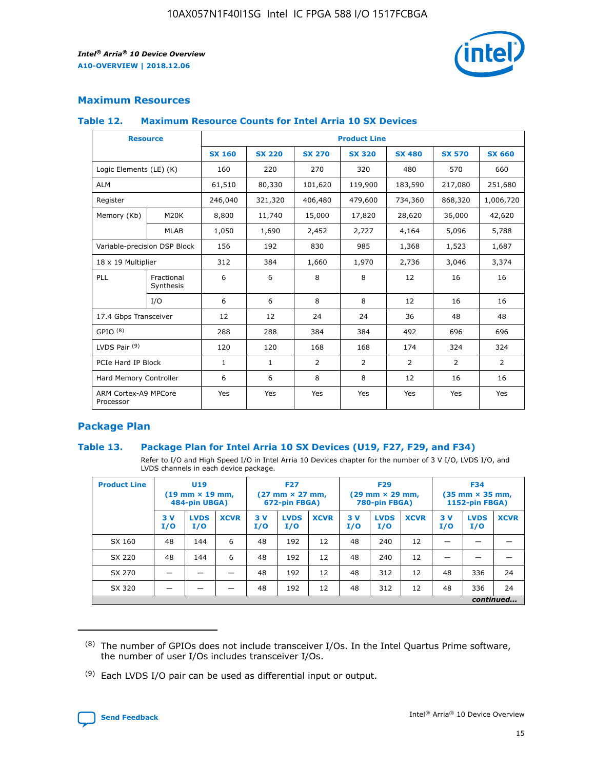## Maximum Resources

### Table 12. Maximum Resource Counts for Intel Arria 10 SX Devices

| Resource | | Product Line | | | | | | |
|---|---|---|---|---|---|---|---|---|
| | | SX 160 | SX 220 | SX 270 | SX 320 | SX 480 | SX 570 | SX 660 |
| Logic Elements (LE) (K) | | 160 | 220 | 270 | 320 | 480 | 570 | 660 |
| ALM | | 61,510 | 80,330 | 101,620 | 119,900 | 183,590 | 217,080 | 251,680 |
| Register | | 246,040 | 321,320 | 406,480 | 479,600 | 734,360 | 868,320 | 1,006,720 |
| Memory (Kb) | M20K | 8,800 | 11,740 | 15,000 | 17,820 | 28,620 | 36,000 | 42,620 |
| | MLAB | 1,050 | 1,690 | 2,452 | 2,727 | 4,164 | 5,096 | 5,788 |
| Variable-precision DSP Block | | 156 | 192 | 830 | 985 | 1,368 | 1,523 | 1,687 |
| 18 x 19 Multiplier | | 312 | 384 | 1,660 | 1,970 | 2,736 | 3,046 | 3,374 |
| PLL | Fractional Synthesis | 6 | 6 | 8 | 8 | 12 | 16 | 16 |
| | I/O | 6 | 6 | 8 | 8 | 12 | 16 | 16 |
| 17.4 Gbps Transceiver | | 12 | 12 | 24 | 24 | 36 | 48 | 48 |
| GPIO [8] | | 288 | 288 | 384 | 384 | 492 | 696 | 696 |
| LVDS Pair [9] | | 120 | 120 | 168 | 168 | 174 | 324 | 324 |
| PCIe Hard IP Block | | 1 | 1 | 2 | 2 | 2 | 2 | 2 |
| Hard Memory Controller | | 6 | 6 | 8 | 8 | 12 | 16 | 16 |
| ARM Cortex-A9 MPCore Processor | | Yes | Yes | Yes | Yes | Yes | Yes | Yes |

## Package Plan

### Table 13. Package Plan for Intel Arria 10 SX Devices (U19, F27, F29, and F34)

Refer to I/O and High Speed I/O in Intel Arria 10 Devices chapter for the number of 3 V I/O, LVDS I/O, and LVDS channels in each device package.

| Product Line | U19 (19 mm × 19 mm, 484-pin UBGA) | | | F27 (27 mm × 27 mm, 672-pin FBGA) | | | F29 (29 mm × 29 mm, 780-pin FBGA) | | | F34 (35 mm × 35 mm, 1152-pin FBGA) | | |
|---|---|---|---|---|---|---|---|---|---|---|---|---|
| | 3 V I/O | LVDS I/O | XCVR | 3 V I/O | LVDS I/O | XCVR | 3 V I/O | LVDS I/O | XCVR | 3 V I/O | LVDS I/O | XCVR |
| SX 160 | 48 | 144 | 6 | 48 | 192 | 12 | 48 | 240 | 12 | — | — | — |
| SX 220 | 48 | 144 | 6 | 48 | 192 | 12 | 48 | 240 | 12 | — | — | — |
| SX 270 | — | — | — | 48 | 192 | 12 | 48 | 312 | 12 | 48 | 336 | 24 |
| SX 320 | — | — | — | 48 | 192 | 12 | 48 | 312 | 12 | 48 | 336 | 24 |

*continued...*

(8) The number of GPIOs does not include transceiver I/Os. In the Intel Quartus Prime software, the number of user I/Os includes transceiver I/Os.

(9) Each LVDS I/O pair can be used as differential input or output.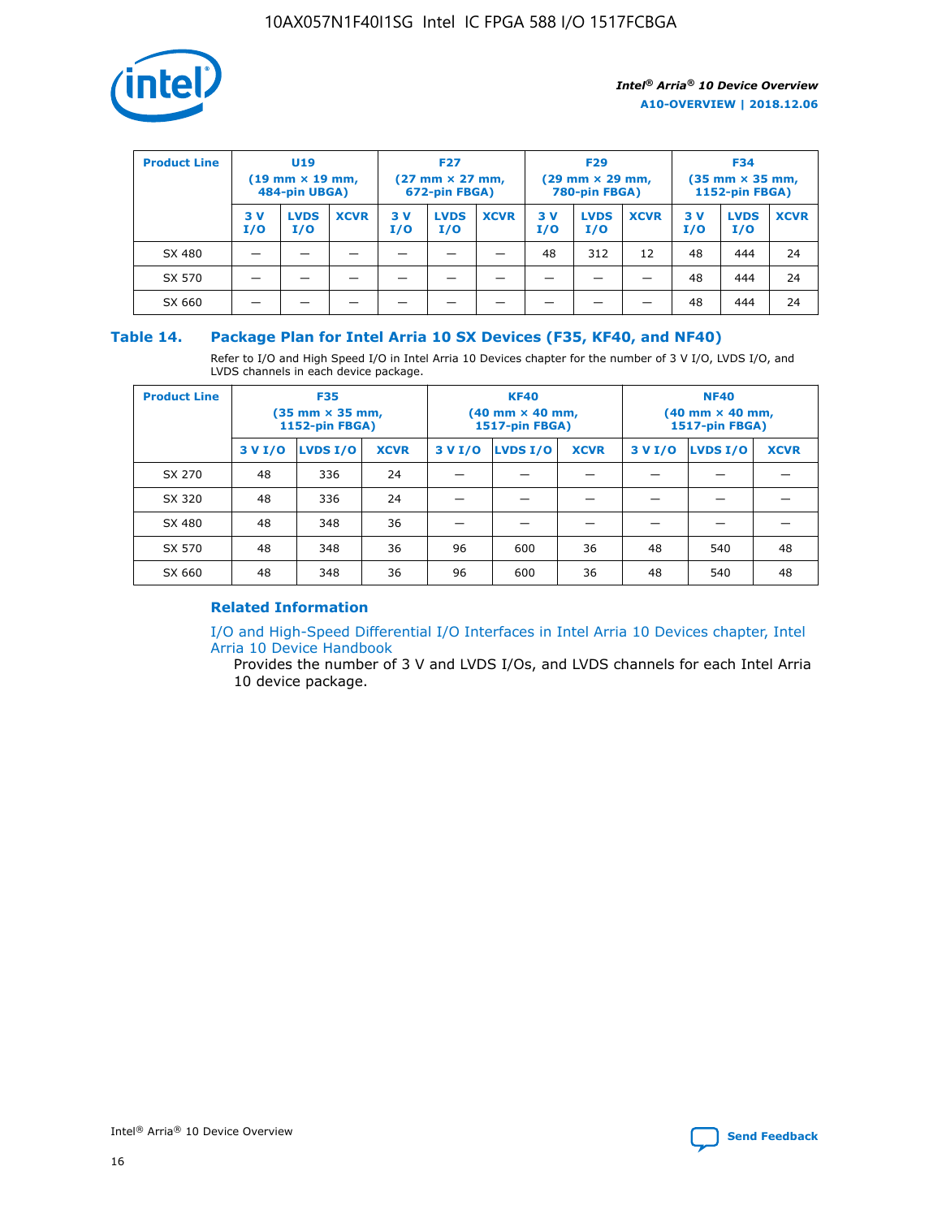| Product Line | U19 (19 mm × 19 mm, 484-pin UBGA) | | | F27 (27 mm × 27 mm, 672-pin FBGA) | | | F29 (29 mm × 29 mm, 780-pin FBGA) | | | F34 (35 mm × 35 mm, 1152-pin FBGA) | | |
|---|---|---|---|---|---|---|---|---|---|---|---|---|
| | 3 V I/O | LVDS I/O | XCVR | 3 V I/O | LVDS I/O | XCVR | 3 V I/O | LVDS I/O | XCVR | 3 V I/O | LVDS I/O | XCVR |
| SX 480 | — | — | — | — | — | — | 48 | 312 | 12 | 48 | 444 | 24 |
| SX 570 | — | — | — | — | — | — | — | — | — | 48 | 444 | 24 |
| SX 660 | — | — | — | — | — | — | — | — | — | 48 | 444 | 24 |

## Table 14. Package Plan for Intel Arria 10 SX Devices (F35, KF40, and NF40)

Refer to I/O and High Speed I/O in Intel Arria 10 Devices chapter for the number of 3 V I/O, LVDS I/O, and LVDS channels in each device package.

| Product Line | F35 (35 mm × 35 mm, 1152-pin FBGA) | | | KF40 (40 mm × 40 mm, 1517-pin FBGA) | | | NF40 (40 mm × 40 mm, 1517-pin FBGA) | | |
|---|---|---|---|---|---|---|---|---|---|
| | 3 V I/O | LVDS I/O | XCVR | 3 V I/O | LVDS I/O | XCVR | 3 V I/O | LVDS I/O | XCVR |
| SX 270 | 48 | 336 | 24 | — | — | — | — | — | — |
| SX 320 | 48 | 336 | 24 | — | — | — | — | — | — |
| SX 480 | 48 | 348 | 36 | — | — | — | — | — | — |
| SX 570 | 48 | 348 | 36 | 96 | 600 | 36 | 48 | 540 | 48 |
| SX 660 | 48 | 348 | 36 | 96 | 600 | 36 | 48 | 540 | 48 |

### Related Information

I/O and High-Speed Differential I/O Interfaces in Intel Arria 10 Devices chapter, Intel Arria 10 Device Handbook

Provides the number of 3 V and LVDS I/Os, and LVDS channels for each Intel Arria 10 device package.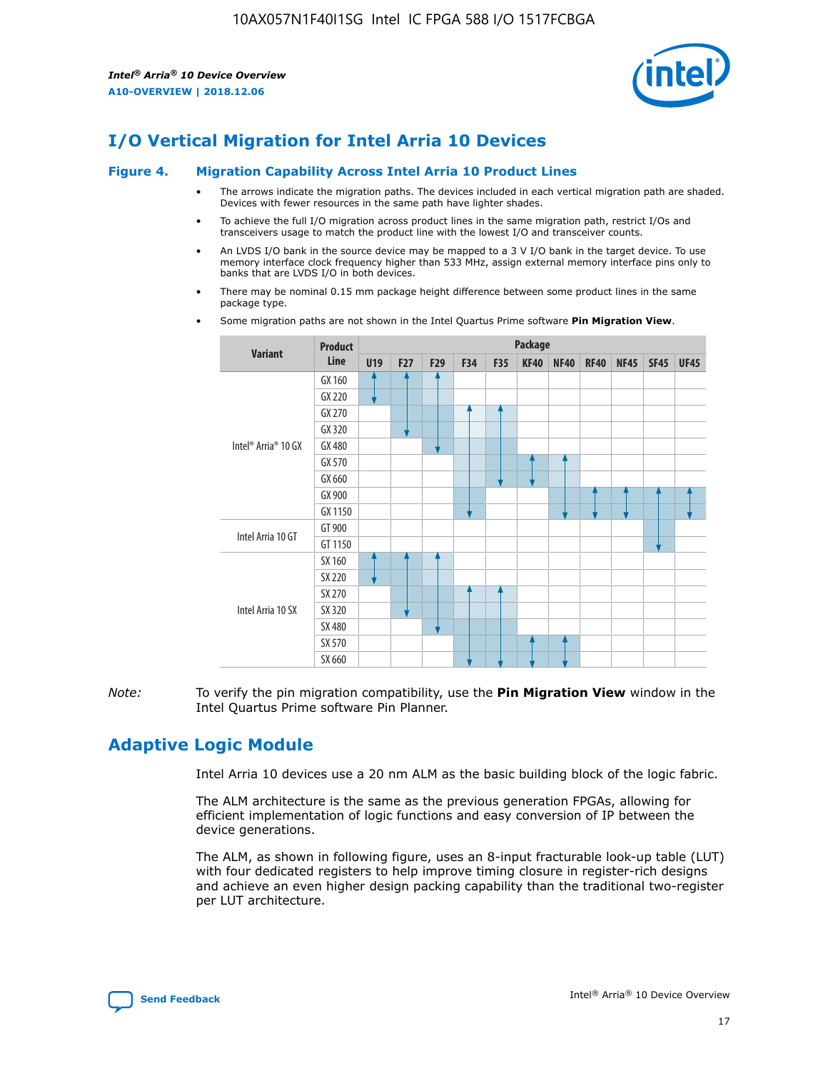# I/O Vertical Migration for Intel Arria 10 Devices

**Figure 4. Migration Capability Across Intel Arria 10 Product Lines**

- The arrows indicate the migration paths. The devices included in each vertical migration path are shaded. Devices with fewer resources in the same path have lighter shades.
- To achieve the full I/O migration across product lines in the same migration path, restrict I/Os and transceivers usage to match the product line with the lowest I/O and transceiver counts.
- An LVDS I/O bank in the source device may be mapped to a 3 V I/O bank in the target device. To use memory interface clock frequency higher than 533 MHz, assign external memory interface pins only to banks that are LVDS I/O in both devices.
- There may be nominal 0.15 mm package height difference between some product lines in the same package type.
- Some migration paths are not shown in the Intel Quartus Prime software **Pin Migration View**.

| Variant | Product Line | Package | | | | | | | | | | |
|---|---|---|---|---|---|---|---|---|---|---|---|---|
| | | U19 | F27 | F29 | F34 | F35 | KF40 | NF40 | RF40 | NF45 | SF45 | UF45 |
| Intel® Arria® 10 GX | GX 160 | | | | | | | | | | | |
| | GX 220 | | | | | | | | | | | |
| | GX 270 | | | | | | | | | | | |
| | GX 320 | | | | | | | | | | | |
| | GX 480 | | | | | | | | | | | |
| | GX 570 | | | | | | | | | | | |
| | GX 660 | | | | | | | | | | | |
| | GX 900 | | | | | | | | | | | |
| | GX 1150 | | | | | | | | | | | |
| Intel Arria 10 GT | GT 900 | | | | | | | | | | | |
| | GT 1150 | | | | | | | | | | | |
| Intel Arria 10 SX | SX 160 | | | | | | | | | | | |
| | SX 220 | | | | | | | | | | | |
| | SX 270 | | | | | | | | | | | |
| | SX 320 | | | | | | | | | | | |
| | SX 480 | | | | | | | | | | | |
| | SX 570 | | | | | | | | | | | |
| | SX 660 | | | | | | | | | | | |

*Note:* To verify the pin migration compatibility, use the **Pin Migration View** window in the Intel Quartus Prime software Pin Planner.

# Adaptive Logic Module

Intel Arria 10 devices use a 20 nm ALM as the basic building block of the logic fabric.

The ALM architecture is the same as the previous generation FPGAs, allowing for efficient implementation of logic functions and easy conversion of IP between the device generations.

The ALM, as shown in following figure, uses an 8-input fracturable look-up table (LUT) with four dedicated registers to help improve timing closure in register-rich designs and achieve an even higher design packing capability than the traditional two-register per LUT architecture.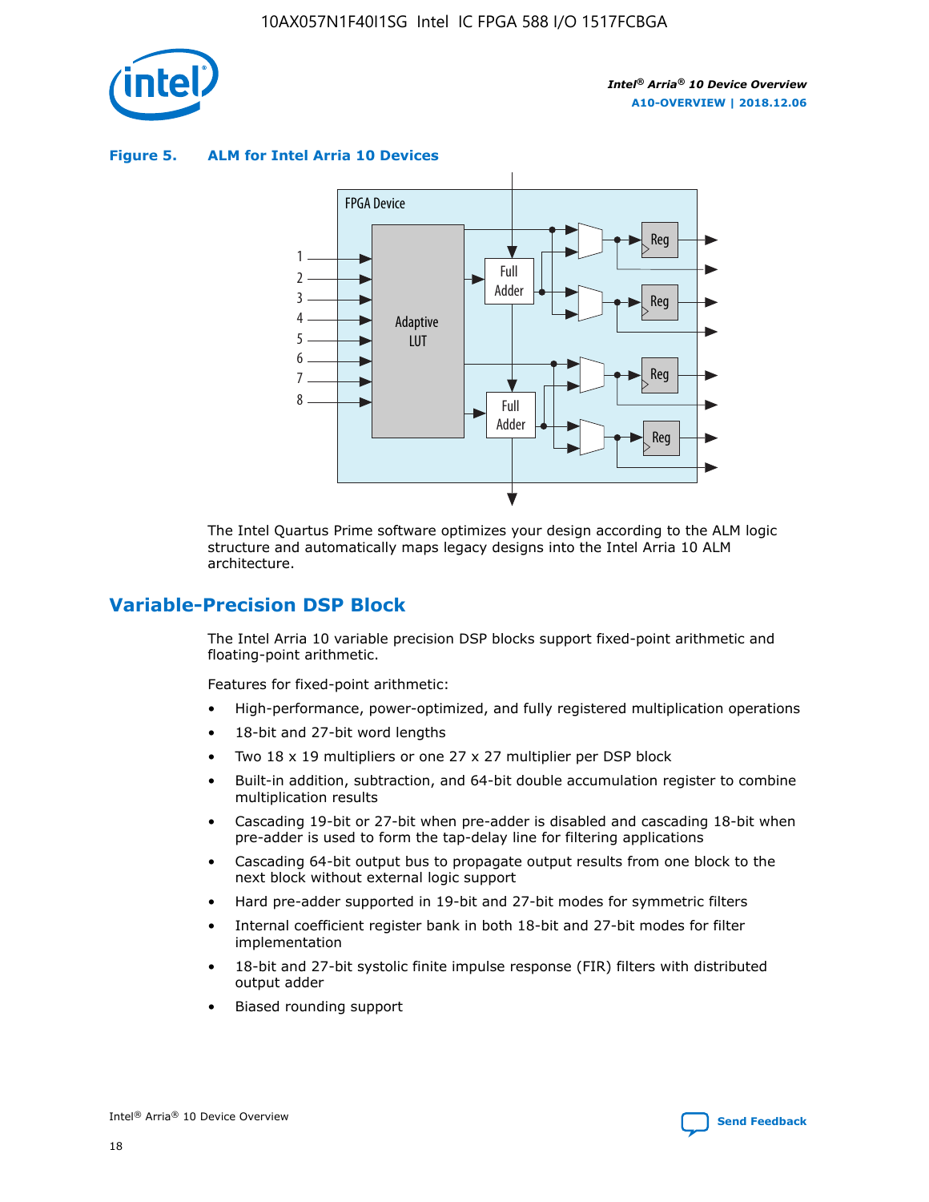**Figure 5. ALM for Intel Arria 10 Devices**

The Intel Quartus Prime software optimizes your design according to the ALM logic structure and automatically maps legacy designs into the Intel Arria 10 ALM architecture.

## Variable-Precision DSP Block

The Intel Arria 10 variable precision DSP blocks support fixed-point arithmetic and floating-point arithmetic.

Features for fixed-point arithmetic:

- High-performance, power-optimized, and fully registered multiplication operations
- 18-bit and 27-bit word lengths
- Two 18 x 19 multipliers or one 27 x 27 multiplier per DSP block
- Built-in addition, subtraction, and 64-bit double accumulation register to combine multiplication results
- Cascading 19-bit or 27-bit when pre-adder is disabled and cascading 18-bit when pre-adder is used to form the tap-delay line for filtering applications
- Cascading 64-bit output bus to propagate output results from one block to the next block without external logic support
- Hard pre-adder supported in 19-bit and 27-bit modes for symmetric filters
- Internal coefficient register bank in both 18-bit and 27-bit modes for filter implementation
- 18-bit and 27-bit systolic finite impulse response (FIR) filters with distributed output adder
- Biased rounding support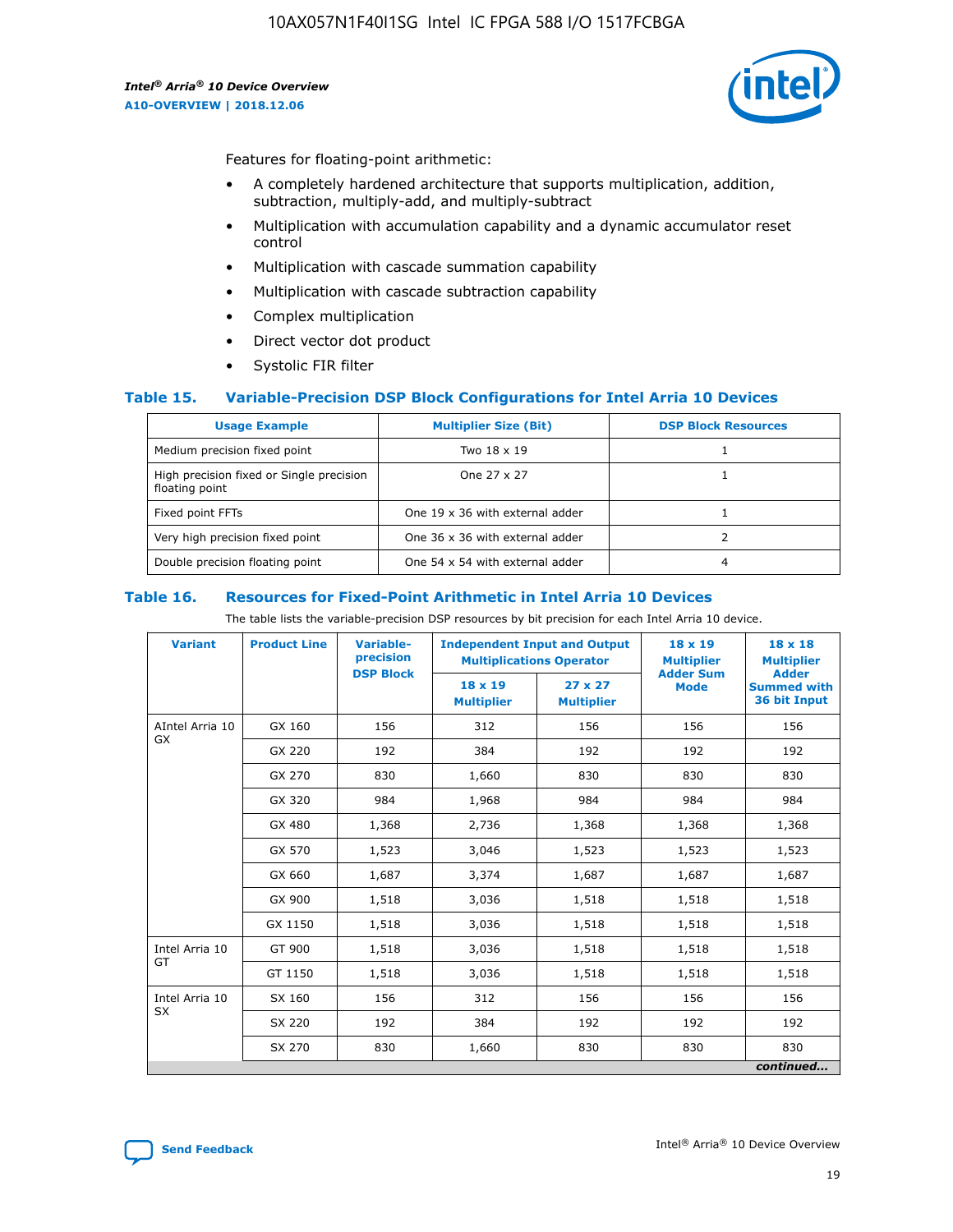Features for floating-point arithmetic:

- A completely hardened architecture that supports multiplication, addition, subtraction, multiply-add, and multiply-subtract
- Multiplication with accumulation capability and a dynamic accumulator reset control
- Multiplication with cascade summation capability
- Multiplication with cascade subtraction capability
- Complex multiplication
- Direct vector dot product
- Systolic FIR filter

### Table 15. Variable-Precision DSP Block Configurations for Intel Arria 10 Devices

| Usage Example | Multiplier Size (Bit) | DSP Block Resources |
|---|---|---|
| Medium precision fixed point | Two 18 x 19 | 1 |
| High precision fixed or Single precision floating point | One 27 x 27 | 1 |
| Fixed point FFTs | One 19 x 36 with external adder | 1 |
| Very high precision fixed point | One 36 x 36 with external adder | 2 |
| Double precision floating point | One 54 x 54 with external adder | 4 |

### Table 16. Resources for Fixed-Point Arithmetic in Intel Arria 10 Devices

The table lists the variable-precision DSP resources by bit precision for each Intel Arria 10 device.

| Variant | Product Line | Variable-precision DSP Block | Independent Input and Output Multiplications Operator | | 18 x 19 Multiplier Adder Sum Mode | 18 x 18 Multiplier Adder Summed with 36 bit Input |
|---|---|---|---|---|---|---|
| | | | 18 x 19 Multiplier | 27 x 27 Multiplier | | |
| AIntel Arria 10 GX | GX 160 | 156 | 312 | 156 | 156 | 156 |
| | GX 220 | 192 | 384 | 192 | 192 | 192 |
| | GX 270 | 830 | 1,660 | 830 | 830 | 830 |
| | GX 320 | 984 | 1,968 | 984 | 984 | 984 |
| | GX 480 | 1,368 | 2,736 | 1,368 | 1,368 | 1,368 |
| | GX 570 | 1,523 | 3,046 | 1,523 | 1,523 | 1,523 |
| | GX 660 | 1,687 | 3,374 | 1,687 | 1,687 | 1,687 |
| | GX 900 | 1,518 | 3,036 | 1,518 | 1,518 | 1,518 |
| | GX 1150 | 1,518 | 3,036 | 1,518 | 1,518 | 1,518 |
| Intel Arria 10 GT | GT 900 | 1,518 | 3,036 | 1,518 | 1,518 | 1,518 |
| | GT 1150 | 1,518 | 3,036 | 1,518 | 1,518 | 1,518 |
| Intel Arria 10 SX | SX 160 | 156 | 312 | 156 | 156 | 156 |
| | SX 220 | 192 | 384 | 192 | 192 | 192 |
| | SX 270 | 830 | 1,660 | 830 | 830 | 830 |

*continued...*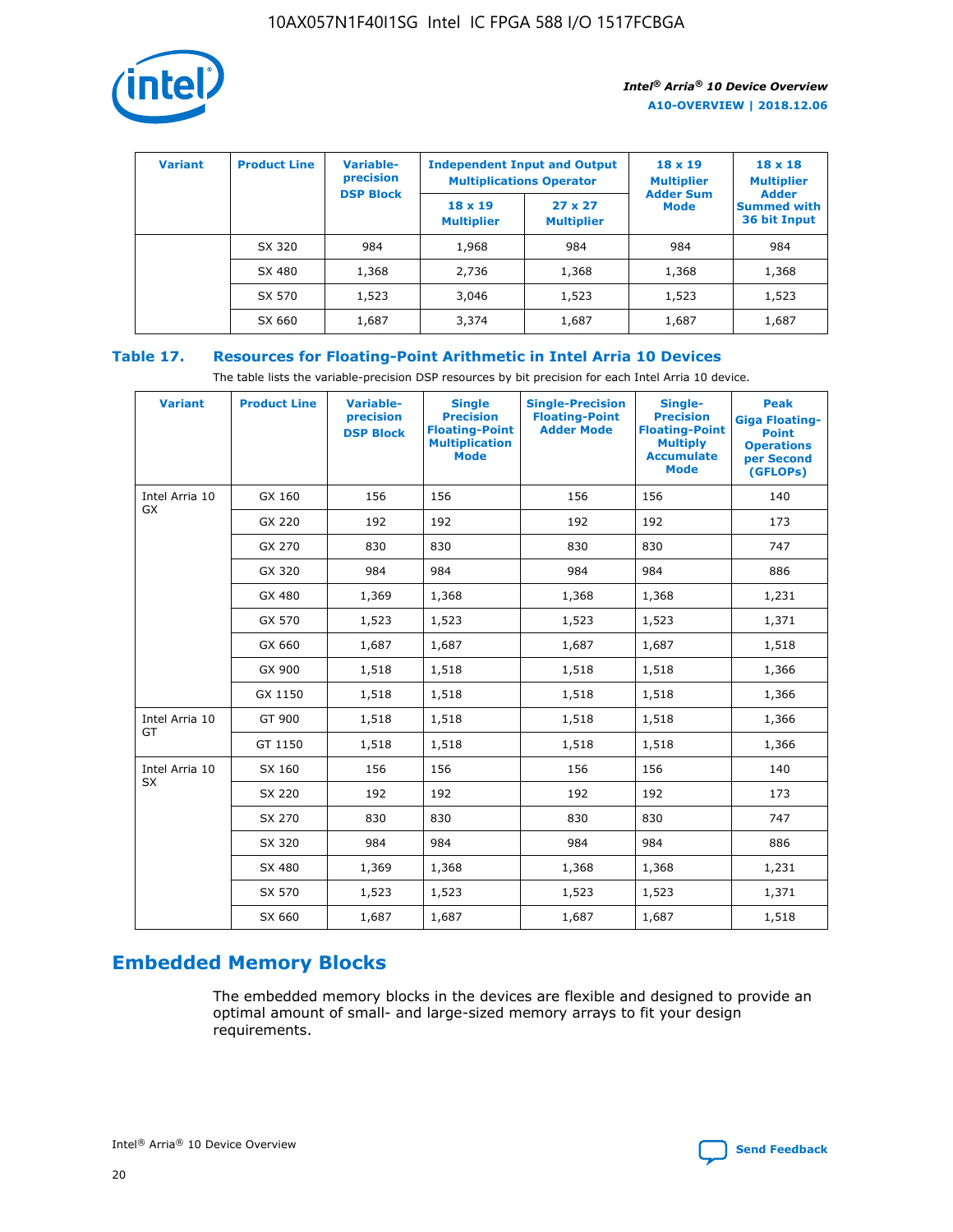| Variant | Product Line | Variable-precision DSP Block | Independent Input and Output Multiplications Operator | | 18 x 19 Multiplier Adder Sum Mode | 18 x 18 Multiplier Adder Summed with 36 bit Input |
|---|---|---|---|---|---|---|
| | | | 18 x 19 Multiplier | 27 x 27 Multiplier | | |
| | SX 320 | 984 | 1,968 | 984 | 984 | 984 |
| | SX 480 | 1,368 | 2,736 | 1,368 | 1,368 | 1,368 |
| | SX 570 | 1,523 | 3,046 | 1,523 | 1,523 | 1,523 |
| | SX 660 | 1,687 | 3,374 | 1,687 | 1,687 | 1,687 |

## Table 17. Resources for Floating-Point Arithmetic in Intel Arria 10 Devices

The table lists the variable-precision DSP resources by bit precision for each Intel Arria 10 device.

| Variant | Product Line | Variable-precision DSP Block | Single Precision Floating-Point Multiplication Mode | Single-Precision Floating-Point Adder Mode | Single-Precision Floating-Point Multiply Accumulate Mode | Peak Giga Floating-Point Operations per Second (GFLOPs) |
|---|---|---|---|---|---|---|
| Intel Arria 10 GX | GX 160 | 156 | 156 | 156 | 156 | 140 |
| | GX 220 | 192 | 192 | 192 | 192 | 173 |
| | GX 270 | 830 | 830 | 830 | 830 | 747 |
| | GX 320 | 984 | 984 | 984 | 984 | 886 |
| | GX 480 | 1,369 | 1,368 | 1,368 | 1,368 | 1,231 |
| | GX 570 | 1,523 | 1,523 | 1,523 | 1,523 | 1,371 |
| | GX 660 | 1,687 | 1,687 | 1,687 | 1,687 | 1,518 |
| | GX 900 | 1,518 | 1,518 | 1,518 | 1,518 | 1,366 |
| | GX 1150 | 1,518 | 1,518 | 1,518 | 1,518 | 1,366 |
| Intel Arria 10 GT | GT 900 | 1,518 | 1,518 | 1,518 | 1,518 | 1,366 |
| | GT 1150 | 1,518 | 1,518 | 1,518 | 1,518 | 1,366 |
| Intel Arria 10 SX | SX 160 | 156 | 156 | 156 | 156 | 140 |
| | SX 220 | 192 | 192 | 192 | 192 | 173 |
| | SX 270 | 830 | 830 | 830 | 830 | 747 |
| | SX 320 | 984 | 984 | 984 | 984 | 886 |
| | SX 480 | 1,369 | 1,368 | 1,368 | 1,368 | 1,231 |
| | SX 570 | 1,523 | 1,523 | 1,523 | 1,523 | 1,371 |
| | SX 660 | 1,687 | 1,687 | 1,687 | 1,687 | 1,518 |

# Embedded Memory Blocks

The embedded memory blocks in the devices are flexible and designed to provide an optimal amount of small- and large-sized memory arrays to fit your design requirements.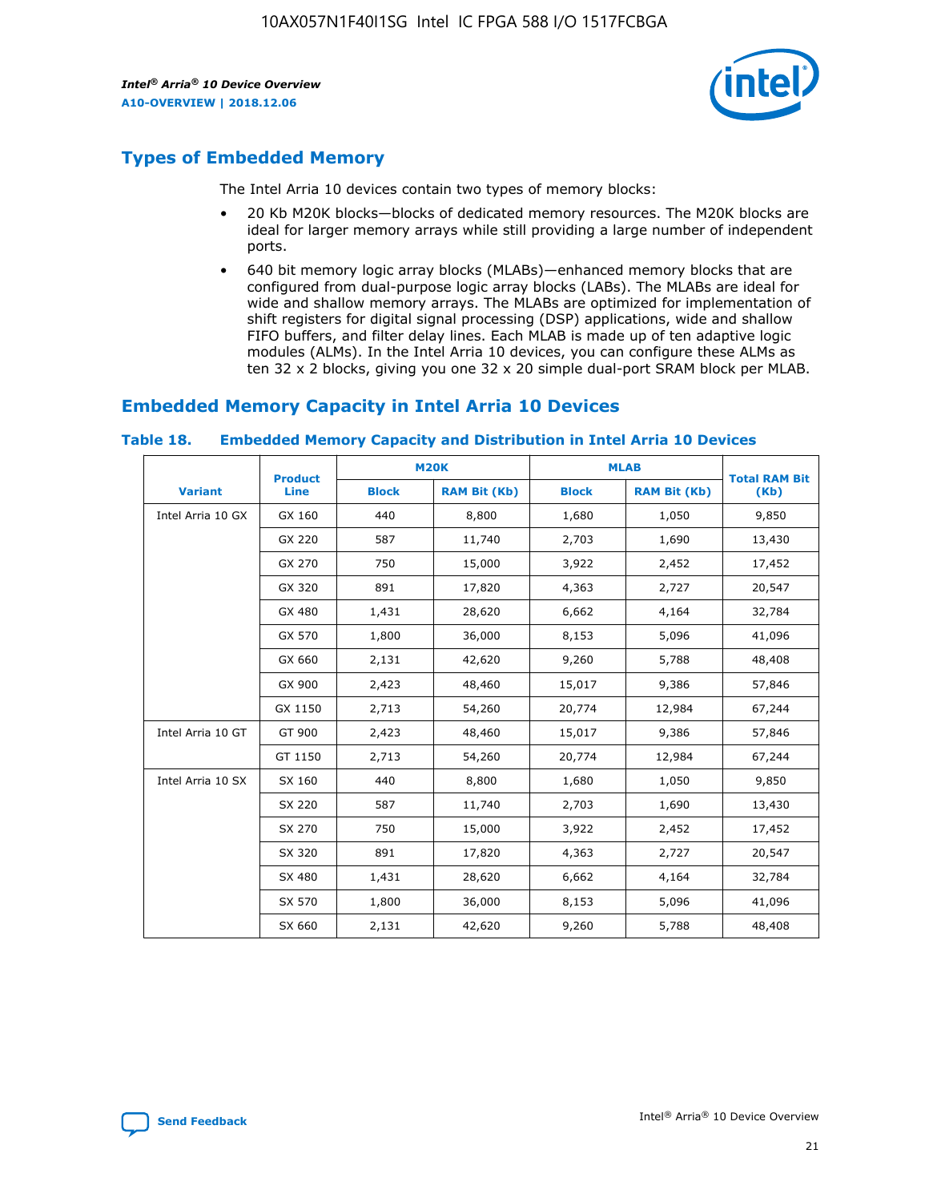## Types of Embedded Memory

The Intel Arria 10 devices contain two types of memory blocks:

- 20 Kb M20K blocks—blocks of dedicated memory resources. The M20K blocks are ideal for larger memory arrays while still providing a large number of independent ports.
- 640 bit memory logic array blocks (MLABs)—enhanced memory blocks that are configured from dual-purpose logic array blocks (LABs). The MLABs are ideal for wide and shallow memory arrays. The MLABs are optimized for implementation of shift registers for digital signal processing (DSP) applications, wide and shallow FIFO buffers, and filter delay lines. Each MLAB is made up of ten adaptive logic modules (ALMs). In the Intel Arria 10 devices, you can configure these ALMs as ten 32 x 2 blocks, giving you one 32 x 20 simple dual-port SRAM block per MLAB.

## Embedded Memory Capacity in Intel Arria 10 Devices

**Table 18. Embedded Memory Capacity and Distribution in Intel Arria 10 Devices**

| Variant | Product Line | M20K | | MLAB | | Total RAM Bit (Kb) |
|---|---|---|---|---|---|---|
| | | Block | RAM Bit (Kb) | Block | RAM Bit (Kb) | |
| Intel Arria 10 GX | GX 160 | 440 | 8,800 | 1,680 | 1,050 | 9,850 |
| | GX 220 | 587 | 11,740 | 2,703 | 1,690 | 13,430 |
| | GX 270 | 750 | 15,000 | 3,922 | 2,452 | 17,452 |
| | GX 320 | 891 | 17,820 | 4,363 | 2,727 | 20,547 |
| | GX 480 | 1,431 | 28,620 | 6,662 | 4,164 | 32,784 |
| | GX 570 | 1,800 | 36,000 | 8,153 | 5,096 | 41,096 |
| | GX 660 | 2,131 | 42,620 | 9,260 | 5,788 | 48,408 |
| | GX 900 | 2,423 | 48,460 | 15,017 | 9,386 | 57,846 |
| | GX 1150 | 2,713 | 54,260 | 20,774 | 12,984 | 67,244 |
| Intel Arria 10 GT | GT 900 | 2,423 | 48,460 | 15,017 | 9,386 | 57,846 |
| | GT 1150 | 2,713 | 54,260 | 20,774 | 12,984 | 67,244 |
| Intel Arria 10 SX | SX 160 | 440 | 8,800 | 1,680 | 1,050 | 9,850 |
| | SX 220 | 587 | 11,740 | 2,703 | 1,690 | 13,430 |
| | SX 270 | 750 | 15,000 | 3,922 | 2,452 | 17,452 |
| | SX 320 | 891 | 17,820 | 4,363 | 2,727 | 20,547 |
| | SX 480 | 1,431 | 28,620 | 6,662 | 4,164 | 32,784 |
| | SX 570 | 1,800 | 36,000 | 8,153 | 5,096 | 41,096 |
| | SX 660 | 2,131 | 42,620 | 9,260 | 5,788 | 48,408 |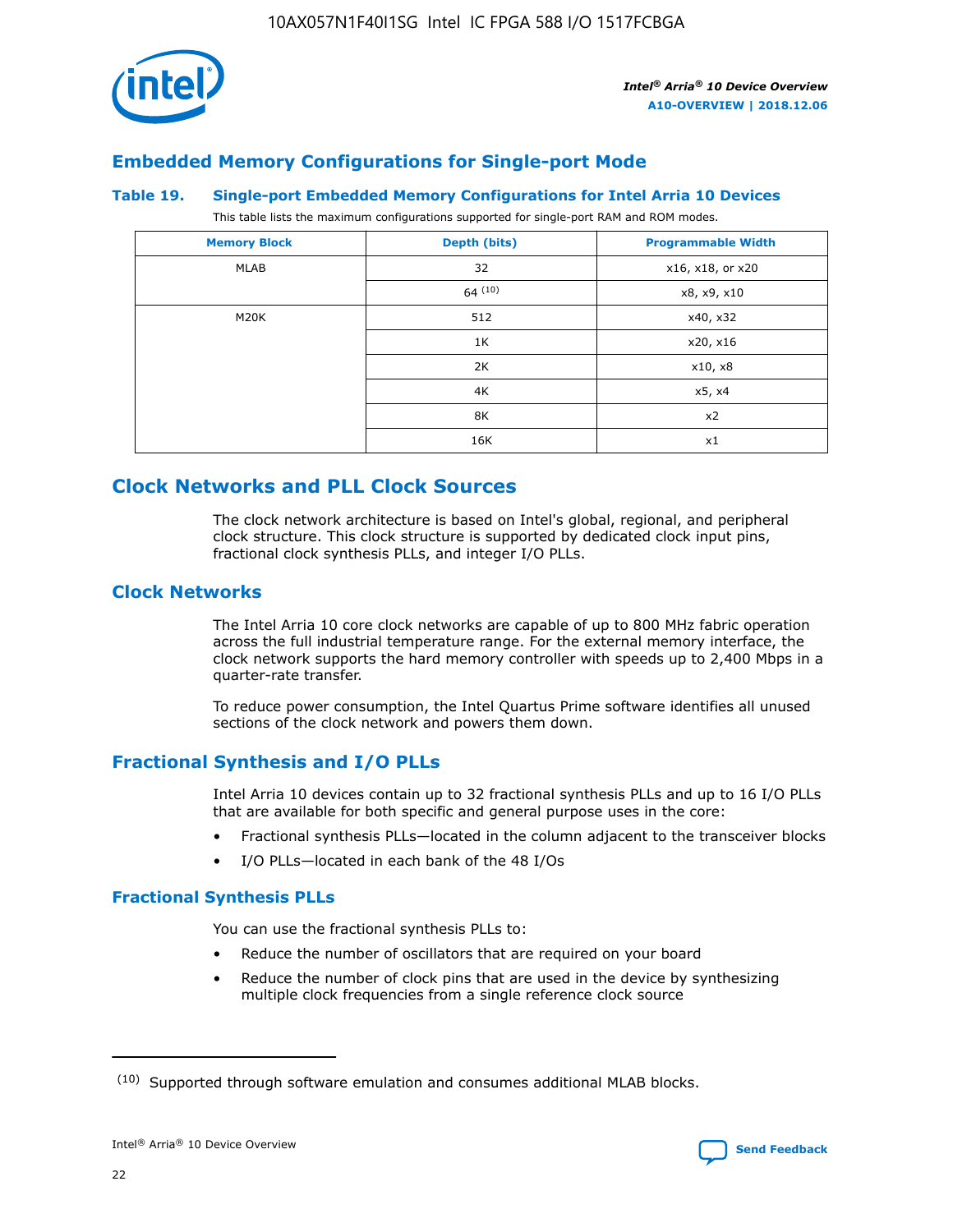## Embedded Memory Configurations for Single-port Mode

**Table 19. Single-port Embedded Memory Configurations for Intel Arria 10 Devices**

This table lists the maximum configurations supported for single-port RAM and ROM modes.

| Memory Block | Depth (bits) | Programmable Width |
|---|---|---|
| MLAB | 32 | x16, x18, or x20 |
| | 64 [10] | x8, x9, x10 |
| M20K | 512 | x40, x32 |
| | 1K | x20, x16 |
| | 2K | x10, x8 |
| | 4K | x5, x4 |
| | 8K | x2 |
| | 16K | x1 |

# Clock Networks and PLL Clock Sources

The clock network architecture is based on Intel's global, regional, and peripheral clock structure. This clock structure is supported by dedicated clock input pins, fractional clock synthesis PLLs, and integer I/O PLLs.

## Clock Networks

The Intel Arria 10 core clock networks are capable of up to 800 MHz fabric operation across the full industrial temperature range. For the external memory interface, the clock network supports the hard memory controller with speeds up to 2,400 Mbps in a quarter-rate transfer.

To reduce power consumption, the Intel Quartus Prime software identifies all unused sections of the clock network and powers them down.

## Fractional Synthesis and I/O PLLs

Intel Arria 10 devices contain up to 32 fractional synthesis PLLs and up to 16 I/O PLLs that are available for both specific and general purpose uses in the core:

- Fractional synthesis PLLs—located in the column adjacent to the transceiver blocks
- I/O PLLs—located in each bank of the 48 I/Os

### Fractional Synthesis PLLs

You can use the fractional synthesis PLLs to:

- Reduce the number of oscillators that are required on your board
- Reduce the number of clock pins that are used in the device by synthesizing multiple clock frequencies from a single reference clock source

(10) Supported through software emulation and consumes additional MLAB blocks.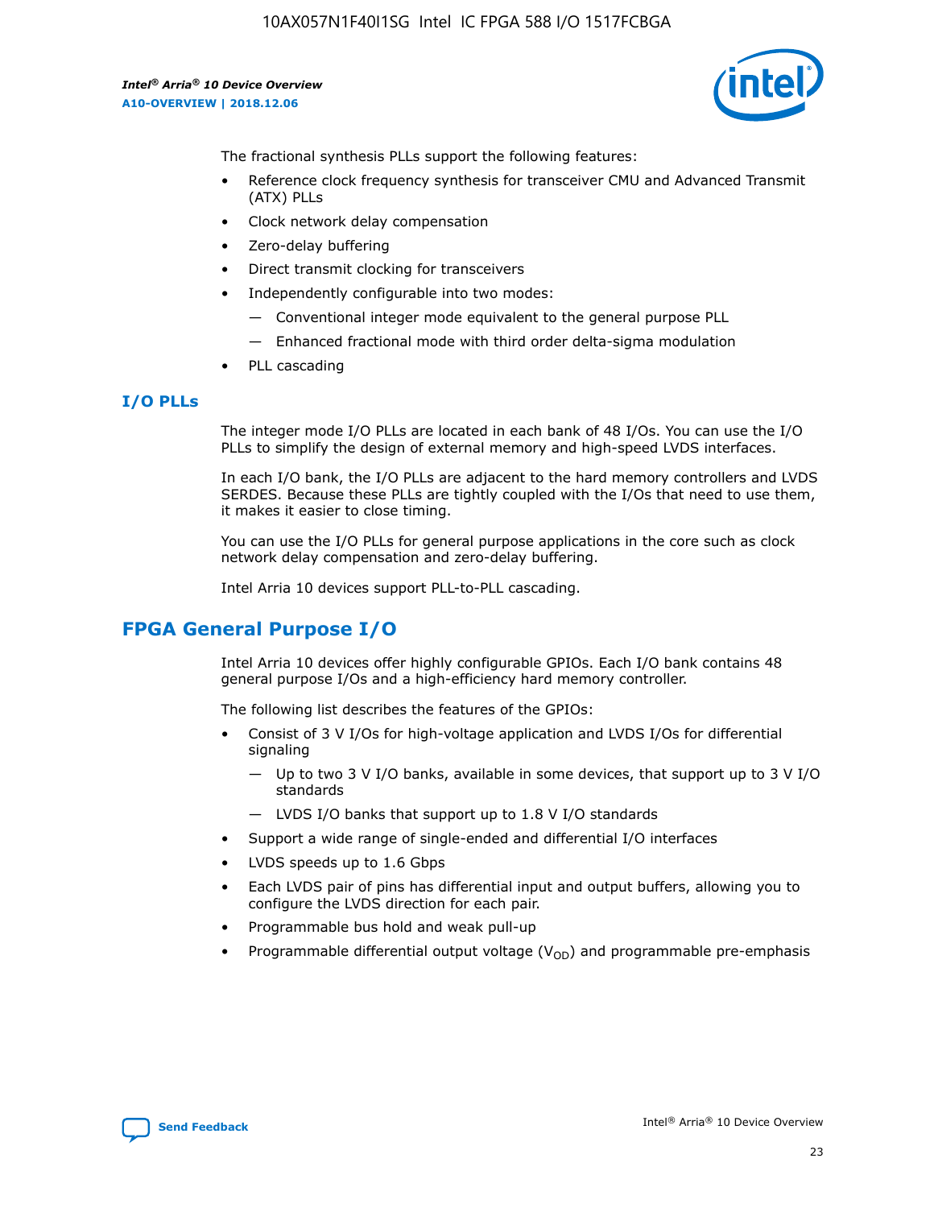The fractional synthesis PLLs support the following features:

- Reference clock frequency synthesis for transceiver CMU and Advanced Transmit (ATX) PLLs
- Clock network delay compensation
- Zero-delay buffering
- Direct transmit clocking for transceivers
- Independently configurable into two modes:
  - — Conventional integer mode equivalent to the general purpose PLL
  - — Enhanced fractional mode with third order delta-sigma modulation
- PLL cascading

### I/O PLLs

The integer mode I/O PLLs are located in each bank of 48 I/Os. You can use the I/O PLLs to simplify the design of external memory and high-speed LVDS interfaces.

In each I/O bank, the I/O PLLs are adjacent to the hard memory controllers and LVDS SERDES. Because these PLLs are tightly coupled with the I/Os that need to use them, it makes it easier to close timing.

You can use the I/O PLLs for general purpose applications in the core such as clock network delay compensation and zero-delay buffering.

Intel Arria 10 devices support PLL-to-PLL cascading.

## FPGA General Purpose I/O

Intel Arria 10 devices offer highly configurable GPIOs. Each I/O bank contains 48 general purpose I/Os and a high-efficiency hard memory controller.

The following list describes the features of the GPIOs:

- Consist of 3 V I/Os for high-voltage application and LVDS I/Os for differential signaling
  - — Up to two 3 V I/O banks, available in some devices, that support up to 3 V I/O standards
  - — LVDS I/O banks that support up to 1.8 V I/O standards
- Support a wide range of single-ended and differential I/O interfaces
- LVDS speeds up to 1.6 Gbps
- Each LVDS pair of pins has differential input and output buffers, allowing you to configure the LVDS direction for each pair.
- Programmable bus hold and weak pull-up
- Programmable differential output voltage ($V_{OD}$) and programmable pre-emphasis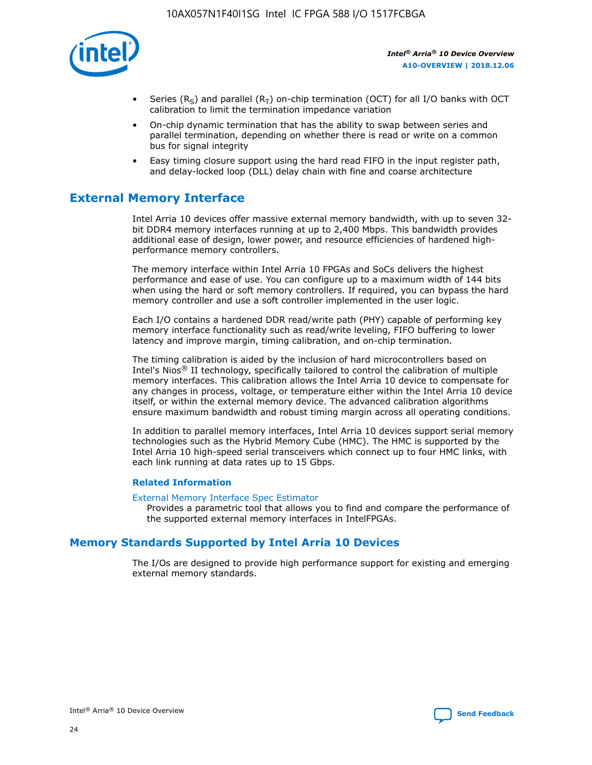- Series ($R_S$) and parallel ($R_T$) on-chip termination (OCT) for all I/O banks with OCT calibration to limit the termination impedance variation
- On-chip dynamic termination that has the ability to swap between series and parallel termination, depending on whether there is read or write on a common bus for signal integrity
- Easy timing closure support using the hard read FIFO in the input register path, and delay-locked loop (DLL) delay chain with fine and coarse architecture

## External Memory Interface

Intel Arria 10 devices offer massive external memory bandwidth, with up to seven 32-bit DDR4 memory interfaces running at up to 2,400 Mbps. This bandwidth provides additional ease of design, lower power, and resource efficiencies of hardened high-performance memory controllers.

The memory interface within Intel Arria 10 FPGAs and SoCs delivers the highest performance and ease of use. You can configure up to a maximum width of 144 bits when using the hard or soft memory controllers. If required, you can bypass the hard memory controller and use a soft controller implemented in the user logic.

Each I/O contains a hardened DDR read/write path (PHY) capable of performing key memory interface functionality such as read/write leveling, FIFO buffering to lower latency and improve margin, timing calibration, and on-chip termination.

The timing calibration is aided by the inclusion of hard microcontrollers based on Intel's Nios® II technology, specifically tailored to control the calibration of multiple memory interfaces. This calibration allows the Intel Arria 10 device to compensate for any changes in process, voltage, or temperature either within the Intel Arria 10 device itself, or within the external memory device. The advanced calibration algorithms ensure maximum bandwidth and robust timing margin across all operating conditions.

In addition to parallel memory interfaces, Intel Arria 10 devices support serial memory technologies such as the Hybrid Memory Cube (HMC). The HMC is supported by the Intel Arria 10 high-speed serial transceivers which connect up to four HMC links, with each link running at data rates up to 15 Gbps.

### Related Information

External Memory Interface Spec Estimator
Provides a parametric tool that allows you to find and compare the performance of the supported external memory interfaces in IntelFPGAs.

## Memory Standards Supported by Intel Arria 10 Devices

The I/Os are designed to provide high performance support for existing and emerging external memory standards.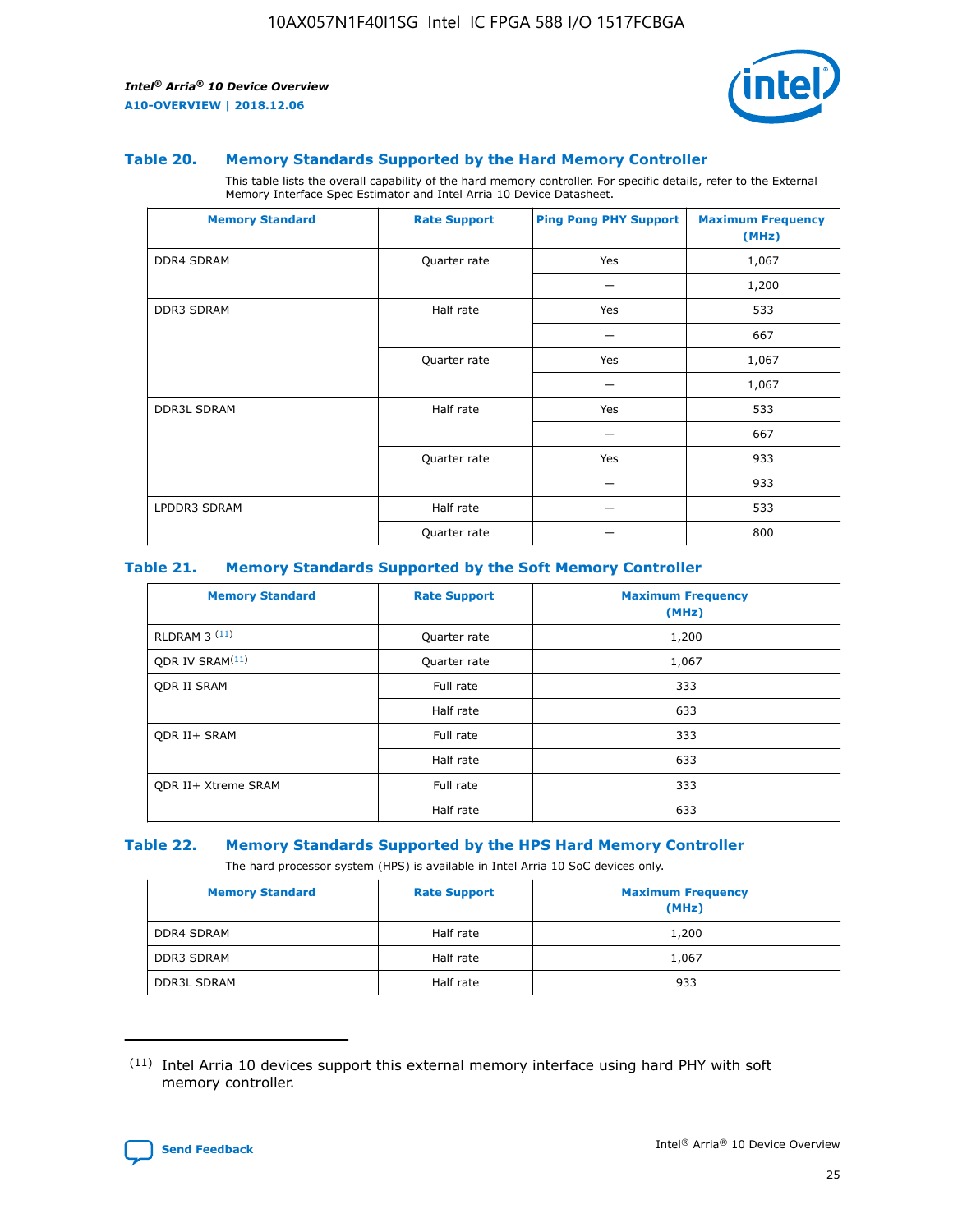### Table 20. Memory Standards Supported by the Hard Memory Controller

This table lists the overall capability of the hard memory controller. For specific details, refer to the External Memory Interface Spec Estimator and Intel Arria 10 Device Datasheet.

| Memory Standard | Rate Support | Ping Pong PHY Support | Maximum Frequency (MHz) |
|---|---|---|---|
| DDR4 SDRAM | Quarter rate | Yes | 1,067 |
| | | — | 1,200 |
| DDR3 SDRAM | Half rate | Yes | 533 |
| | | — | 667 |
| | Quarter rate | Yes | 1,067 |
| | | — | 1,067 |
| DDR3L SDRAM | Half rate | Yes | 533 |
| | | — | 667 |
| | Quarter rate | Yes | 933 |
| | | — | 933 |
| LPDDR3 SDRAM | Half rate | — | 533 |
| | Quarter rate | — | 800 |

### Table 21. Memory Standards Supported by the Soft Memory Controller

| Memory Standard | Rate Support | Maximum Frequency (MHz) |
|---|---|---|
| RLDRAM 3 (11) | Quarter rate | 1,200 |
| QDR IV SRAM(11) | Quarter rate | 1,067 |
| QDR II SRAM | Full rate | 333 |
| | Half rate | 633 |
| QDR II+ SRAM | Full rate | 333 |
| | Half rate | 633 |
| QDR II+ Xtreme SRAM | Full rate | 333 |
| | Half rate | 633 |

### Table 22. Memory Standards Supported by the HPS Hard Memory Controller

The hard processor system (HPS) is available in Intel Arria 10 SoC devices only.

| Memory Standard | Rate Support | Maximum Frequency (MHz) |
|---|---|---|
| DDR4 SDRAM | Half rate | 1,200 |
| DDR3 SDRAM | Half rate | 1,067 |
| DDR3L SDRAM | Half rate | 933 |

(11) Intel Arria 10 devices support this external memory interface using hard PHY with soft memory controller.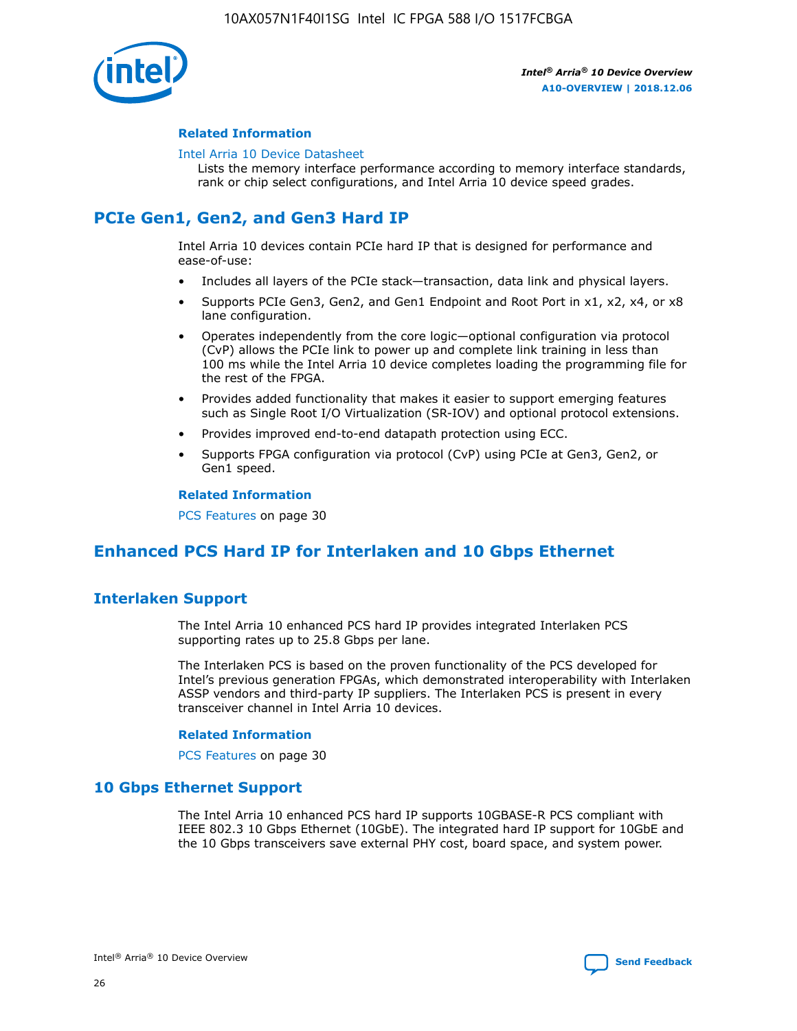### Related Information

Intel Arria 10 Device Datasheet
Lists the memory interface performance according to memory interface standards, rank or chip select configurations, and Intel Arria 10 device speed grades.

## PCIe Gen1, Gen2, and Gen3 Hard IP

Intel Arria 10 devices contain PCIe hard IP that is designed for performance and ease-of-use:

- Includes all layers of the PCIe stack—transaction, data link and physical layers.
- Supports PCIe Gen3, Gen2, and Gen1 Endpoint and Root Port in x1, x2, x4, or x8 lane configuration.
- Operates independently from the core logic—optional configuration via protocol (CvP) allows the PCIe link to power up and complete link training in less than 100 ms while the Intel Arria 10 device completes loading the programming file for the rest of the FPGA.
- Provides added functionality that makes it easier to support emerging features such as Single Root I/O Virtualization (SR-IOV) and optional protocol extensions.
- Provides improved end-to-end datapath protection using ECC.
- Supports FPGA configuration via protocol (CvP) using PCIe at Gen3, Gen2, or Gen1 speed.

### Related Information

PCS Features on page 30

## Enhanced PCS Hard IP for Interlaken and 10 Gbps Ethernet

### Interlaken Support

The Intel Arria 10 enhanced PCS hard IP provides integrated Interlaken PCS supporting rates up to 25.8 Gbps per lane.

The Interlaken PCS is based on the proven functionality of the PCS developed for Intel's previous generation FPGAs, which demonstrated interoperability with Interlaken ASSP vendors and third-party IP suppliers. The Interlaken PCS is present in every transceiver channel in Intel Arria 10 devices.

### Related Information

PCS Features on page 30

### 10 Gbps Ethernet Support

The Intel Arria 10 enhanced PCS hard IP supports 10GBASE-R PCS compliant with IEEE 802.3 10 Gbps Ethernet (10GbE). The integrated hard IP support for 10GbE and the 10 Gbps transceivers save external PHY cost, board space, and system power.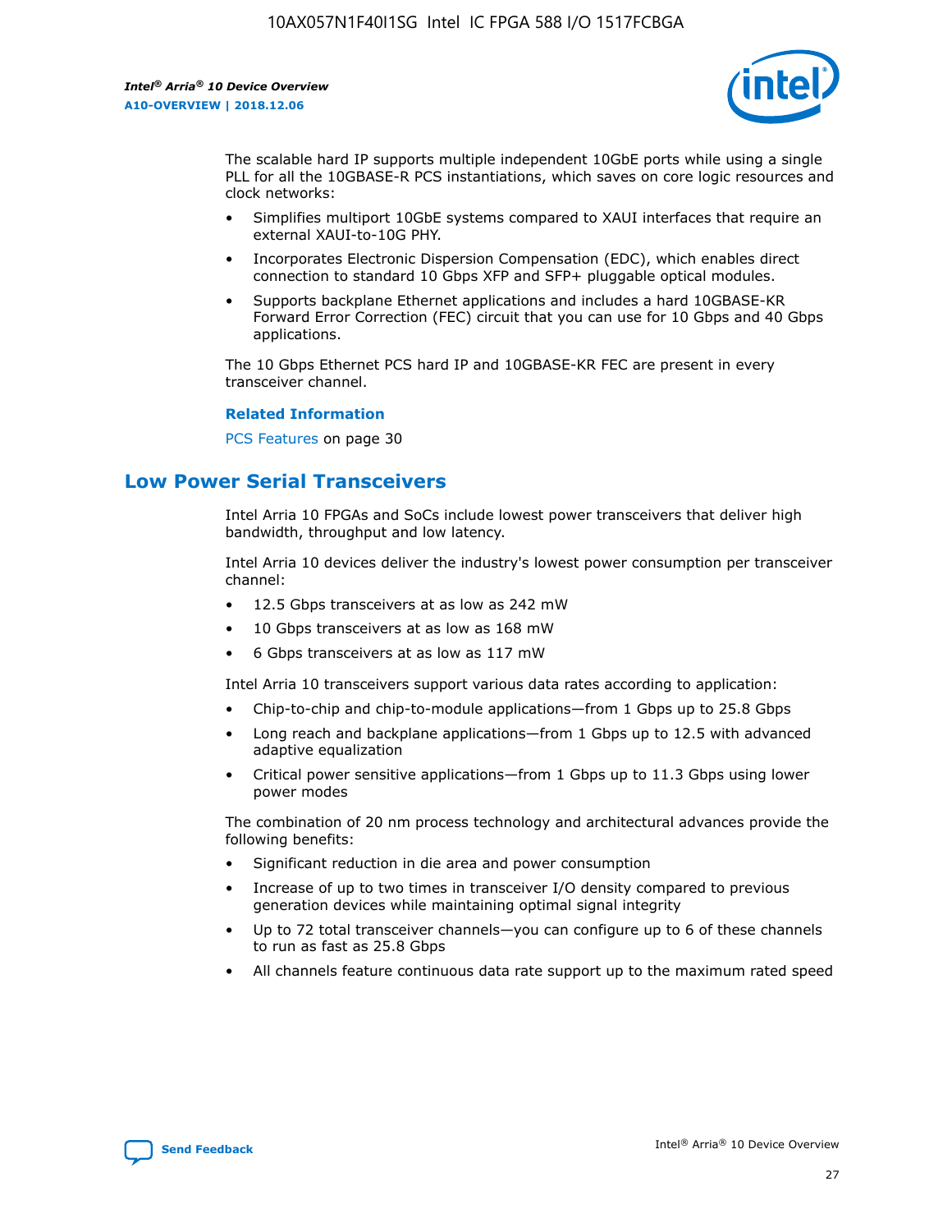The scalable hard IP supports multiple independent 10GbE ports while using a single PLL for all the 10GBASE-R PCS instantiations, which saves on core logic resources and clock networks:

- Simplifies multiport 10GbE systems compared to XAUI interfaces that require an external XAUI-to-10G PHY.
- Incorporates Electronic Dispersion Compensation (EDC), which enables direct connection to standard 10 Gbps XFP and SFP+ pluggable optical modules.
- Supports backplane Ethernet applications and includes a hard 10GBASE-KR Forward Error Correction (FEC) circuit that you can use for 10 Gbps and 40 Gbps applications.

The 10 Gbps Ethernet PCS hard IP and 10GBASE-KR FEC are present in every transceiver channel.

**Related Information**

PCS Features on page 30

## Low Power Serial Transceivers

Intel Arria 10 FPGAs and SoCs include lowest power transceivers that deliver high bandwidth, throughput and low latency.

Intel Arria 10 devices deliver the industry's lowest power consumption per transceiver channel:

- 12.5 Gbps transceivers at as low as 242 mW
- 10 Gbps transceivers at as low as 168 mW
- 6 Gbps transceivers at as low as 117 mW

Intel Arria 10 transceivers support various data rates according to application:

- Chip-to-chip and chip-to-module applications—from 1 Gbps up to 25.8 Gbps
- Long reach and backplane applications—from 1 Gbps up to 12.5 with advanced adaptive equalization
- Critical power sensitive applications—from 1 Gbps up to 11.3 Gbps using lower power modes

The combination of 20 nm process technology and architectural advances provide the following benefits:

- Significant reduction in die area and power consumption
- Increase of up to two times in transceiver I/O density compared to previous generation devices while maintaining optimal signal integrity
- Up to 72 total transceiver channels—you can configure up to 6 of these channels to run as fast as 25.8 Gbps
- All channels feature continuous data rate support up to the maximum rated speed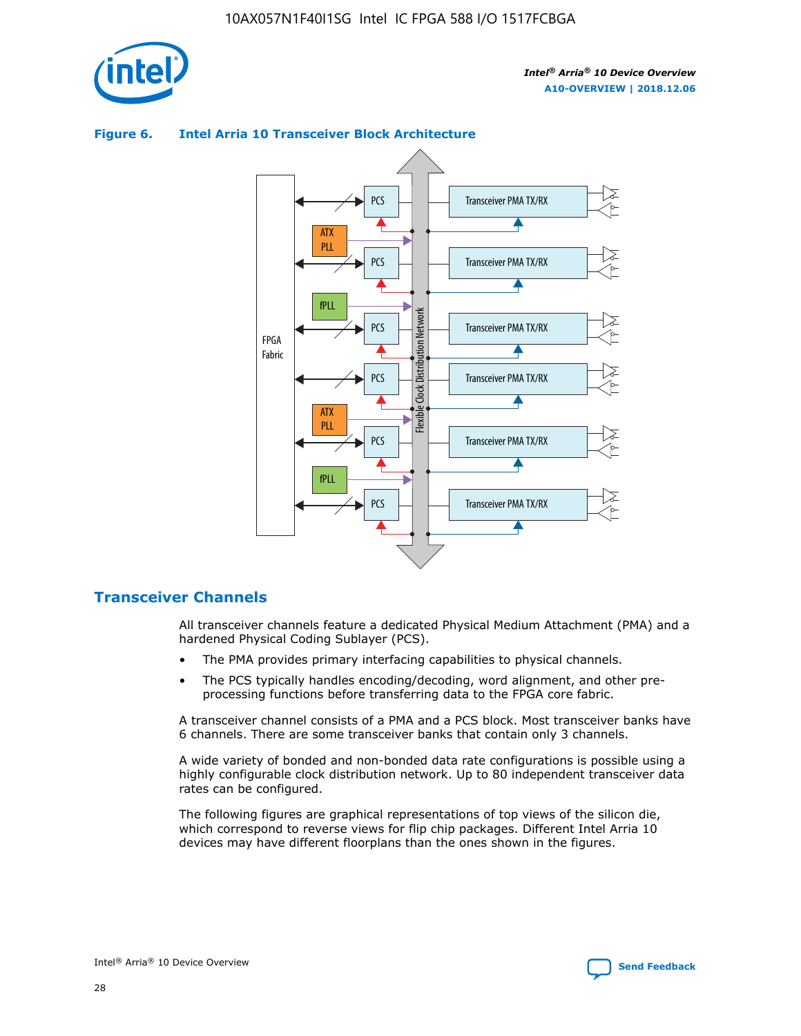**Figure 6. Intel Arria 10 Transceiver Block Architecture**

## Transceiver Channels

All transceiver channels feature a dedicated Physical Medium Attachment (PMA) and a hardened Physical Coding Sublayer (PCS).

- The PMA provides primary interfacing capabilities to physical channels.
- The PCS typically handles encoding/decoding, word alignment, and other pre-processing functions before transferring data to the FPGA core fabric.

A transceiver channel consists of a PMA and a PCS block. Most transceiver banks have 6 channels. There are some transceiver banks that contain only 3 channels.

A wide variety of bonded and non-bonded data rate configurations is possible using a highly configurable clock distribution network. Up to 80 independent transceiver data rates can be configured.

The following figures are graphical representations of top views of the silicon die, which correspond to reverse views for flip chip packages. Different Intel Arria 10 devices may have different floorplans than the ones shown in the figures.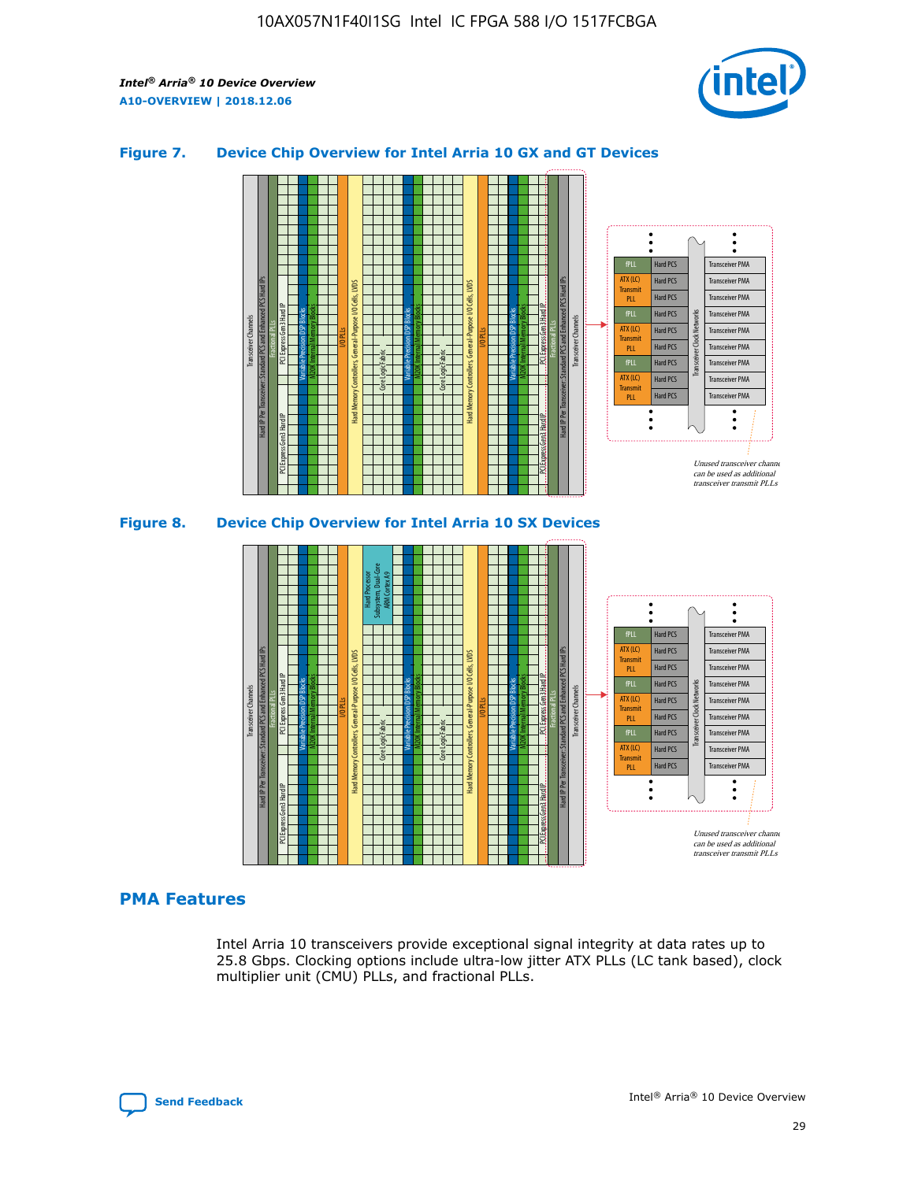## Figure 7. Device Chip Overview for Intel Arria 10 GX and GT Devices

## Figure 8. Device Chip Overview for Intel Arria 10 SX Devices

## PMA Features

Intel Arria 10 transceivers provide exceptional signal integrity at data rates up to 25.8 Gbps. Clocking options include ultra-low jitter ATX PLLs (LC tank based), clock multiplier unit (CMU) PLLs, and fractional PLLs.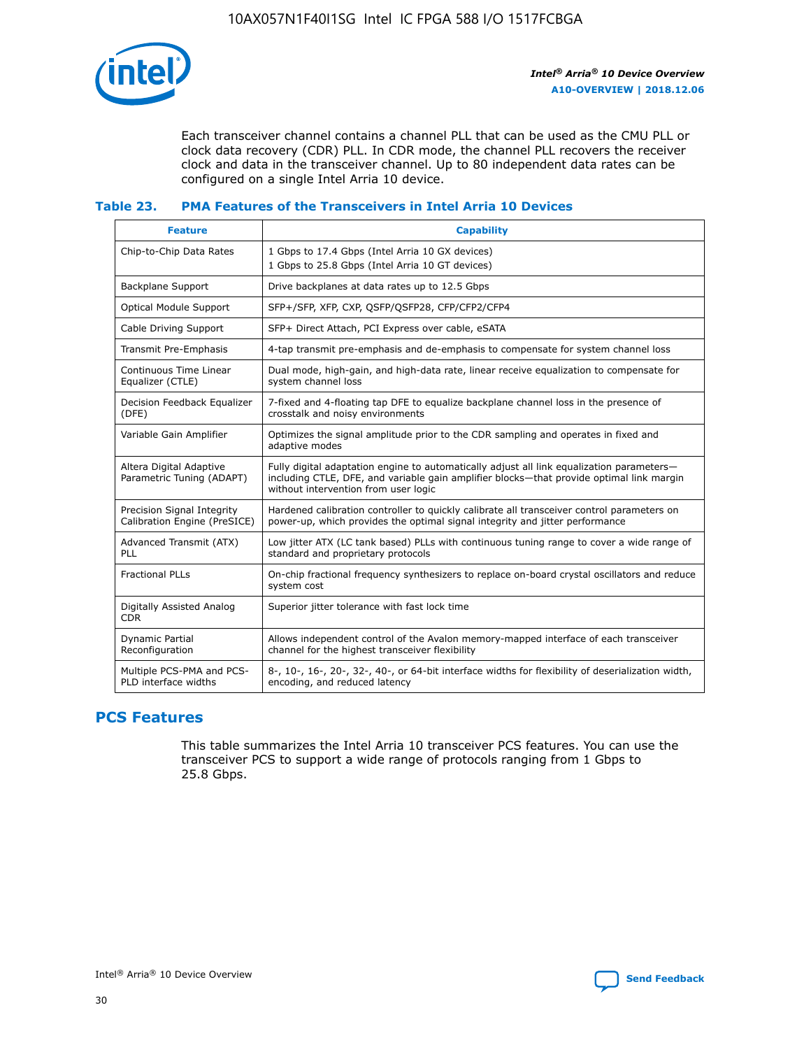Each transceiver channel contains a channel PLL that can be used as the CMU PLL or clock data recovery (CDR) PLL. In CDR mode, the channel PLL recovers the receiver clock and data in the transceiver channel. Up to 80 independent data rates can be configured on a single Intel Arria 10 device.

**Table 23. PMA Features of the Transceivers in Intel Arria 10 Devices**

| Feature | Capability |
| --- | --- |
| Chip-to-Chip Data Rates | 1 Gbps to 17.4 Gbps (Intel Arria 10 GX devices)<br>1 Gbps to 25.8 Gbps (Intel Arria 10 GT devices) |
| Backplane Support | Drive backplanes at data rates up to 12.5 Gbps |
| Optical Module Support | SFP+/SFP, XFP, CXP, QSFP/QSFP28, CFP/CFP2/CFP4 |
| Cable Driving Support | SFP+ Direct Attach, PCI Express over cable, eSATA |
| Transmit Pre-Emphasis | 4-tap transmit pre-emphasis and de-emphasis to compensate for system channel loss |
| Continuous Time Linear Equalizer (CTLE) | Dual mode, high-gain, and high-data rate, linear receive equalization to compensate for system channel loss |
| Decision Feedback Equalizer (DFE) | 7-fixed and 4-floating tap DFE to equalize backplane channel loss in the presence of crosstalk and noisy environments |
| Variable Gain Amplifier | Optimizes the signal amplitude prior to the CDR sampling and operates in fixed and adaptive modes |
| Altera Digital Adaptive Parametric Tuning (ADAPT) | Fully digital adaptation engine to automatically adjust all link equalization parameters—including CTLE, DFE, and variable gain amplifier blocks—that provide optimal link margin without intervention from user logic |
| Precision Signal Integrity Calibration Engine (PreSICE) | Hardened calibration controller to quickly calibrate all transceiver control parameters on power-up, which provides the optimal signal integrity and jitter performance |
| Advanced Transmit (ATX) PLL | Low jitter ATX (LC tank based) PLLs with continuous tuning range to cover a wide range of standard and proprietary protocols |
| Fractional PLLs | On-chip fractional frequency synthesizers to replace on-board crystal oscillators and reduce system cost |
| Digitally Assisted Analog CDR | Superior jitter tolerance with fast lock time |
| Dynamic Partial Reconfiguration | Allows independent control of the Avalon memory-mapped interface of each transceiver channel for the highest transceiver flexibility |
| Multiple PCS-PMA and PCS-PLD interface widths | 8-, 10-, 16-, 20-, 32-, 40-, or 64-bit interface widths for flexibility of deserialization width, encoding, and reduced latency |

## PCS Features

This table summarizes the Intel Arria 10 transceiver PCS features. You can use the transceiver PCS to support a wide range of protocols ranging from 1 Gbps to 25.8 Gbps.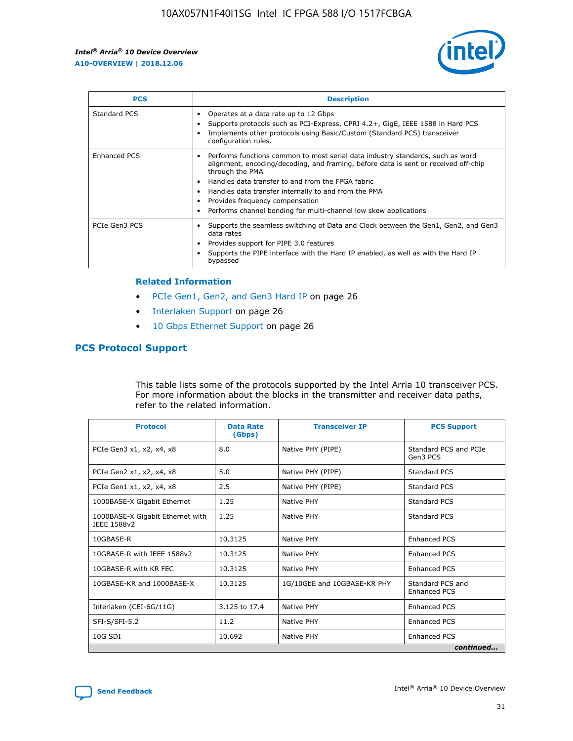| PCS | Description |
| --- | --- |
| Standard PCS | • Operates at a data rate up to 12 Gbps<br>• Supports protocols such as PCI-Express, CPRI 4.2+, GigE, IEEE 1588 in Hard PCS<br>• Implements other protocols using Basic/Custom (Standard PCS) transceiver configuration rules. |
| Enhanced PCS | • Performs functions common to most serial data industry standards, such as word alignment, encoding/decoding, and framing, before data is sent or received off-chip through the PMA<br>• Handles data transfer to and from the FPGA fabric<br>• Handles data transfer internally to and from the PMA<br>• Provides frequency compensation<br>• Performs channel bonding for multi-channel low skew applications |
| PCIe Gen3 PCS | • Supports the seamless switching of Data and Clock between the Gen1, Gen2, and Gen3 data rates<br>• Provides support for PIPE 3.0 features<br>• Supports the PIPE interface with the Hard IP enabled, as well as with the Hard IP bypassed |

**Related Information**

- PCIe Gen1, Gen2, and Gen3 Hard IP on page 26
- Interlaken Support on page 26
- 10 Gbps Ethernet Support on page 26

## PCS Protocol Support

This table lists some of the protocols supported by the Intel Arria 10 transceiver PCS. For more information about the blocks in the transmitter and receiver data paths, refer to the related information.

| Protocol | Data Rate (Gbps) | Transceiver IP | PCS Support |
| --- | --- | --- | --- |
| PCIe Gen3 x1, x2, x4, x8 | 8.0 | Native PHY (PIPE) | Standard PCS and PCIe Gen3 PCS |
| PCIe Gen2 x1, x2, x4, x8 | 5.0 | Native PHY (PIPE) | Standard PCS |
| PCIe Gen1 x1, x2, x4, x8 | 2.5 | Native PHY (PIPE) | Standard PCS |
| 1000BASE-X Gigabit Ethernet | 1.25 | Native PHY | Standard PCS |
| 1000BASE-X Gigabit Ethernet with IEEE 1588v2 | 1.25 | Native PHY | Standard PCS |
| 10GBASE-R | 10.3125 | Native PHY | Enhanced PCS |
| 10GBASE-R with IEEE 1588v2 | 10.3125 | Native PHY | Enhanced PCS |
| 10GBASE-R with KR FEC | 10.3125 | Native PHY | Enhanced PCS |
| 10GBASE-KR and 1000BASE-X | 10.3125 | 1G/10GbE and 10GBASE-KR PHY | Standard PCS and Enhanced PCS |
| Interlaken (CEI-6G/11G) | 3.125 to 17.4 | Native PHY | Enhanced PCS |
| SFI-S/SFI-5.2 | 11.2 | Native PHY | Enhanced PCS |
| 10G SDI | 10.692 | Native PHY | Enhanced PCS |

*continued...*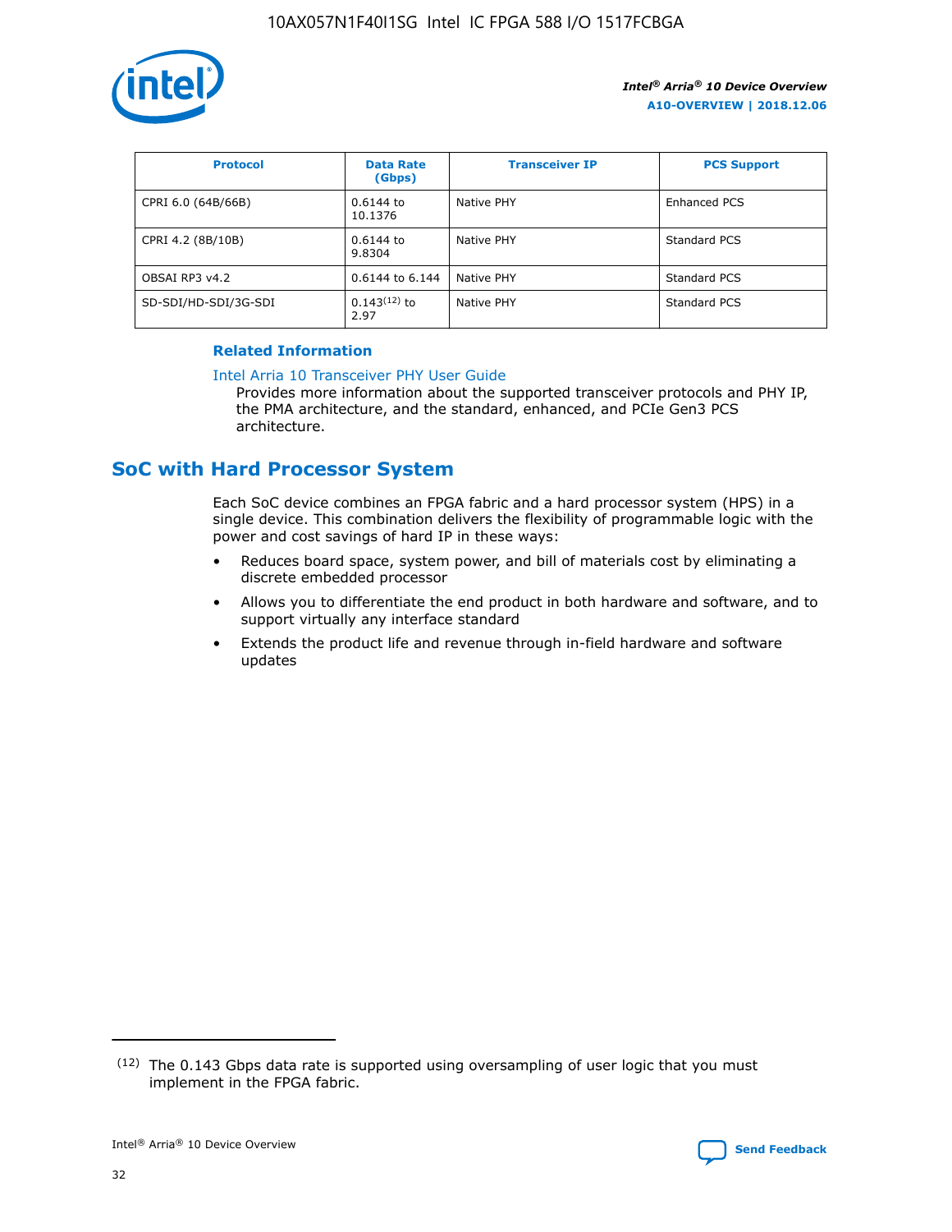| Protocol | Data Rate (Gbps) | Transceiver IP | PCS Support |
|---|---|---|---|
| CPRI 6.0 (64B/66B) | 0.6144 to 10.1376 | Native PHY | Enhanced PCS |
| CPRI 4.2 (8B/10B) | 0.6144 to 9.8304 | Native PHY | Standard PCS |
| OBSAI RP3 v4.2 | 0.6144 to 6.144 | Native PHY | Standard PCS |
| SD-SDI/HD-SDI/3G-SDI | 0.143[12] to 2.97 | Native PHY | Standard PCS |

**Related Information**

Intel Arria 10 Transceiver PHY User Guide
Provides more information about the supported transceiver protocols and PHY IP, the PMA architecture, and the standard, enhanced, and PCIe Gen3 PCS architecture.

## SoC with Hard Processor System

Each SoC device combines an FPGA fabric and a hard processor system (HPS) in a single device. This combination delivers the flexibility of programmable logic with the power and cost savings of hard IP in these ways:

- Reduces board space, system power, and bill of materials cost by eliminating a discrete embedded processor
- Allows you to differentiate the end product in both hardware and software, and to support virtually any interface standard
- Extends the product life and revenue through in-field hardware and software updates

[12] The 0.143 Gbps data rate is supported using oversampling of user logic that you must implement in the FPGA fabric.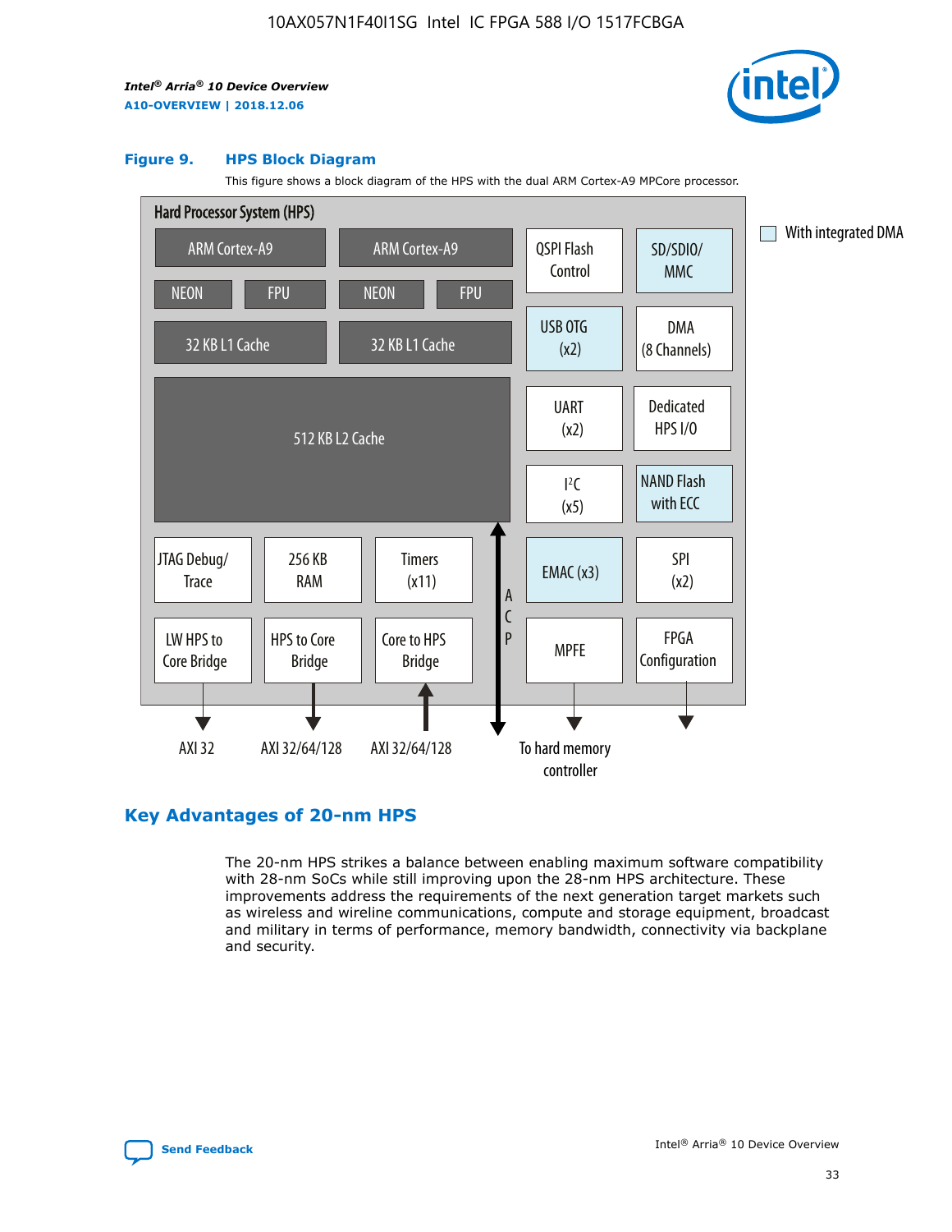**Figure 9. HPS Block Diagram**

This figure shows a block diagram of the HPS with the dual ARM Cortex-A9 MPCore processor.

## Key Advantages of 20-nm HPS

The 20-nm HPS strikes a balance between enabling maximum software compatibility with 28-nm SoCs while still improving upon the 28-nm HPS architecture. These improvements address the requirements of the next generation target markets such as wireless and wireline communications, compute and storage equipment, broadcast and military in terms of performance, memory bandwidth, connectivity via backplane and security.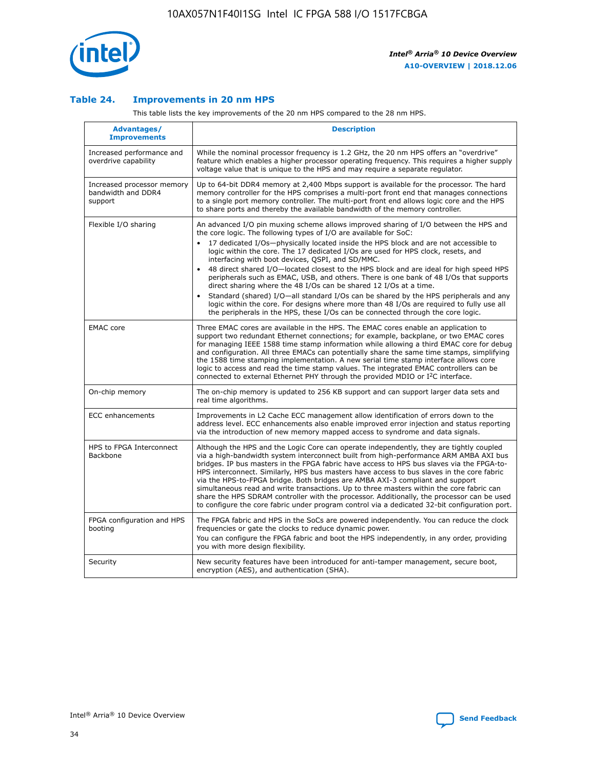### Table 24. Improvements in 20 nm HPS

This table lists the key improvements of the 20 nm HPS compared to the 28 nm HPS.

| Advantages/ Improvements | Description |
|---|---|
| Increased performance and overdrive capability | While the nominal processor frequency is 1.2 GHz, the 20 nm HPS offers an "overdrive" feature which enables a higher processor operating frequency. This requires a higher supply voltage value that is unique to the HPS and may require a separate regulator. |
| Increased processor memory bandwidth and DDR4 support | Up to 64-bit DDR4 memory at 2,400 Mbps support is available for the processor. The hard memory controller for the HPS comprises a multi-port front end that manages connections to a single port memory controller. The multi-port front end allows logic core and the HPS to share ports and thereby the available bandwidth of the memory controller. |
| Flexible I/O sharing | An advanced I/O pin muxing scheme allows improved sharing of I/O between the HPS and the core logic. The following types of I/O are available for SoC: <br>• 17 dedicated I/Os—physically located inside the HPS block and are not accessible to logic within the core. The 17 dedicated I/Os are used for HPS clock, resets, and interfacing with boot devices, QSPI, and SD/MMC. <br>• 48 direct shared I/O—located closest to the HPS block and are ideal for high speed HPS peripherals such as EMAC, USB, and others. There is one bank of 48 I/Os that supports direct sharing where the 48 I/Os can be shared 12 I/Os at a time. <br>• Standard (shared) I/O—all standard I/Os can be shared by the HPS peripherals and any logic within the core. For designs where more than 48 I/Os are required to fully use all the peripherals in the HPS, these I/Os can be connected through the core logic. |
| EMAC core | Three EMAC cores are available in the HPS. The EMAC cores enable an application to support two redundant Ethernet connections; for example, backplane, or two EMAC cores for managing IEEE 1588 time stamp information while allowing a third EMAC core for debug and configuration. All three EMACs can potentially share the same time stamps, simplifying the 1588 time stamping implementation. A new serial time stamp interface allows core logic to access and read the time stamp values. The integrated EMAC controllers can be connected to external Ethernet PHY through the provided MDIO or I²C interface. |
| On-chip memory | The on-chip memory is updated to 256 KB support and can support larger data sets and real time algorithms. |
| ECC enhancements | Improvements in L2 Cache ECC management allow identification of errors down to the address level. ECC enhancements also enable improved error injection and status reporting via the introduction of new memory mapped access to syndrome and data signals. |
| HPS to FPGA Interconnect Backbone | Although the HPS and the Logic Core can operate independently, they are tightly coupled via a high-bandwidth system interconnect built from high-performance ARM AMBA AXI bus bridges. IP bus masters in the FPGA fabric have access to HPS bus slaves via the FPGA-to-HPS interconnect. Similarly, HPS bus masters have access to bus slaves in the core fabric via the HPS-to-FPGA bridge. Both bridges are AMBA AXI-3 compliant and support simultaneous read and write transactions. Up to three masters within the core fabric can share the HPS SDRAM controller with the processor. Additionally, the processor can be used to configure the core fabric under program control via a dedicated 32-bit configuration port. |
| FPGA configuration and HPS booting | The FPGA fabric and HPS in the SoCs are powered independently. You can reduce the clock frequencies or gate the clocks to reduce dynamic power. <br>You can configure the FPGA fabric and boot the HPS independently, in any order, providing you with more design flexibility. |
| Security | New security features have been introduced for anti-tamper management, secure boot, encryption (AES), and authentication (SHA). |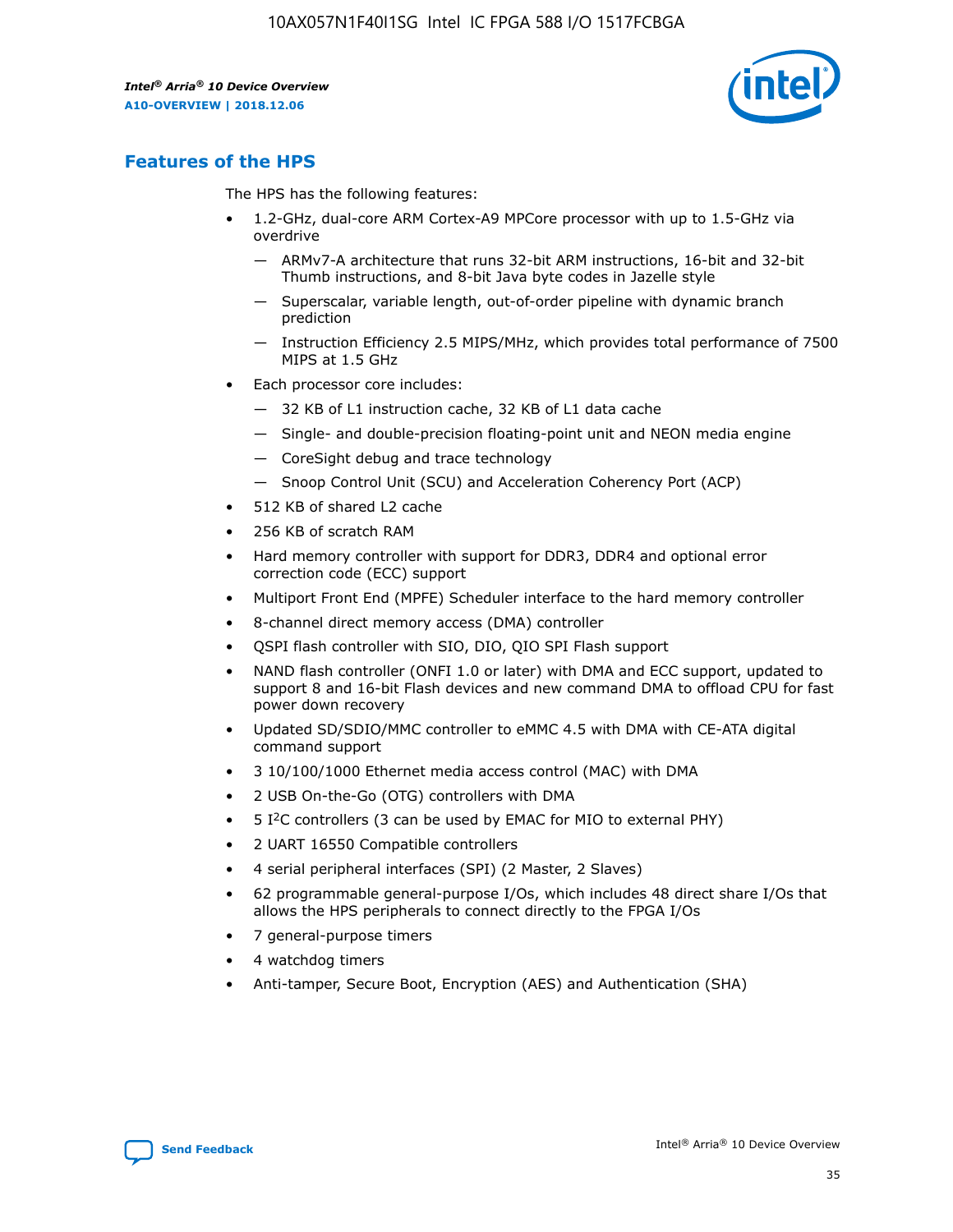## Features of the HPS

The HPS has the following features:

- 1.2-GHz, dual-core ARM Cortex-A9 MPCore processor with up to 1.5-GHz via overdrive
  - — ARMv7-A architecture that runs 32-bit ARM instructions, 16-bit and 32-bit Thumb instructions, and 8-bit Java byte codes in Jazelle style
  - — Superscalar, variable length, out-of-order pipeline with dynamic branch prediction
  - — Instruction Efficiency 2.5 MIPS/MHz, which provides total performance of 7500 MIPS at 1.5 GHz
- Each processor core includes:
  - — 32 KB of L1 instruction cache, 32 KB of L1 data cache
  - — Single- and double-precision floating-point unit and NEON media engine
  - — CoreSight debug and trace technology
  - — Snoop Control Unit (SCU) and Acceleration Coherency Port (ACP)
- 512 KB of shared L2 cache
- 256 KB of scratch RAM
- Hard memory controller with support for DDR3, DDR4 and optional error correction code (ECC) support
- Multiport Front End (MPFE) Scheduler interface to the hard memory controller
- 8-channel direct memory access (DMA) controller
- QSPI flash controller with SIO, DIO, QIO SPI Flash support
- NAND flash controller (ONFI 1.0 or later) with DMA and ECC support, updated to support 8 and 16-bit Flash devices and new command DMA to offload CPU for fast power down recovery
- Updated SD/SDIO/MMC controller to eMMC 4.5 with DMA with CE-ATA digital command support
- 3 10/100/1000 Ethernet media access control (MAC) with DMA
- 2 USB On-the-Go (OTG) controllers with DMA
- 5 I²C controllers (3 can be used by EMAC for MIO to external PHY)
- 2 UART 16550 Compatible controllers
- 4 serial peripheral interfaces (SPI) (2 Master, 2 Slaves)
- 62 programmable general-purpose I/Os, which includes 48 direct share I/Os that allows the HPS peripherals to connect directly to the FPGA I/Os
- 7 general-purpose timers
- 4 watchdog timers
- Anti-tamper, Secure Boot, Encryption (AES) and Authentication (SHA)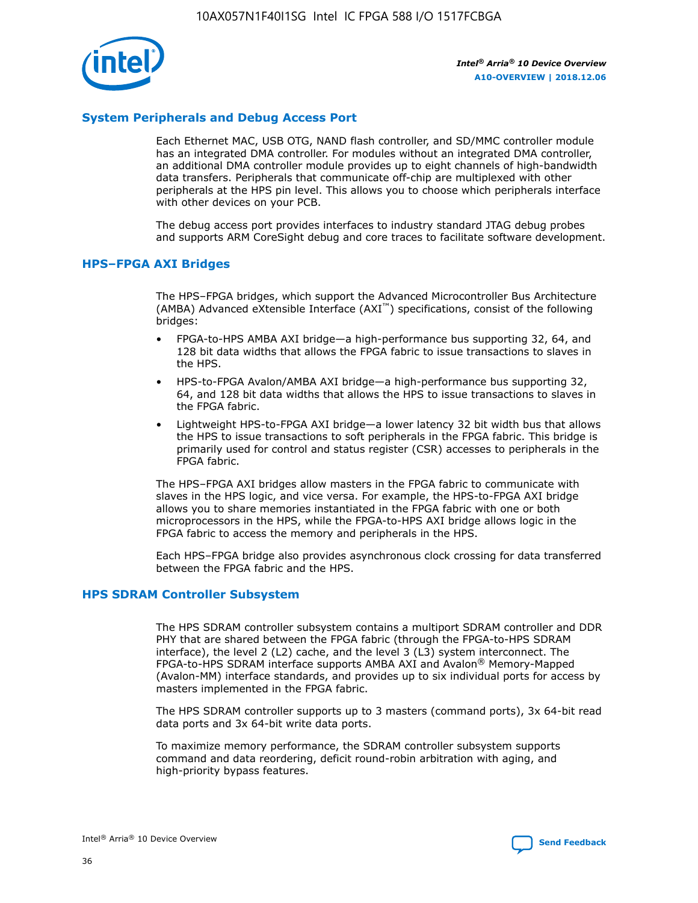## System Peripherals and Debug Access Port

Each Ethernet MAC, USB OTG, NAND flash controller, and SD/MMC controller module has an integrated DMA controller. For modules without an integrated DMA controller, an additional DMA controller module provides up to eight channels of high-bandwidth data transfers. Peripherals that communicate off-chip are multiplexed with other peripherals at the HPS pin level. This allows you to choose which peripherals interface with other devices on your PCB.

The debug access port provides interfaces to industry standard JTAG debug probes and supports ARM CoreSight debug and core traces to facilitate software development.

## HPS–FPGA AXI Bridges

The HPS–FPGA bridges, which support the Advanced Microcontroller Bus Architecture (AMBA) Advanced eXtensible Interface (AXI™) specifications, consist of the following bridges:

- FPGA-to-HPS AMBA AXI bridge—a high-performance bus supporting 32, 64, and 128 bit data widths that allows the FPGA fabric to issue transactions to slaves in the HPS.
- HPS-to-FPGA Avalon/AMBA AXI bridge—a high-performance bus supporting 32, 64, and 128 bit data widths that allows the HPS to issue transactions to slaves in the FPGA fabric.
- Lightweight HPS-to-FPGA AXI bridge—a lower latency 32 bit width bus that allows the HPS to issue transactions to soft peripherals in the FPGA fabric. This bridge is primarily used for control and status register (CSR) accesses to peripherals in the FPGA fabric.

The HPS–FPGA AXI bridges allow masters in the FPGA fabric to communicate with slaves in the HPS logic, and vice versa. For example, the HPS-to-FPGA AXI bridge allows you to share memories instantiated in the FPGA fabric with one or both microprocessors in the HPS, while the FPGA-to-HPS AXI bridge allows logic in the FPGA fabric to access the memory and peripherals in the HPS.

Each HPS–FPGA bridge also provides asynchronous clock crossing for data transferred between the FPGA fabric and the HPS.

## HPS SDRAM Controller Subsystem

The HPS SDRAM controller subsystem contains a multiport SDRAM controller and DDR PHY that are shared between the FPGA fabric (through the FPGA-to-HPS SDRAM interface), the level 2 (L2) cache, and the level 3 (L3) system interconnect. The FPGA-to-HPS SDRAM interface supports AMBA AXI and Avalon® Memory-Mapped (Avalon-MM) interface standards, and provides up to six individual ports for access by masters implemented in the FPGA fabric.

The HPS SDRAM controller supports up to 3 masters (command ports), 3x 64-bit read data ports and 3x 64-bit write data ports.

To maximize memory performance, the SDRAM controller subsystem supports command and data reordering, deficit round-robin arbitration with aging, and high-priority bypass features.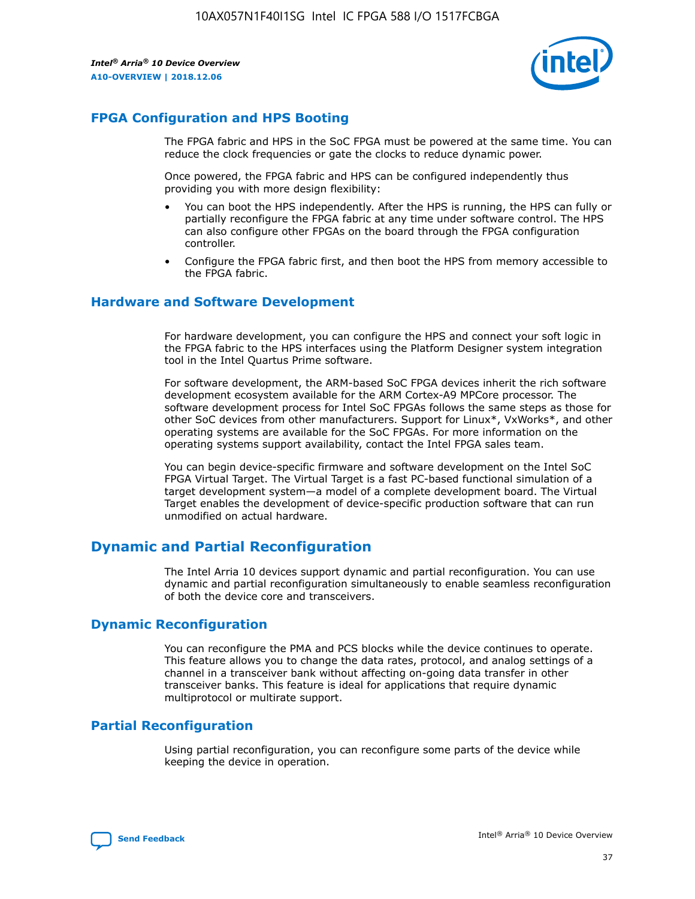## FPGA Configuration and HPS Booting

The FPGA fabric and HPS in the SoC FPGA must be powered at the same time. You can reduce the clock frequencies or gate the clocks to reduce dynamic power.

Once powered, the FPGA fabric and HPS can be configured independently thus providing you with more design flexibility:

- You can boot the HPS independently. After the HPS is running, the HPS can fully or partially reconfigure the FPGA fabric at any time under software control. The HPS can also configure other FPGAs on the board through the FPGA configuration controller.
- Configure the FPGA fabric first, and then boot the HPS from memory accessible to the FPGA fabric.

## Hardware and Software Development

For hardware development, you can configure the HPS and connect your soft logic in the FPGA fabric to the HPS interfaces using the Platform Designer system integration tool in the Intel Quartus Prime software.

For software development, the ARM-based SoC FPGA devices inherit the rich software development ecosystem available for the ARM Cortex-A9 MPCore processor. The software development process for Intel SoC FPGAs follows the same steps as those for other SoC devices from other manufacturers. Support for Linux*, VxWorks*, and other operating systems are available for the SoC FPGAs. For more information on the operating systems support availability, contact the Intel FPGA sales team.

You can begin device-specific firmware and software development on the Intel SoC FPGA Virtual Target. The Virtual Target is a fast PC-based functional simulation of a target development system—a model of a complete development board. The Virtual Target enables the development of device-specific production software that can run unmodified on actual hardware.

## Dynamic and Partial Reconfiguration

The Intel Arria 10 devices support dynamic and partial reconfiguration. You can use dynamic and partial reconfiguration simultaneously to enable seamless reconfiguration of both the device core and transceivers.

## Dynamic Reconfiguration

You can reconfigure the PMA and PCS blocks while the device continues to operate. This feature allows you to change the data rates, protocol, and analog settings of a channel in a transceiver bank without affecting on-going data transfer in other transceiver banks. This feature is ideal for applications that require dynamic multiprotocol or multirate support.

## Partial Reconfiguration

Using partial reconfiguration, you can reconfigure some parts of the device while keeping the device in operation.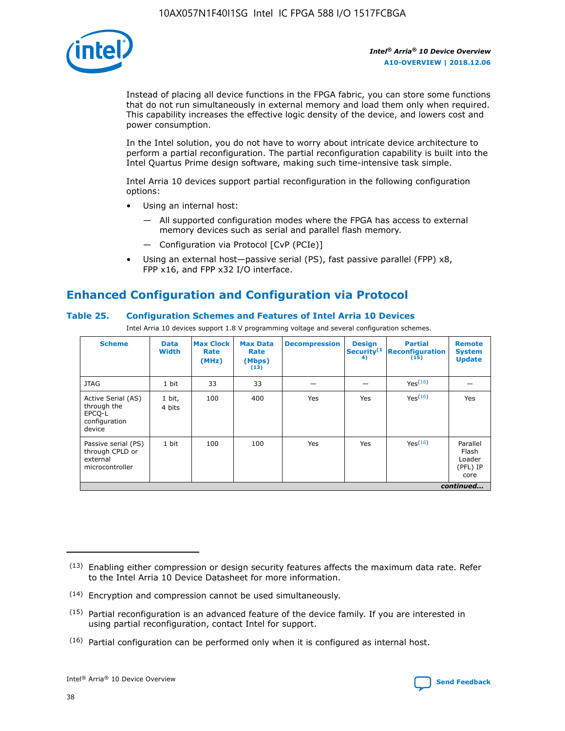Instead of placing all device functions in the FPGA fabric, you can store some functions that do not run simultaneously in external memory and load them only when required. This capability increases the effective logic density of the device, and lowers cost and power consumption.

In the Intel solution, you do not have to worry about intricate device architecture to perform a partial reconfiguration. The partial reconfiguration capability is built into the Intel Quartus Prime design software, making such time-intensive task simple.

Intel Arria 10 devices support partial reconfiguration in the following configuration options:

- Using an internal host:
  - — All supported configuration modes where the FPGA has access to external memory devices such as serial and parallel flash memory.
  - — Configuration via Protocol [CvP (PCIe)]
- Using an external host—passive serial (PS), fast passive parallel (FPP) x8, FPP x16, and FPP x32 I/O interface.

## Enhanced Configuration and Configuration via Protocol

### Table 25. Configuration Schemes and Features of Intel Arria 10 Devices

Intel Arria 10 devices support 1.8 V programming voltage and several configuration schemes.

| Scheme | Data Width | Max Clock Rate (MHz) | Max Data Rate (Mbps) (13) | Decompression | Design Security (14) | Partial Reconfiguration (15) | Remote System Update |
|---|---|---|---|---|---|---|---|
| JTAG | 1 bit | 33 | 33 | — | — | Yes(16) | — |
| Active Serial (AS) through the EPCQ-L configuration device | 1 bit, 4 bits | 100 | 400 | Yes | Yes | Yes(16) | Yes |
| Passive serial (PS) through CPLD or external microcontroller | 1 bit | 100 | 100 | Yes | Yes | Yes(16) | Parallel Flash Loader (PFL) IP core |

*continued...*

(13) Enabling either compression or design security features affects the maximum data rate. Refer to the Intel Arria 10 Device Datasheet for more information.

(14) Encryption and compression cannot be used simultaneously.

(15) Partial reconfiguration is an advanced feature of the device family. If you are interested in using partial reconfiguration, contact Intel for support.

(16) Partial configuration can be performed only when it is configured as internal host.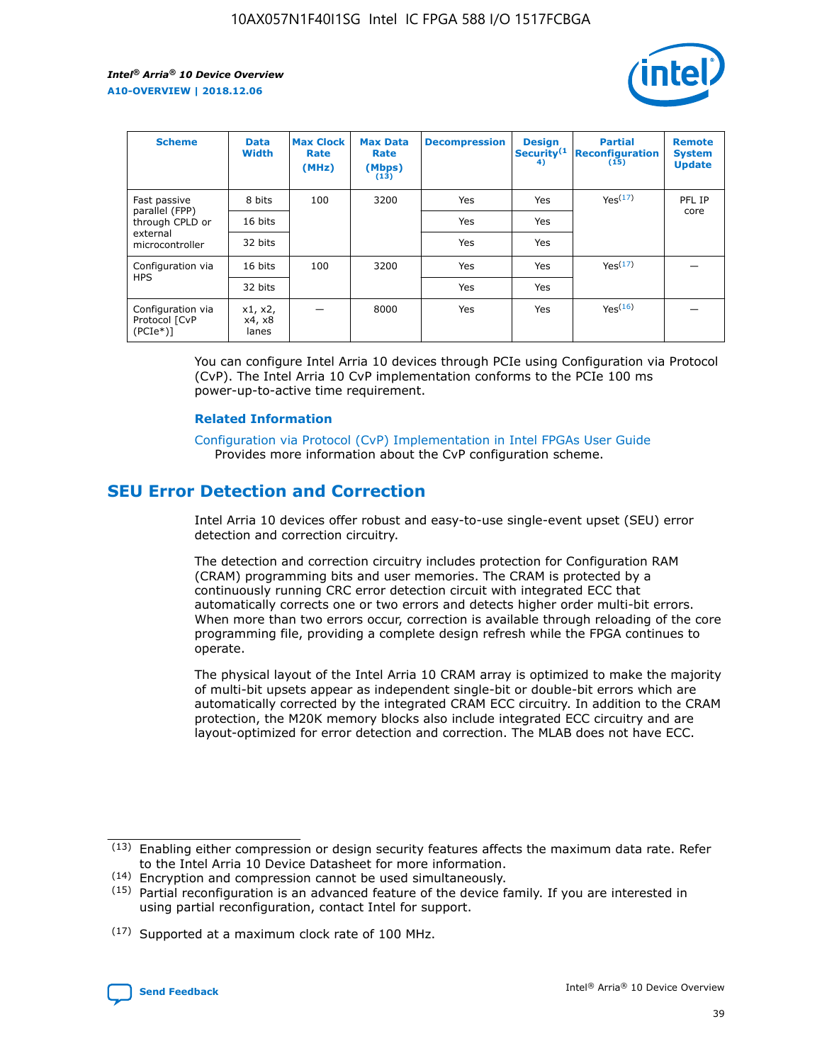| Scheme | Data Width | Max Clock Rate (MHz) | Max Data Rate (Mbps) (13) | Decompression | Design Security(14) | Partial Reconfiguration (15) | Remote System Update |
| --- | --- | --- | --- | --- | --- | --- | --- |
| Fast passive parallel (FPP) through CPLD or external microcontroller | 8 bits | 100 | 3200 | Yes | Yes | Yes(17) | PFL IP core |
| | 16 bits | | | Yes | Yes | | |
| | 32 bits | | | Yes | Yes | | |
| Configuration via HPS | 16 bits | 100 | 3200 | Yes | Yes | Yes(17) | — |
| | 32 bits | | | Yes | Yes | | |
| Configuration via Protocol [CvP (PCIe*)] | x1, x2, x4, x8 lanes | — | 8000 | Yes | Yes | Yes(16) | — |

You can configure Intel Arria 10 devices through PCIe using Configuration via Protocol (CvP). The Intel Arria 10 CvP implementation conforms to the PCIe 100 ms power-up-to-active time requirement.

**Related Information**

Configuration via Protocol (CvP) Implementation in Intel FPGAs User Guide
Provides more information about the CvP configuration scheme.

## SEU Error Detection and Correction

Intel Arria 10 devices offer robust and easy-to-use single-event upset (SEU) error detection and correction circuitry.

The detection and correction circuitry includes protection for Configuration RAM (CRAM) programming bits and user memories. The CRAM is protected by a continuously running CRC error detection circuit with integrated ECC that automatically corrects one or two errors and detects higher order multi-bit errors. When more than two errors occur, correction is available through reloading of the core programming file, providing a complete design refresh while the FPGA continues to operate.

The physical layout of the Intel Arria 10 CRAM array is optimized to make the majority of multi-bit upsets appear as independent single-bit or double-bit errors which are automatically corrected by the integrated CRAM ECC circuitry. In addition to the CRAM protection, the M20K memory blocks also include integrated ECC circuitry and are layout-optimized for error detection and correction. The MLAB does not have ECC.

(13) Enabling either compression or design security features affects the maximum data rate. Refer to the Intel Arria 10 Device Datasheet for more information.

(14) Encryption and compression cannot be used simultaneously.

(15) Partial reconfiguration is an advanced feature of the device family. If you are interested in using partial reconfiguration, contact Intel for support.

(17) Supported at a maximum clock rate of 100 MHz.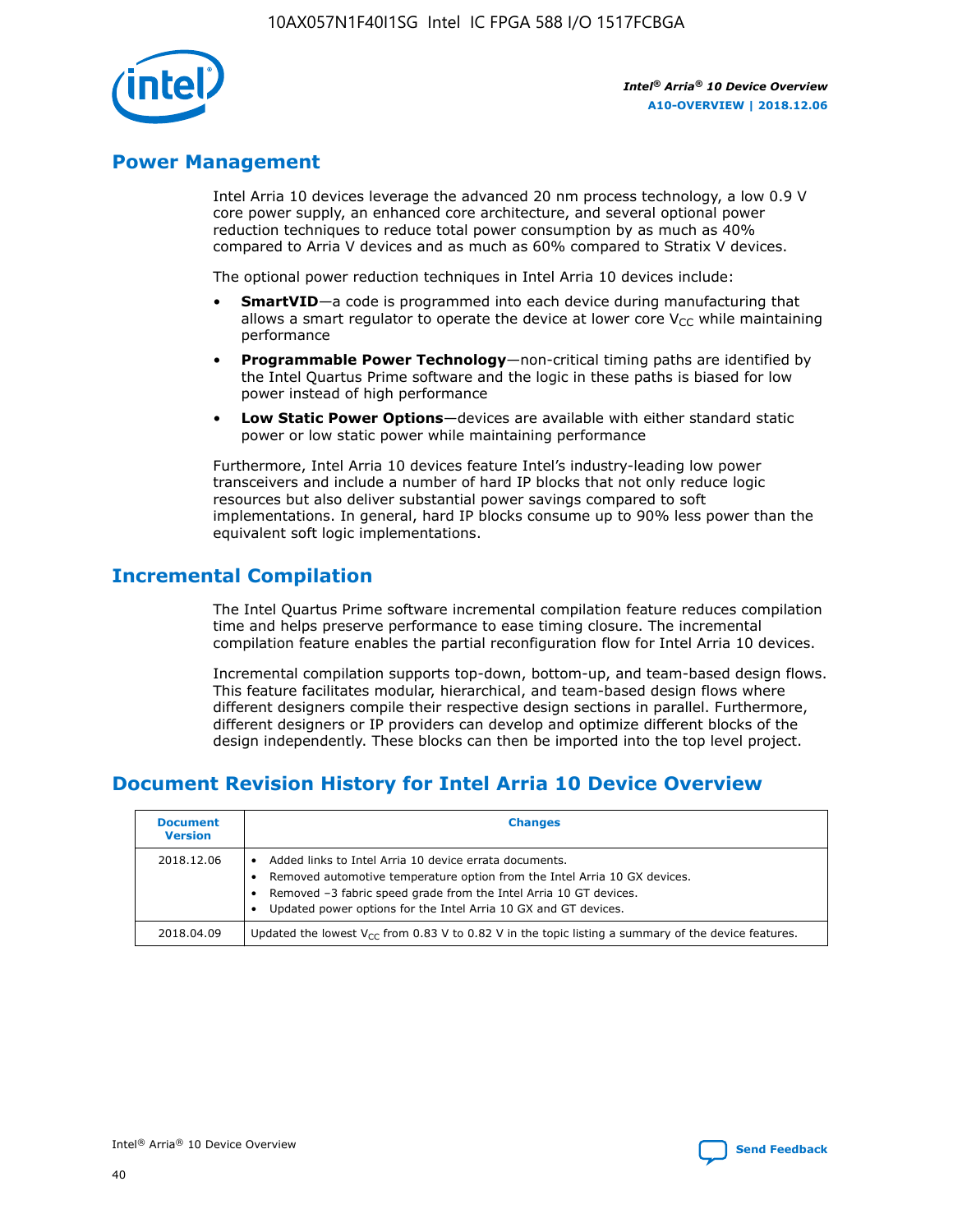## Power Management

Intel Arria 10 devices leverage the advanced 20 nm process technology, a low 0.9 V core power supply, an enhanced core architecture, and several optional power reduction techniques to reduce total power consumption by as much as 40% compared to Arria V devices and as much as 60% compared to Stratix V devices.

The optional power reduction techniques in Intel Arria 10 devices include:

- **SmartVID**—a code is programmed into each device during manufacturing that allows a smart regulator to operate the device at lower core $V_{CC}$ while maintaining performance
- **Programmable Power Technology**—non-critical timing paths are identified by the Intel Quartus Prime software and the logic in these paths is biased for low power instead of high performance
- **Low Static Power Options**—devices are available with either standard static power or low static power while maintaining performance

Furthermore, Intel Arria 10 devices feature Intel's industry-leading low power transceivers and include a number of hard IP blocks that not only reduce logic resources but also deliver substantial power savings compared to soft implementations. In general, hard IP blocks consume up to 90% less power than the equivalent soft logic implementations.

## Incremental Compilation

The Intel Quartus Prime software incremental compilation feature reduces compilation time and helps preserve performance to ease timing closure. The incremental compilation feature enables the partial reconfiguration flow for Intel Arria 10 devices.

Incremental compilation supports top-down, bottom-up, and team-based design flows. This feature facilitates modular, hierarchical, and team-based design flows where different designers compile their respective design sections in parallel. Furthermore, different designers or IP providers can develop and optimize different blocks of the design independently. These blocks can then be imported into the top level project.

## Document Revision History for Intel Arria 10 Device Overview

| Document Version | Changes |
|---|---|
| 2018.12.06 | • Added links to Intel Arria 10 device errata documents.<br>• Removed automotive temperature option from the Intel Arria 10 GX devices.<br>• Removed –3 fabric speed grade from the Intel Arria 10 GT devices.<br>• Updated power options for the Intel Arria 10 GX and GT devices. |
| 2018.04.09 | Updated the lowest $V_{CC}$ from 0.83 V to 0.82 V in the topic listing a summary of the device features. |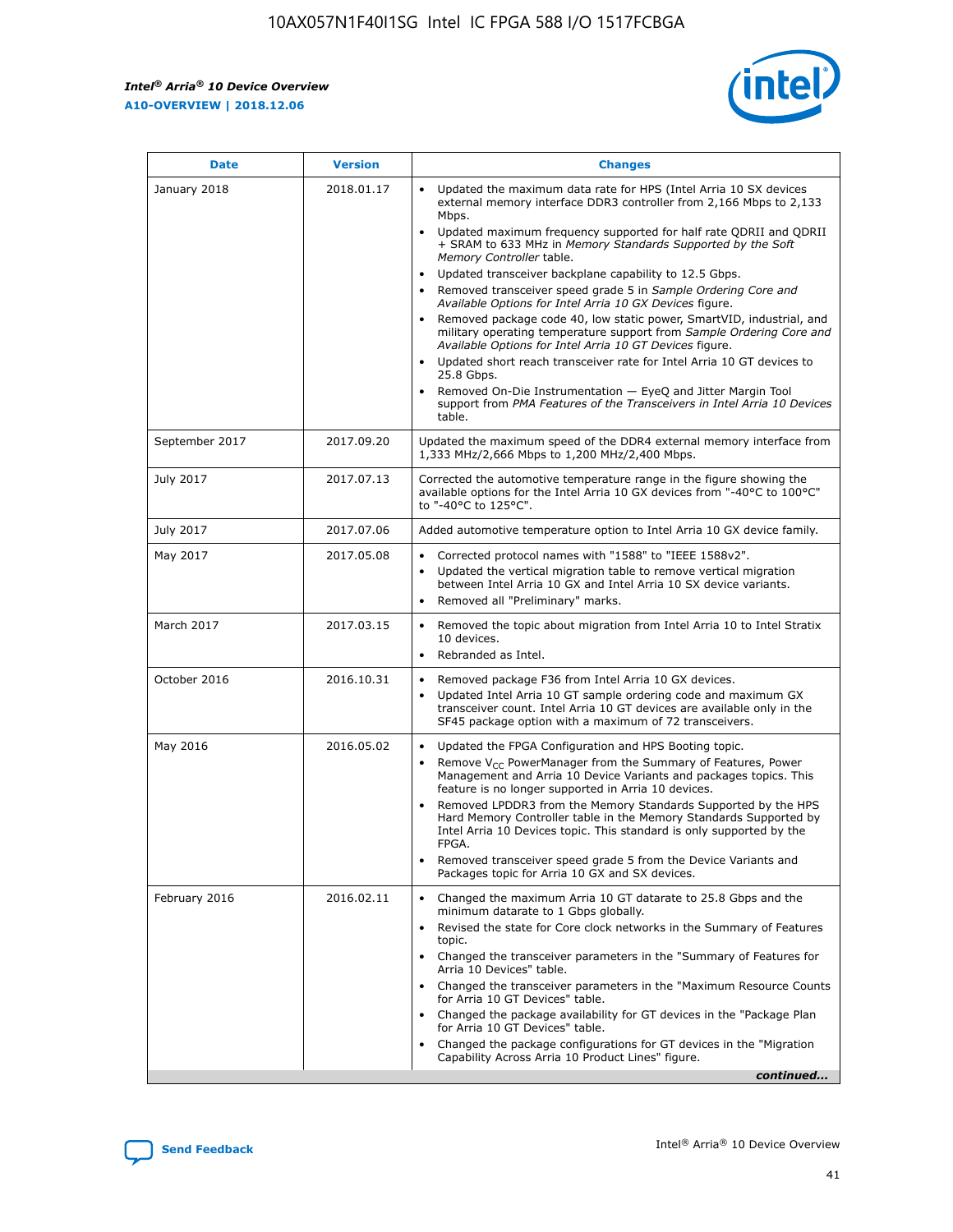| Date | Version | Changes |
| --- | --- | --- |
| January 2018 | 2018.01.17 | • Updated the maximum data rate for HPS (Intel Arria 10 SX devices external memory interface DDR3 controller from 2,166 Mbps to 2,133 Mbps.<br>• Updated maximum frequency supported for half rate QDRII and QDRII + SRAM to 633 MHz in *Memory Standards Supported by the Soft Memory Controller* table.<br>• Updated transceiver backplane capability to 12.5 Gbps.<br>• Removed transceiver speed grade 5 in *Sample Ordering Core and Available Options for Intel Arria 10 GX Devices* figure.<br>• Removed package code 40, low static power, SmartVID, industrial, and military operating temperature support from *Sample Ordering Core and Available Options for Intel Arria 10 GT Devices* figure.<br>• Updated short reach transceiver rate for Intel Arria 10 GT devices to 25.8 Gbps.<br>• Removed On-Die Instrumentation — EyeQ and Jitter Margin Tool support from *PMA Features of the Transceivers in Intel Arria 10 Devices* table. |
| September 2017 | 2017.09.20 | Updated the maximum speed of the DDR4 external memory interface from 1,333 MHz/2,666 Mbps to 1,200 MHz/2,400 Mbps. |
| July 2017 | 2017.07.13 | Corrected the automotive temperature range in the figure showing the available options for the Intel Arria 10 GX devices from "-40°C to 100°C" to "-40°C to 125°C". |
| July 2017 | 2017.07.06 | Added automotive temperature option to Intel Arria 10 GX device family. |
| May 2017 | 2017.05.08 | • Corrected protocol names with "1588" to "IEEE 1588v2".<br>• Updated the vertical migration table to remove vertical migration between Intel Arria 10 GX and Intel Arria 10 SX device variants.<br>• Removed all "Preliminary" marks. |
| March 2017 | 2017.03.15 | • Removed the topic about migration from Intel Arria 10 to Intel Stratix 10 devices.<br>• Rebranded as Intel. |
| October 2016 | 2016.10.31 | • Removed package F36 from Intel Arria 10 GX devices.<br>• Updated Intel Arria 10 GT sample ordering code and maximum GX transceiver count. Intel Arria 10 GT devices are available only in the SF45 package option with a maximum of 72 transceivers. |
| May 2016 | 2016.05.02 | • Updated the FPGA Configuration and HPS Booting topic.<br>• Remove $V_{CC}$ PowerManager from the Summary of Features, Power Management and Arria 10 Device Variants and packages topics. This feature is no longer supported in Arria 10 devices.<br>• Removed LPDDR3 from the Memory Standards Supported by the HPS Hard Memory Controller table in the Memory Standards Supported by Intel Arria 10 Devices topic. This standard is only supported by the FPGA.<br>• Removed transceiver speed grade 5 from the Device Variants and Packages topic for Arria 10 GX and SX devices. |
| February 2016 | 2016.02.11 | • Changed the maximum Arria 10 GT datarate to 25.8 Gbps and the minimum datarate to 1 Gbps globally.<br>• Revised the state for Core clock networks in the Summary of Features topic.<br>• Changed the transceiver parameters in the "Summary of Features for Arria 10 Devices" table.<br>• Changed the transceiver parameters in the "Maximum Resource Counts for Arria 10 GT Devices" table.<br>• Changed the package availability for GT devices in the "Package Plan for Arria 10 GT Devices" table.<br>• Changed the package configurations for GT devices in the "Migration Capability Across Arria 10 Product Lines" figure. |

*continued...*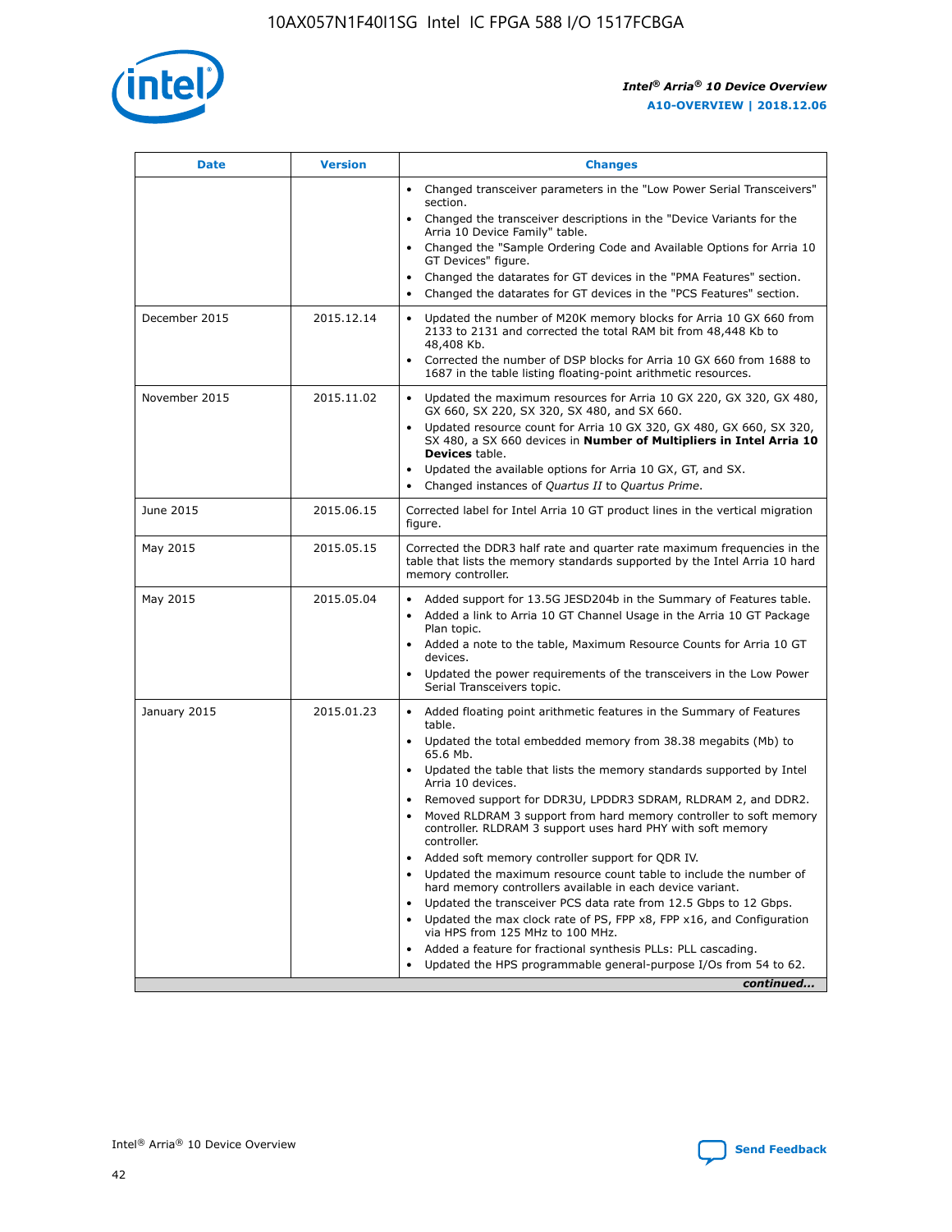| Date | Version | Changes |
| --- | --- | --- |
| | | • Changed transceiver parameters in the "Low Power Serial Transceivers" section.<br>• Changed the transceiver descriptions in the "Device Variants for the Arria 10 Device Family" table.<br>• Changed the "Sample Ordering Code and Available Options for Arria 10 GT Devices" figure.<br>• Changed the datarates for GT devices in the "PMA Features" section.<br>• Changed the datarates for GT devices in the "PCS Features" section. |
| December 2015 | 2015.12.14 | • Updated the number of M20K memory blocks for Arria 10 GX 660 from 2133 to 2131 and corrected the total RAM bit from 48,448 Kb to 48,408 Kb.<br>• Corrected the number of DSP blocks for Arria 10 GX 660 from 1688 to 1687 in the table listing floating-point arithmetic resources. |
| November 2015 | 2015.11.02 | • Updated the maximum resources for Arria 10 GX 220, GX 320, GX 480, GX 660, SX 220, SX 320, SX 480, and SX 660.<br>• Updated resource count for Arria 10 GX 320, GX 480, GX 660, SX 320, SX 480, a SX 660 devices in **Number of Multipliers in Intel Arria 10 Devices** table.<br>• Updated the available options for Arria 10 GX, GT, and SX.<br>• Changed instances of *Quartus II* to *Quartus Prime*. |
| June 2015 | 2015.06.15 | Corrected label for Intel Arria 10 GT product lines in the vertical migration figure. |
| May 2015 | 2015.05.15 | Corrected the DDR3 half rate and quarter rate maximum frequencies in the table that lists the memory standards supported by the Intel Arria 10 hard memory controller. |
| May 2015 | 2015.05.04 | • Added support for 13.5G JESD204b in the Summary of Features table.<br>• Added a link to Arria 10 GT Channel Usage in the Arria 10 GT Package Plan topic.<br>• Added a note to the table, Maximum Resource Counts for Arria 10 GT devices.<br>• Updated the power requirements of the transceivers in the Low Power Serial Transceivers topic. |
| January 2015 | 2015.01.23 | • Added floating point arithmetic features in the Summary of Features table.<br>• Updated the total embedded memory from 38.38 megabits (Mb) to 65.6 Mb.<br>• Updated the table that lists the memory standards supported by Intel Arria 10 devices.<br>• Removed support for DDR3U, LPDDR3 SDRAM, RLDRAM 2, and DDR2.<br>• Moved RLDRAM 3 support from hard memory controller to soft memory controller. RLDRAM 3 support uses hard PHY with soft memory controller.<br>• Added soft memory controller support for QDR IV.<br>• Updated the maximum resource count table to include the number of hard memory controllers available in each device variant.<br>• Updated the transceiver PCS data rate from 12.5 Gbps to 12 Gbps.<br>• Updated the max clock rate of PS, FPP x8, FPP x16, and Configuration via HPS from 125 MHz to 100 MHz.<br>• Added a feature for fractional synthesis PLLs: PLL cascading.<br>• Updated the HPS programmable general-purpose I/Os from 54 to 62. |

*continued...*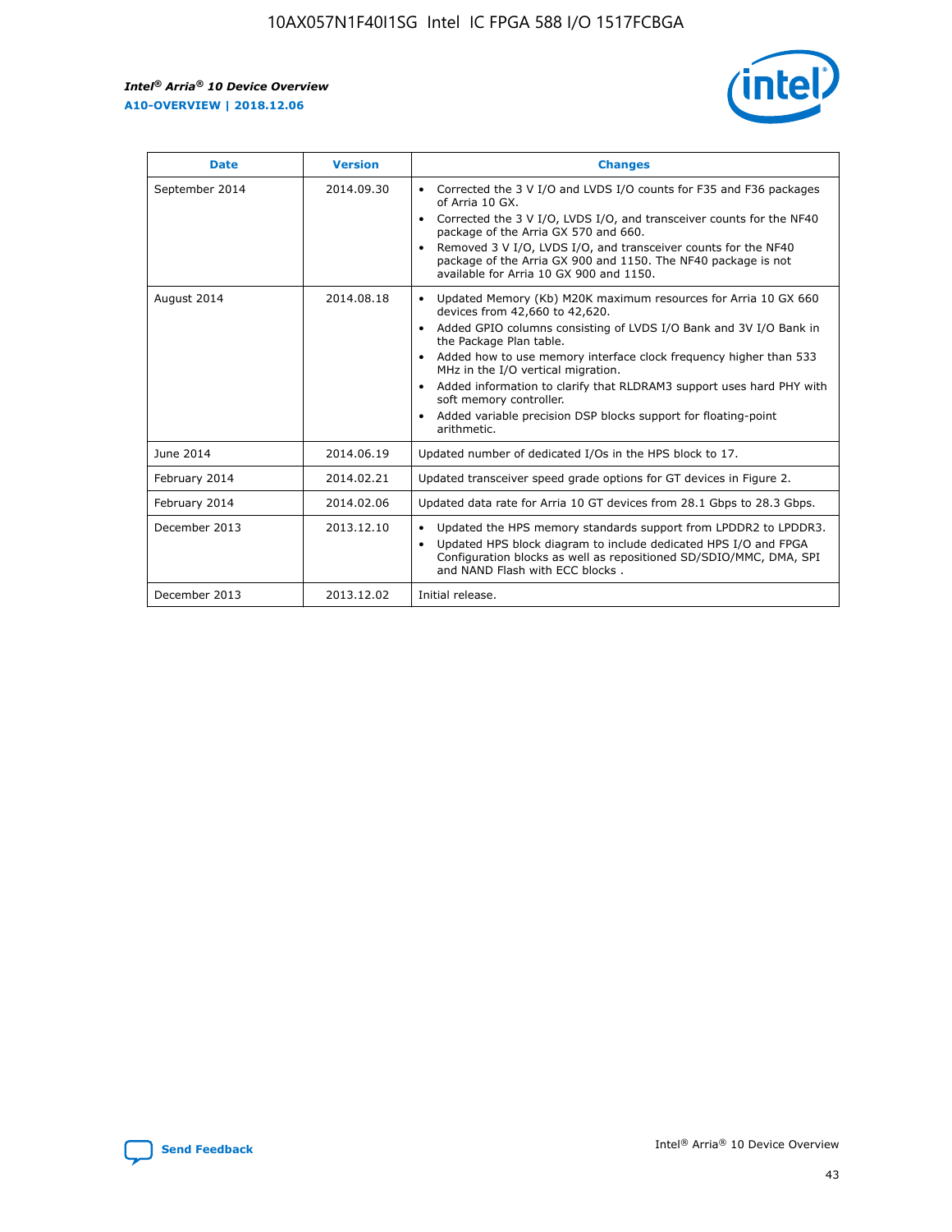| Date | Version | Changes |
|---|---|---|
| September 2014 | 2014.09.30 | • Corrected the 3 V I/O and LVDS I/O counts for F35 and F36 packages of Arria 10 GX.<br>• Corrected the 3 V I/O, LVDS I/O, and transceiver counts for the NF40 package of the Arria GX 570 and 660.<br>• Removed 3 V I/O, LVDS I/O, and transceiver counts for the NF40 package of the Arria GX 900 and 1150. The NF40 package is not available for Arria 10 GX 900 and 1150. |
| August 2014 | 2014.08.18 | • Updated Memory (Kb) M20K maximum resources for Arria 10 GX 660 devices from 42,660 to 42,620.<br>• Added GPIO columns consisting of LVDS I/O Bank and 3V I/O Bank in the Package Plan table.<br>• Added how to use memory interface clock frequency higher than 533 MHz in the I/O vertical migration.<br>• Added information to clarify that RLDRAM3 support uses hard PHY with soft memory controller.<br>• Added variable precision DSP blocks support for floating-point arithmetic. |
| June 2014 | 2014.06.19 | Updated number of dedicated I/Os in the HPS block to 17. |
| February 2014 | 2014.02.21 | Updated transceiver speed grade options for GT devices in Figure 2. |
| February 2014 | 2014.02.06 | Updated data rate for Arria 10 GT devices from 28.1 Gbps to 28.3 Gbps. |
| December 2013 | 2013.12.10 | • Updated the HPS memory standards support from LPDDR2 to LPDDR3.<br>• Updated HPS block diagram to include dedicated HPS I/O and FPGA Configuration blocks as well as repositioned SD/SDIO/MMC, DMA, SPI and NAND Flash with ECC blocks . |
| December 2013 | 2013.12.02 | Initial release. |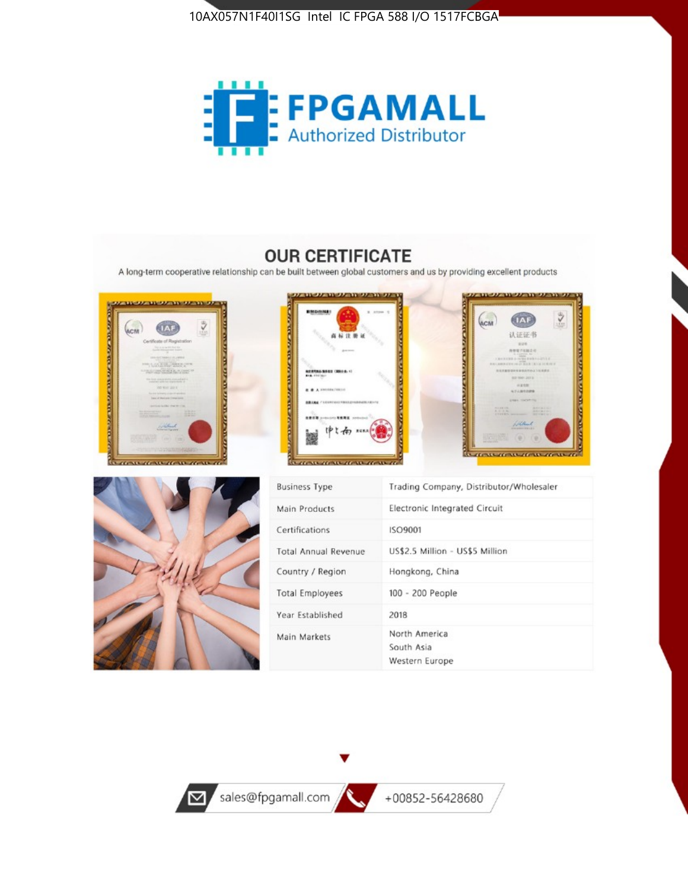FPGAMALL
Authorized Distributor

## OUR CERTIFICATE

A long-term cooperative relationship can be built between global customers and us by providing excellent products

| | |
|---|---|
| Business Type | Trading Company, Distributor/Wholesaler |
| Main Products | Electronic Integrated Circuit |
| Certifications | ISO9001 |
| Total Annual Revenue | US$2.5 Million - US$5 Million |
| Country / Region | Hongkong, China |
| Total Employees | 100 - 200 People |
| Year Established | 2018 |
| Main Markets | North America<br>South Asia<br>Western Europe |

sales@fpgamall.com

+00852-56428680